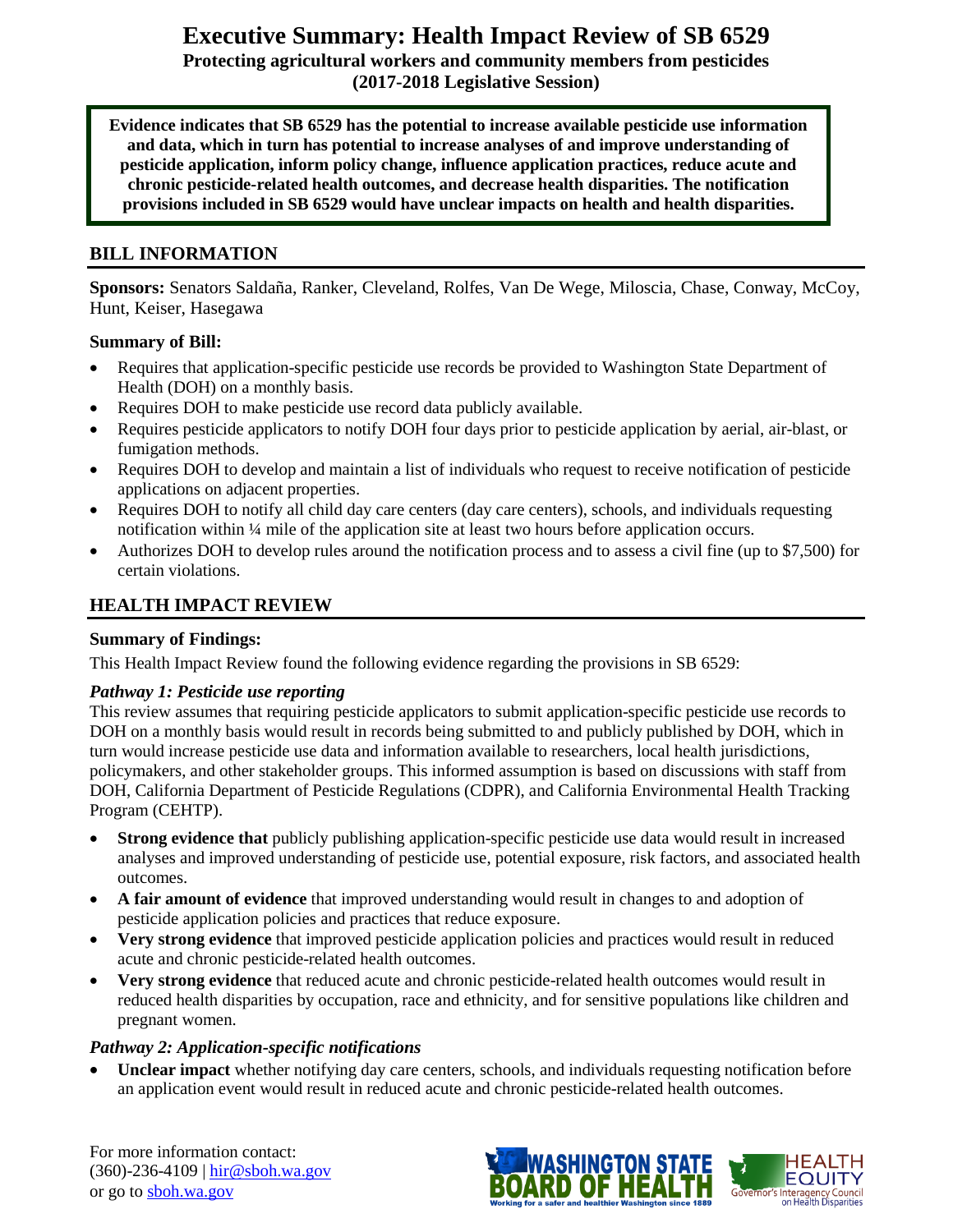# Executive Summary: Health Impact Review of SB 6529

**Protecting agricultural workers and community members from pesticides**
**(2017-2018 Legislative Session)**

**Evidence indicates that SB 6529 has the potential to increase available pesticide use information and data, which in turn has potential to increase analyses of and improve understanding of pesticide application, inform policy change, influence application practices, reduce acute and chronic pesticide-related health outcomes, and decrease health disparities. The notification provisions included in SB 6529 would have unclear impacts on health and health disparities.**

## BILL INFORMATION

**Sponsors:** Senators Saldaña, Ranker, Cleveland, Rolfes, Van De Wege, Miloscia, Chase, Conway, McCoy, Hunt, Keiser, Hasegawa

**Summary of Bill:**

- Requires that application-specific pesticide use records be provided to Washington State Department of Health (DOH) on a monthly basis.
- Requires DOH to make pesticide use record data publicly available.
- Requires pesticide applicators to notify DOH four days prior to pesticide application by aerial, air-blast, or fumigation methods.
- Requires DOH to develop and maintain a list of individuals who request to receive notification of pesticide applications on adjacent properties.
- Requires DOH to notify all child day care centers (day care centers), schools, and individuals requesting notification within ¼ mile of the application site at least two hours before application occurs.
- Authorizes DOH to develop rules around the notification process and to assess a civil fine (up to $7,500) for certain violations.

## HEALTH IMPACT REVIEW

**Summary of Findings:**

This Health Impact Review found the following evidence regarding the provisions in SB 6529:

### *Pathway 1: Pesticide use reporting*

This review assumes that requiring pesticide applicators to submit application-specific pesticide use records to DOH on a monthly basis would result in records being submitted to and publicly published by DOH, which in turn would increase pesticide use data and information available to researchers, local health jurisdictions, policymakers, and other stakeholder groups. This informed assumption is based on discussions with staff from DOH, California Department of Pesticide Regulations (CDPR), and California Environmental Health Tracking Program (CEHTP).

- **Strong evidence that** publicly publishing application-specific pesticide use data would result in increased analyses and improved understanding of pesticide use, potential exposure, risk factors, and associated health outcomes.
- **A fair amount of evidence** that improved understanding would result in changes to and adoption of pesticide application policies and practices that reduce exposure.
- **Very strong evidence** that improved pesticide application policies and practices would result in reduced acute and chronic pesticide-related health outcomes.
- **Very strong evidence** that reduced acute and chronic pesticide-related health outcomes would result in reduced health disparities by occupation, race and ethnicity, and for sensitive populations like children and pregnant women.

### *Pathway 2: Application-specific notifications*

- **Unclear impact** whether notifying day care centers, schools, and individuals requesting notification before an application event would result in reduced acute and chronic pesticide-related health outcomes.

For more information contact:
(360)-236-4109 | hir@sboh.wa.gov
or go to sboh.wa.gov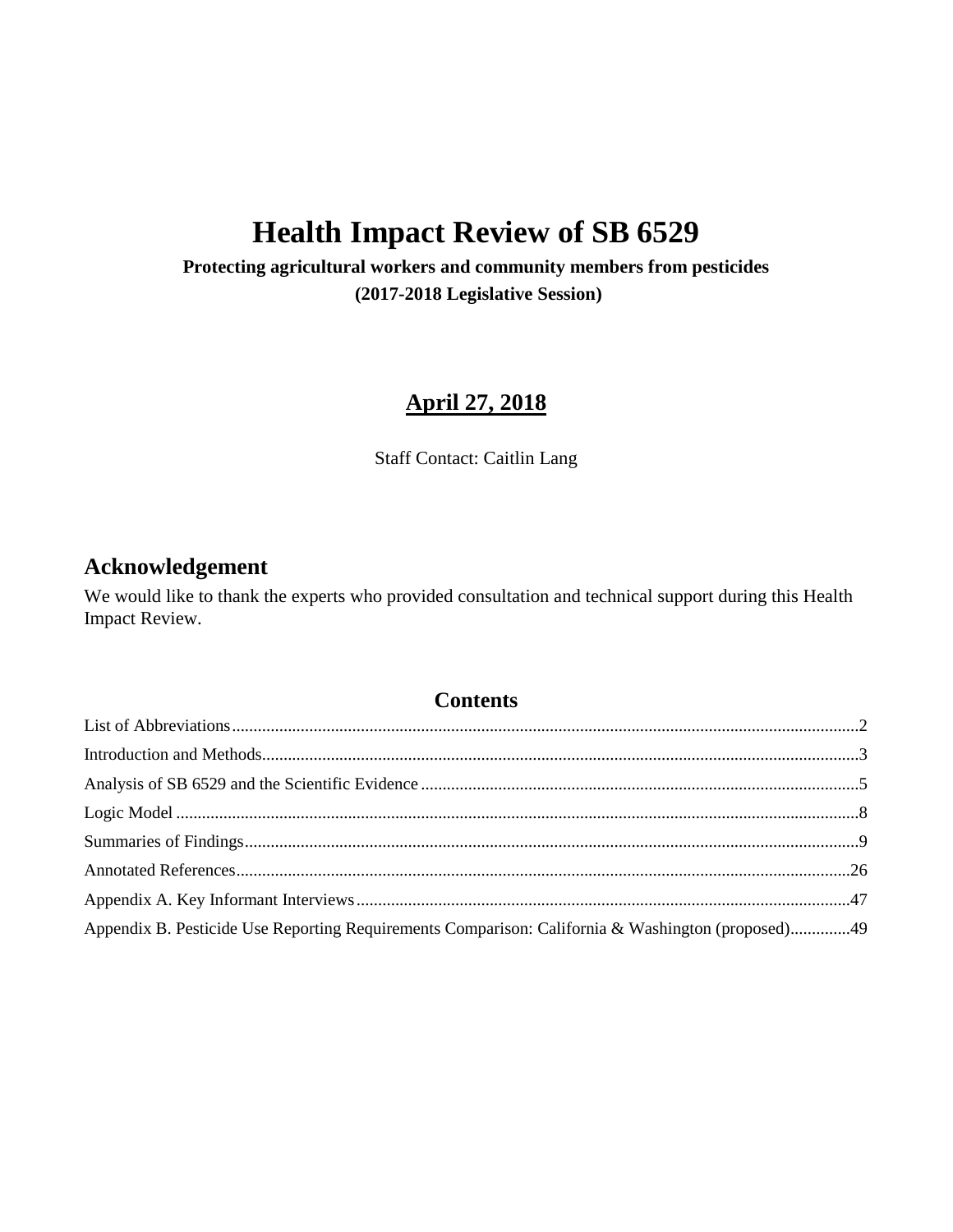# Health Impact Review of SB 6529

**Protecting agricultural workers and community members from pesticides**

**(2017-2018 Legislative Session)**

## April 27, 2018

Staff Contact: Caitlin Lang

## Acknowledgement

We would like to thank the experts who provided consultation and technical support during this Health Impact Review.

## Contents

List of Abbreviations.....2

Introduction and Methods.....3

Analysis of SB 6529 and the Scientific Evidence.....5

Logic Model.....8

Summaries of Findings.....9

Annotated References.....26

Appendix A. Key Informant Interviews.....47

Appendix B. Pesticide Use Reporting Requirements Comparison: California & Washington (proposed).....49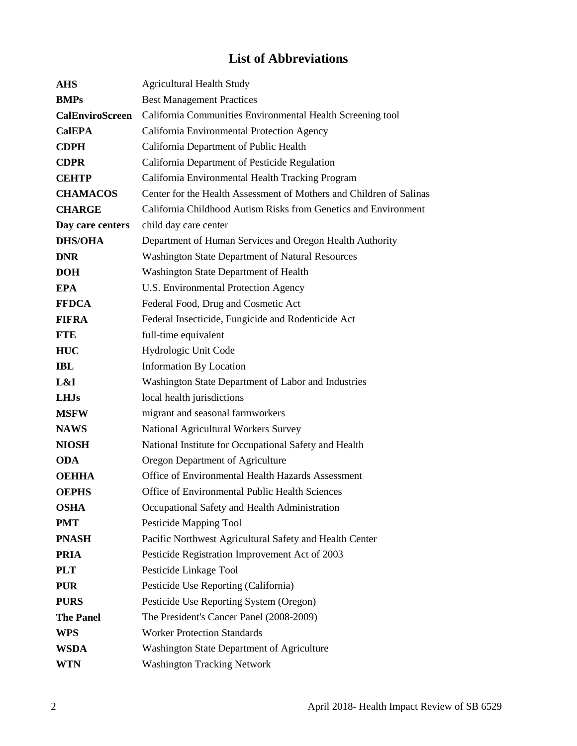# List of Abbreviations

| | |
|---|---|
| **AHS** | Agricultural Health Study |
| **BMPs** | Best Management Practices |
| **CalEnviroScreen** | California Communities Environmental Health Screening tool |
| **CalEPA** | California Environmental Protection Agency |
| **CDPH** | California Department of Public Health |
| **CDPR** | California Department of Pesticide Regulation |
| **CEHTP** | California Environmental Health Tracking Program |
| **CHAMACOS** | Center for the Health Assessment of Mothers and Children of Salinas |
| **CHARGE** | California Childhood Autism Risks from Genetics and Environment |
| **Day care centers** | child day care center |
| **DHS/OHA** | Department of Human Services and Oregon Health Authority |
| **DNR** | Washington State Department of Natural Resources |
| **DOH** | Washington State Department of Health |
| **EPA** | U.S. Environmental Protection Agency |
| **FFDCA** | Federal Food, Drug and Cosmetic Act |
| **FIFRA** | Federal Insecticide, Fungicide and Rodenticide Act |
| **FTE** | full-time equivalent |
| **HUC** | Hydrologic Unit Code |
| **IBL** | Information By Location |
| **L&I** | Washington State Department of Labor and Industries |
| **LHJs** | local health jurisdictions |
| **MSFW** | migrant and seasonal farmworkers |
| **NAWS** | National Agricultural Workers Survey |
| **NIOSH** | National Institute for Occupational Safety and Health |
| **ODA** | Oregon Department of Agriculture |
| **OEHHA** | Office of Environmental Health Hazards Assessment |
| **OEPHS** | Office of Environmental Public Health Sciences |
| **OSHA** | Occupational Safety and Health Administration |
| **PMT** | Pesticide Mapping Tool |
| **PNASH** | Pacific Northwest Agricultural Safety and Health Center |
| **PRIA** | Pesticide Registration Improvement Act of 2003 |
| **PLT** | Pesticide Linkage Tool |
| **PUR** | Pesticide Use Reporting (California) |
| **PURS** | Pesticide Use Reporting System (Oregon) |
| **The Panel** | The President's Cancer Panel (2008-2009) |
| **WPS** | Worker Protection Standards |
| **WSDA** | Washington State Department of Agriculture |
| **WTN** | Washington Tracking Network |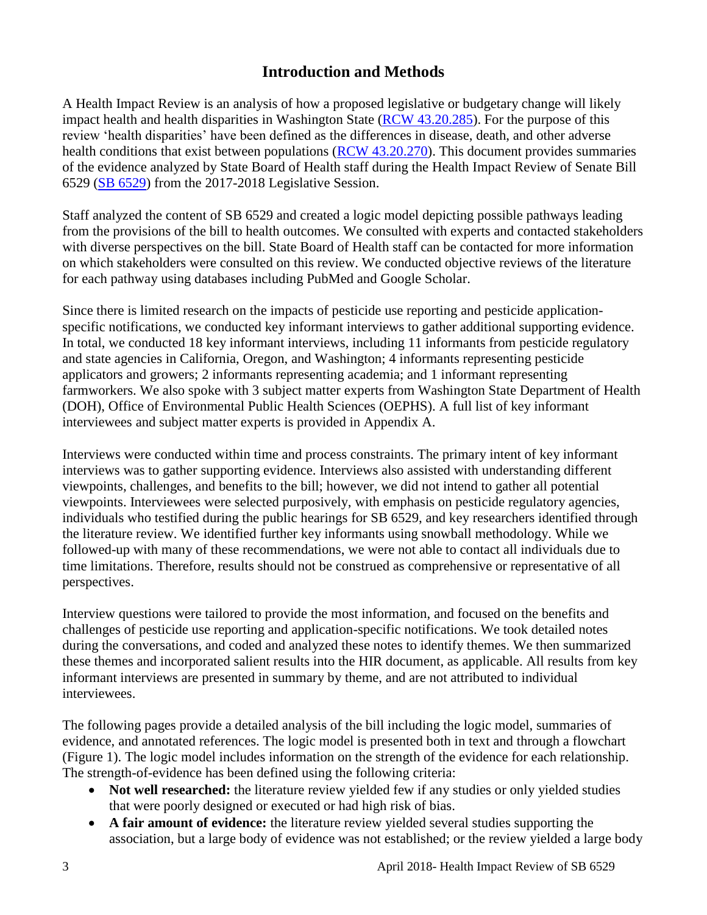# Introduction and Methods

A Health Impact Review is an analysis of how a proposed legislative or budgetary change will likely impact health and health disparities in Washington State (RCW 43.20.285). For the purpose of this review 'health disparities' have been defined as the differences in disease, death, and other adverse health conditions that exist between populations (RCW 43.20.270). This document provides summaries of the evidence analyzed by State Board of Health staff during the Health Impact Review of Senate Bill 6529 (SB 6529) from the 2017-2018 Legislative Session.

Staff analyzed the content of SB 6529 and created a logic model depicting possible pathways leading from the provisions of the bill to health outcomes. We consulted with experts and contacted stakeholders with diverse perspectives on the bill. State Board of Health staff can be contacted for more information on which stakeholders were consulted on this review. We conducted objective reviews of the literature for each pathway using databases including PubMed and Google Scholar.

Since there is limited research on the impacts of pesticide use reporting and pesticide application-specific notifications, we conducted key informant interviews to gather additional supporting evidence. In total, we conducted 18 key informant interviews, including 11 informants from pesticide regulatory and state agencies in California, Oregon, and Washington; 4 informants representing pesticide applicators and growers; 2 informants representing academia; and 1 informant representing farmworkers. We also spoke with 3 subject matter experts from Washington State Department of Health (DOH), Office of Environmental Public Health Sciences (OEPHS). A full list of key informant interviewees and subject matter experts is provided in Appendix A.

Interviews were conducted within time and process constraints. The primary intent of key informant interviews was to gather supporting evidence. Interviews also assisted with understanding different viewpoints, challenges, and benefits to the bill; however, we did not intend to gather all potential viewpoints. Interviewees were selected purposively, with emphasis on pesticide regulatory agencies, individuals who testified during the public hearings for SB 6529, and key researchers identified through the literature review. We identified further key informants using snowball methodology. While we followed-up with many of these recommendations, we were not able to contact all individuals due to time limitations. Therefore, results should not be construed as comprehensive or representative of all perspectives.

Interview questions were tailored to provide the most information, and focused on the benefits and challenges of pesticide use reporting and application-specific notifications. We took detailed notes during the conversations, and coded and analyzed these notes to identify themes. We then summarized these themes and incorporated salient results into the HIR document, as applicable. All results from key informant interviews are presented in summary by theme, and are not attributed to individual interviewees.

The following pages provide a detailed analysis of the bill including the logic model, summaries of evidence, and annotated references. The logic model is presented both in text and through a flowchart (Figure 1). The logic model includes information on the strength of the evidence for each relationship. The strength-of-evidence has been defined using the following criteria:

- **Not well researched:** the literature review yielded few if any studies or only yielded studies that were poorly designed or executed or had high risk of bias.
- **A fair amount of evidence:** the literature review yielded several studies supporting the association, but a large body of evidence was not established; or the review yielded a large body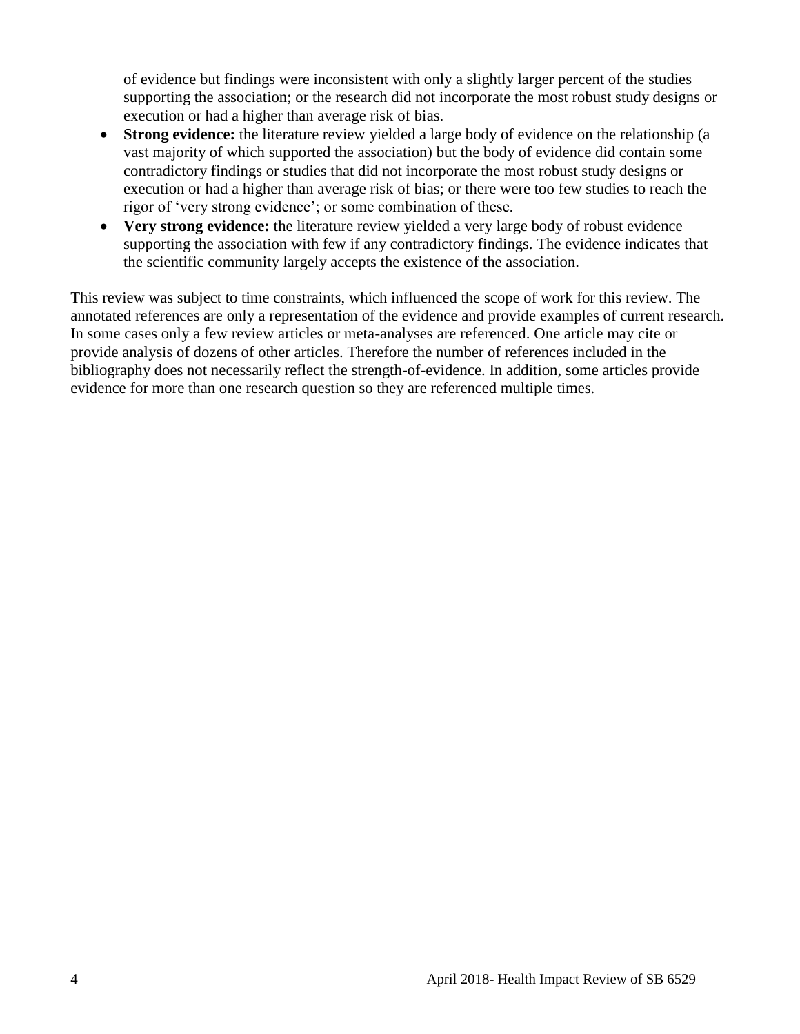of evidence but findings were inconsistent with only a slightly larger percent of the studies supporting the association; or the research did not incorporate the most robust study designs or execution or had a higher than average risk of bias.

- **Strong evidence:** the literature review yielded a large body of evidence on the relationship (a vast majority of which supported the association) but the body of evidence did contain some contradictory findings or studies that did not incorporate the most robust study designs or execution or had a higher than average risk of bias; or there were too few studies to reach the rigor of 'very strong evidence'; or some combination of these.
- **Very strong evidence:** the literature review yielded a very large body of robust evidence supporting the association with few if any contradictory findings. The evidence indicates that the scientific community largely accepts the existence of the association.

This review was subject to time constraints, which influenced the scope of work for this review. The annotated references are only a representation of the evidence and provide examples of current research. In some cases only a few review articles or meta-analyses are referenced. One article may cite or provide analysis of dozens of other articles. Therefore the number of references included in the bibliography does not necessarily reflect the strength-of-evidence. In addition, some articles provide evidence for more than one research question so they are referenced multiple times.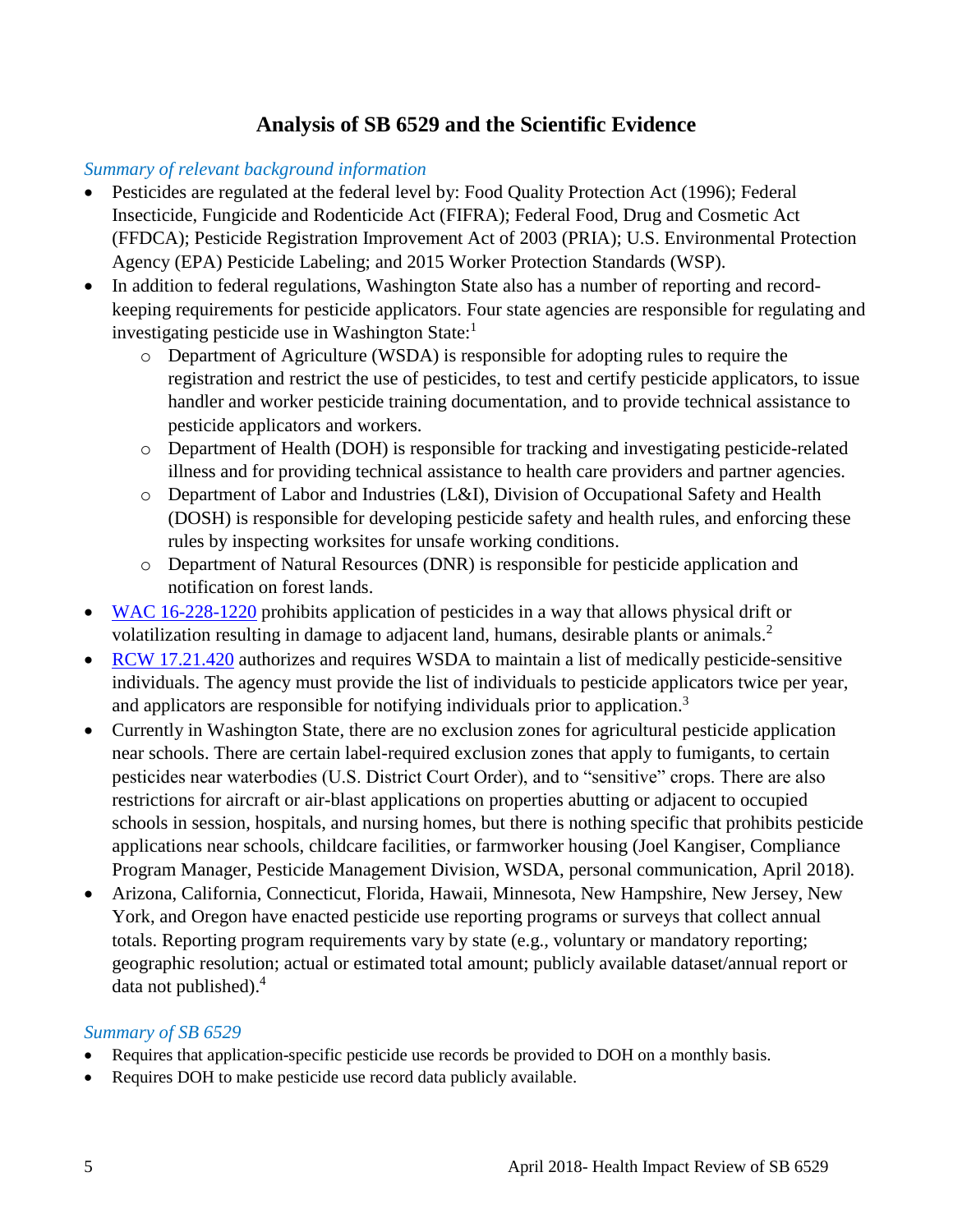## Analysis of SB 6529 and the Scientific Evidence

*Summary of relevant background information*

- Pesticides are regulated at the federal level by: Food Quality Protection Act (1996); Federal Insecticide, Fungicide and Rodenticide Act (FIFRA); Federal Food, Drug and Cosmetic Act (FFDCA); Pesticide Registration Improvement Act of 2003 (PRIA); U.S. Environmental Protection Agency (EPA) Pesticide Labeling; and 2015 Worker Protection Standards (WSP).
- In addition to federal regulations, Washington State also has a number of reporting and record-keeping requirements for pesticide applicators. Four state agencies are responsible for regulating and investigating pesticide use in Washington State:[1]
  - Department of Agriculture (WSDA) is responsible for adopting rules to require the registration and restrict the use of pesticides, to test and certify pesticide applicators, to issue handler and worker pesticide training documentation, and to provide technical assistance to pesticide applicators and workers.
  - Department of Health (DOH) is responsible for tracking and investigating pesticide-related illness and for providing technical assistance to health care providers and partner agencies.
  - Department of Labor and Industries (L&I), Division of Occupational Safety and Health (DOSH) is responsible for developing pesticide safety and health rules, and enforcing these rules by inspecting worksites for unsafe working conditions.
  - Department of Natural Resources (DNR) is responsible for pesticide application and notification on forest lands.
- WAC 16-228-1220 prohibits application of pesticides in a way that allows physical drift or volatilization resulting in damage to adjacent land, humans, desirable plants or animals.[2]
- RCW 17.21.420 authorizes and requires WSDA to maintain a list of medically pesticide-sensitive individuals. The agency must provide the list of individuals to pesticide applicators twice per year, and applicators are responsible for notifying individuals prior to application.[3]
- Currently in Washington State, there are no exclusion zones for agricultural pesticide application near schools. There are certain label-required exclusion zones that apply to fumigants, to certain pesticides near waterbodies (U.S. District Court Order), and to "sensitive" crops. There are also restrictions for aircraft or air-blast applications on properties abutting or adjacent to occupied schools in session, hospitals, and nursing homes, but there is nothing specific that prohibits pesticide applications near schools, childcare facilities, or farmworker housing (Joel Kangiser, Compliance Program Manager, Pesticide Management Division, WSDA, personal communication, April 2018).
- Arizona, California, Connecticut, Florida, Hawaii, Minnesota, New Hampshire, New Jersey, New York, and Oregon have enacted pesticide use reporting programs or surveys that collect annual totals. Reporting program requirements vary by state (e.g., voluntary or mandatory reporting; geographic resolution; actual or estimated total amount; publicly available dataset/annual report or data not published).[4]

*Summary of SB 6529*

- Requires that application-specific pesticide use records be provided to DOH on a monthly basis.
- Requires DOH to make pesticide use record data publicly available.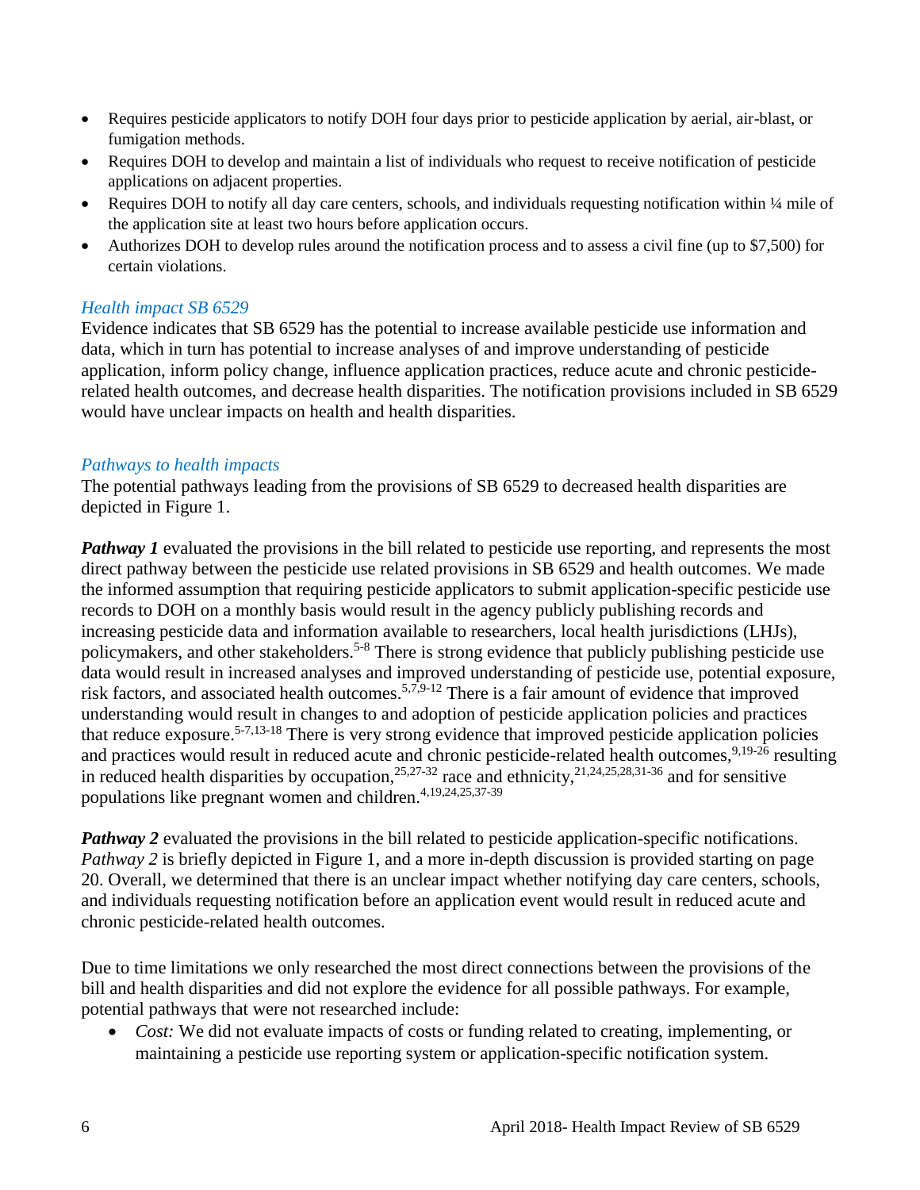- Requires pesticide applicators to notify DOH four days prior to pesticide application by aerial, air-blast, or fumigation methods.
- Requires DOH to develop and maintain a list of individuals who request to receive notification of pesticide applications on adjacent properties.
- Requires DOH to notify all day care centers, schools, and individuals requesting notification within ¼ mile of the application site at least two hours before application occurs.
- Authorizes DOH to develop rules around the notification process and to assess a civil fine (up to $7,500) for certain violations.

### *Health impact SB 6529*

Evidence indicates that SB 6529 has the potential to increase available pesticide use information and data, which in turn has potential to increase analyses of and improve understanding of pesticide application, inform policy change, influence application practices, reduce acute and chronic pesticide-related health outcomes, and decrease health disparities. The notification provisions included in SB 6529 would have unclear impacts on health and health disparities.

### *Pathways to health impacts*

The potential pathways leading from the provisions of SB 6529 to decreased health disparities are depicted in Figure 1.

***Pathway 1*** evaluated the provisions in the bill related to pesticide use reporting, and represents the most direct pathway between the pesticide use related provisions in SB 6529 and health outcomes. We made the informed assumption that requiring pesticide applicators to submit application-specific pesticide use records to DOH on a monthly basis would result in the agency publicly publishing records and increasing pesticide data and information available to researchers, local health jurisdictions (LHJs), policymakers, and other stakeholders.[5-8] There is strong evidence that publicly publishing pesticide use data would result in increased analyses and improved understanding of pesticide use, potential exposure, risk factors, and associated health outcomes.[5,7,9-12] There is a fair amount of evidence that improved understanding would result in changes to and adoption of pesticide application policies and practices that reduce exposure.[5-7,13-18] There is very strong evidence that improved pesticide application policies and practices would result in reduced acute and chronic pesticide-related health outcomes,[9,19-26] resulting in reduced health disparities by occupation,[25,27-32] race and ethnicity,[21,24,25,28,31-36] and for sensitive populations like pregnant women and children.[4,19,24,25,37-39]

***Pathway 2*** evaluated the provisions in the bill related to pesticide application-specific notifications. *Pathway 2* is briefly depicted in Figure 1, and a more in-depth discussion is provided starting on page 20. Overall, we determined that there is an unclear impact whether notifying day care centers, schools, and individuals requesting notification before an application event would result in reduced acute and chronic pesticide-related health outcomes.

Due to time limitations we only researched the most direct connections between the provisions of the bill and health disparities and did not explore the evidence for all possible pathways. For example, potential pathways that were not researched include:

- *Cost:* We did not evaluate impacts of costs or funding related to creating, implementing, or maintaining a pesticide use reporting system or application-specific notification system.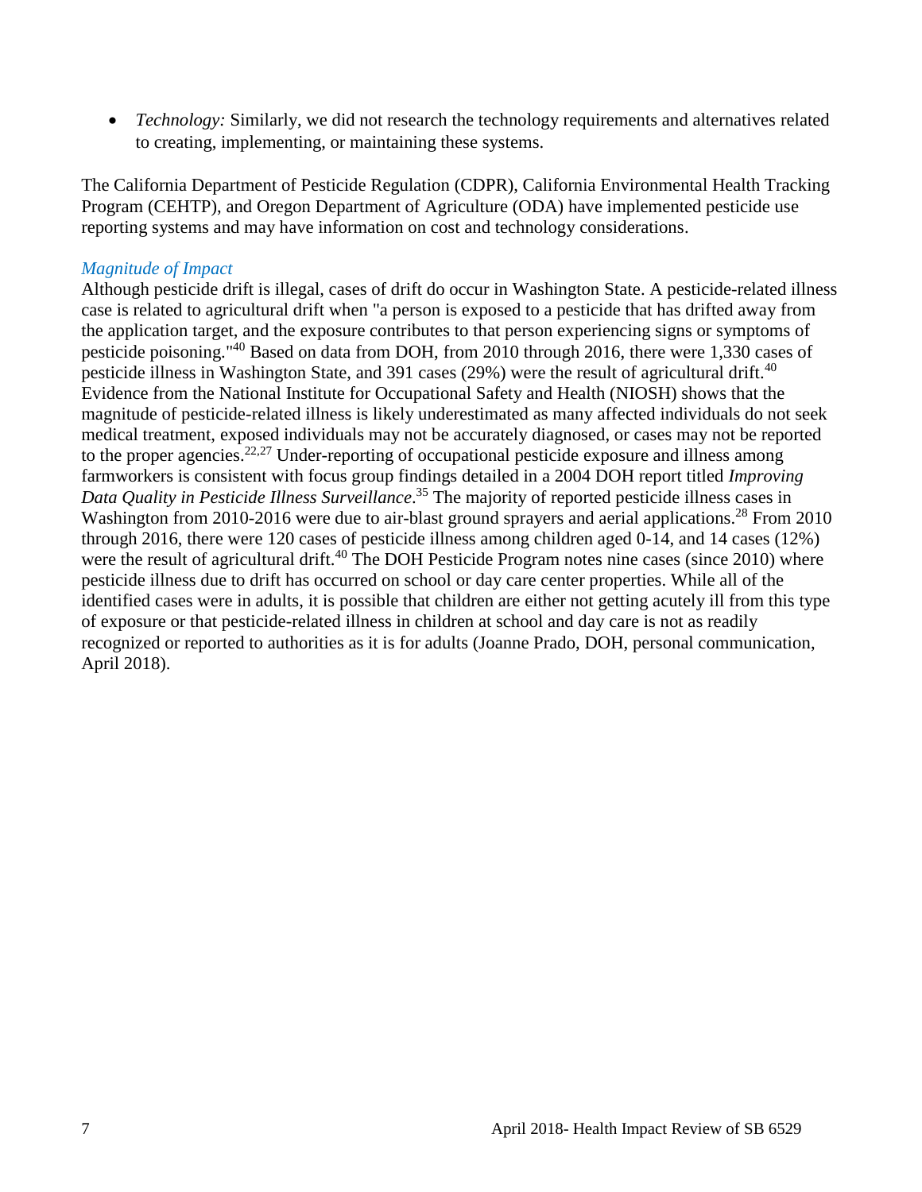- *Technology:* Similarly, we did not research the technology requirements and alternatives related to creating, implementing, or maintaining these systems.

The California Department of Pesticide Regulation (CDPR), California Environmental Health Tracking Program (CEHTP), and Oregon Department of Agriculture (ODA) have implemented pesticide use reporting systems and may have information on cost and technology considerations.

### *Magnitude of Impact*

Although pesticide drift is illegal, cases of drift do occur in Washington State. A pesticide-related illness case is related to agricultural drift when "a person is exposed to a pesticide that has drifted away from the application target, and the exposure contributes to that person experiencing signs or symptoms of pesticide poisoning."[40] Based on data from DOH, from 2010 through 2016, there were 1,330 cases of pesticide illness in Washington State, and 391 cases (29%) were the result of agricultural drift.[40] Evidence from the National Institute for Occupational Safety and Health (NIOSH) shows that the magnitude of pesticide-related illness is likely underestimated as many affected individuals do not seek medical treatment, exposed individuals may not be accurately diagnosed, or cases may not be reported to the proper agencies.[22,27] Under-reporting of occupational pesticide exposure and illness among farmworkers is consistent with focus group findings detailed in a 2004 DOH report titled *Improving Data Quality in Pesticide Illness Surveillance*.[35] The majority of reported pesticide illness cases in Washington from 2010-2016 were due to air-blast ground sprayers and aerial applications.[28] From 2010 through 2016, there were 120 cases of pesticide illness among children aged 0-14, and 14 cases (12%) were the result of agricultural drift.[40] The DOH Pesticide Program notes nine cases (since 2010) where pesticide illness due to drift has occurred on school or day care center properties. While all of the identified cases were in adults, it is possible that children are either not getting acutely ill from this type of exposure or that pesticide-related illness in children at school and day care is not as readily recognized or reported to authorities as it is for adults (Joanne Prado, DOH, personal communication, April 2018).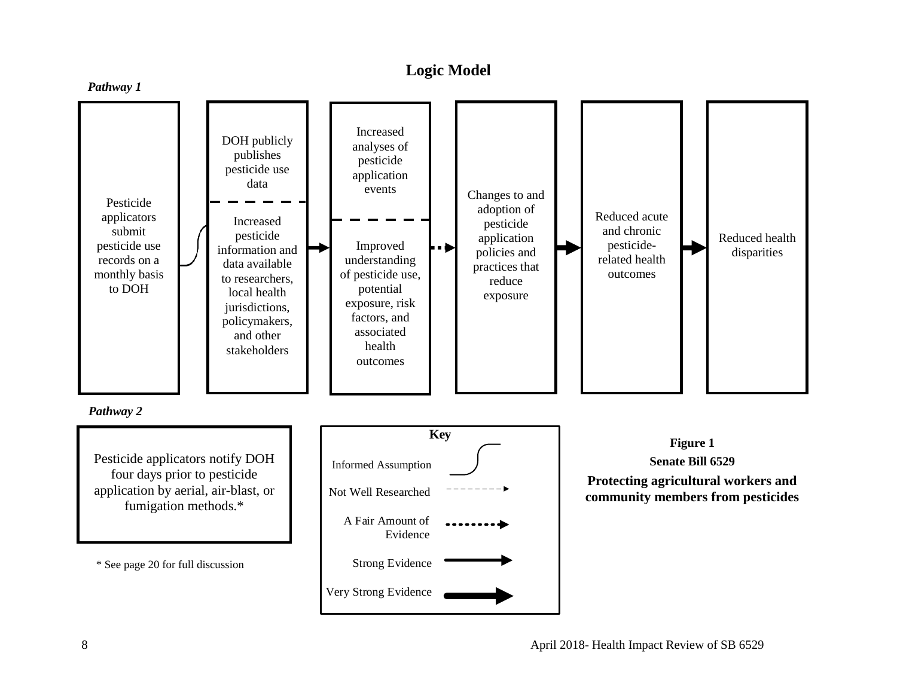## Logic Model

***Pathway 1***

Pesticide applicators submit pesticide use records on a monthly basis to DOH

DOH publicly publishes pesticide use data

Increased pesticide information and data available to researchers, local health jurisdictions, policymakers, and other stakeholders

Increased analyses of pesticide application events

Improved understanding of pesticide use, potential exposure, risk factors, and associated health outcomes

Changes to and adoption of pesticide application policies and practices that reduce exposure

Reduced acute and chronic pesticide-related health outcomes

Reduced health disparities

***Pathway 2***

Pesticide applicators notify DOH four days prior to pesticide application by aerial, air-blast, or fumigation methods.*

\* See page 20 for full discussion

**Key**

Informed Assumption

Not Well Researched

A Fair Amount of Evidence

Strong Evidence

Very Strong Evidence

**Figure 1**

**Senate Bill 6529**

**Protecting agricultural workers and community members from pesticides**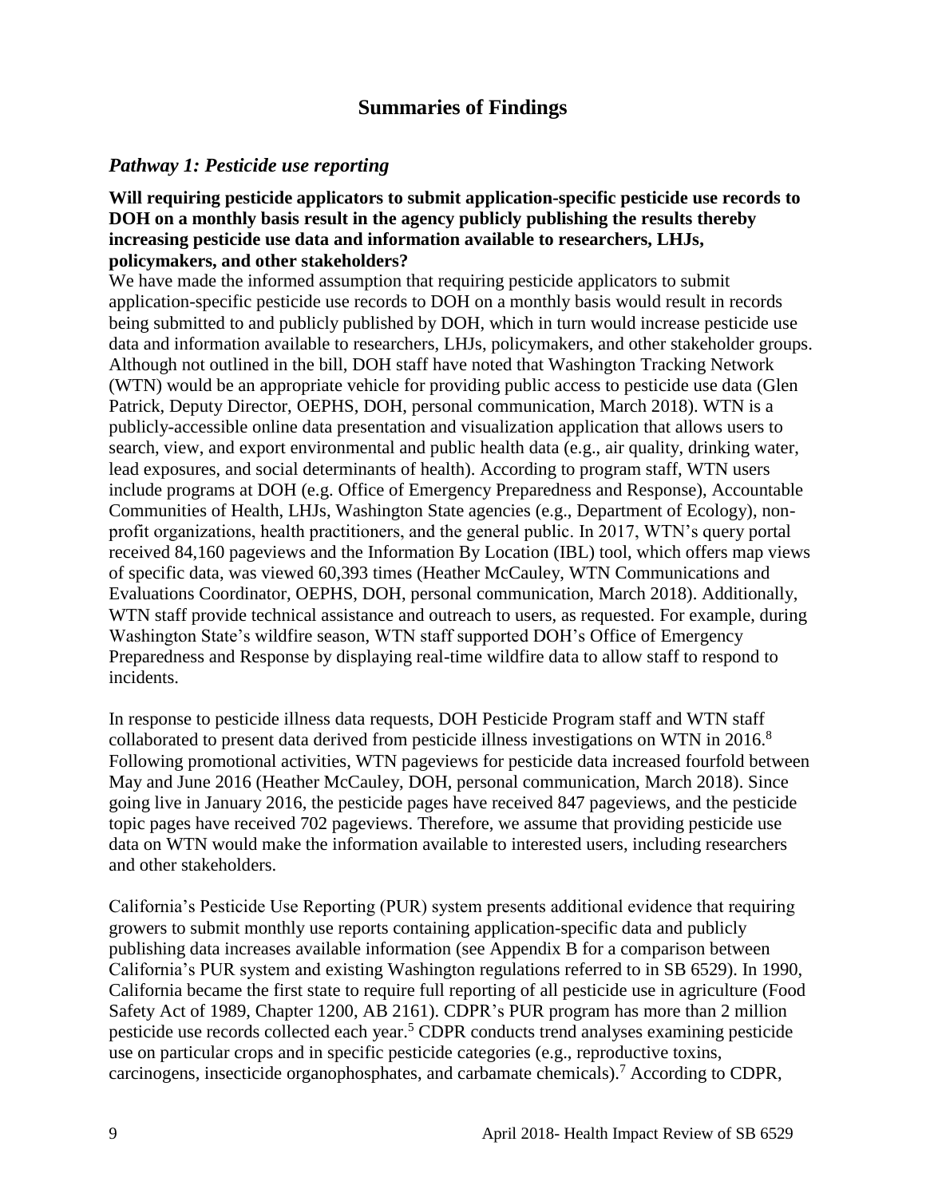## Summaries of Findings

### *Pathway 1: Pesticide use reporting*

**Will requiring pesticide applicators to submit application-specific pesticide use records to DOH on a monthly basis result in the agency publicly publishing the results thereby increasing pesticide use data and information available to researchers, LHJs, policymakers, and other stakeholders?**

We have made the informed assumption that requiring pesticide applicators to submit application-specific pesticide use records to DOH on a monthly basis would result in records being submitted to and publicly published by DOH, which in turn would increase pesticide use data and information available to researchers, LHJs, policymakers, and other stakeholder groups. Although not outlined in the bill, DOH staff have noted that Washington Tracking Network (WTN) would be an appropriate vehicle for providing public access to pesticide use data (Glen Patrick, Deputy Director, OEPHS, DOH, personal communication, March 2018). WTN is a publicly-accessible online data presentation and visualization application that allows users to search, view, and export environmental and public health data (e.g., air quality, drinking water, lead exposures, and social determinants of health). According to program staff, WTN users include programs at DOH (e.g. Office of Emergency Preparedness and Response), Accountable Communities of Health, LHJs, Washington State agencies (e.g., Department of Ecology), non-profit organizations, health practitioners, and the general public. In 2017, WTN's query portal received 84,160 pageviews and the Information By Location (IBL) tool, which offers map views of specific data, was viewed 60,393 times (Heather McCauley, WTN Communications and Evaluations Coordinator, OEPHS, DOH, personal communication, March 2018). Additionally, WTN staff provide technical assistance and outreach to users, as requested. For example, during Washington State's wildfire season, WTN staff supported DOH's Office of Emergency Preparedness and Response by displaying real-time wildfire data to allow staff to respond to incidents.

In response to pesticide illness data requests, DOH Pesticide Program staff and WTN staff collaborated to present data derived from pesticide illness investigations on WTN in 2016.[8] Following promotional activities, WTN pageviews for pesticide data increased fourfold between May and June 2016 (Heather McCauley, DOH, personal communication, March 2018). Since going live in January 2016, the pesticide pages have received 847 pageviews, and the pesticide topic pages have received 702 pageviews. Therefore, we assume that providing pesticide use data on WTN would make the information available to interested users, including researchers and other stakeholders.

California's Pesticide Use Reporting (PUR) system presents additional evidence that requiring growers to submit monthly use reports containing application-specific data and publicly publishing data increases available information (see Appendix B for a comparison between California's PUR system and existing Washington regulations referred to in SB 6529). In 1990, California became the first state to require full reporting of all pesticide use in agriculture (Food Safety Act of 1989, Chapter 1200, AB 2161). CDPR's PUR program has more than 2 million pesticide use records collected each year.[5] CDPR conducts trend analyses examining pesticide use on particular crops and in specific pesticide categories (e.g., reproductive toxins, carcinogens, insecticide organophosphates, and carbamate chemicals).[7] According to CDPR,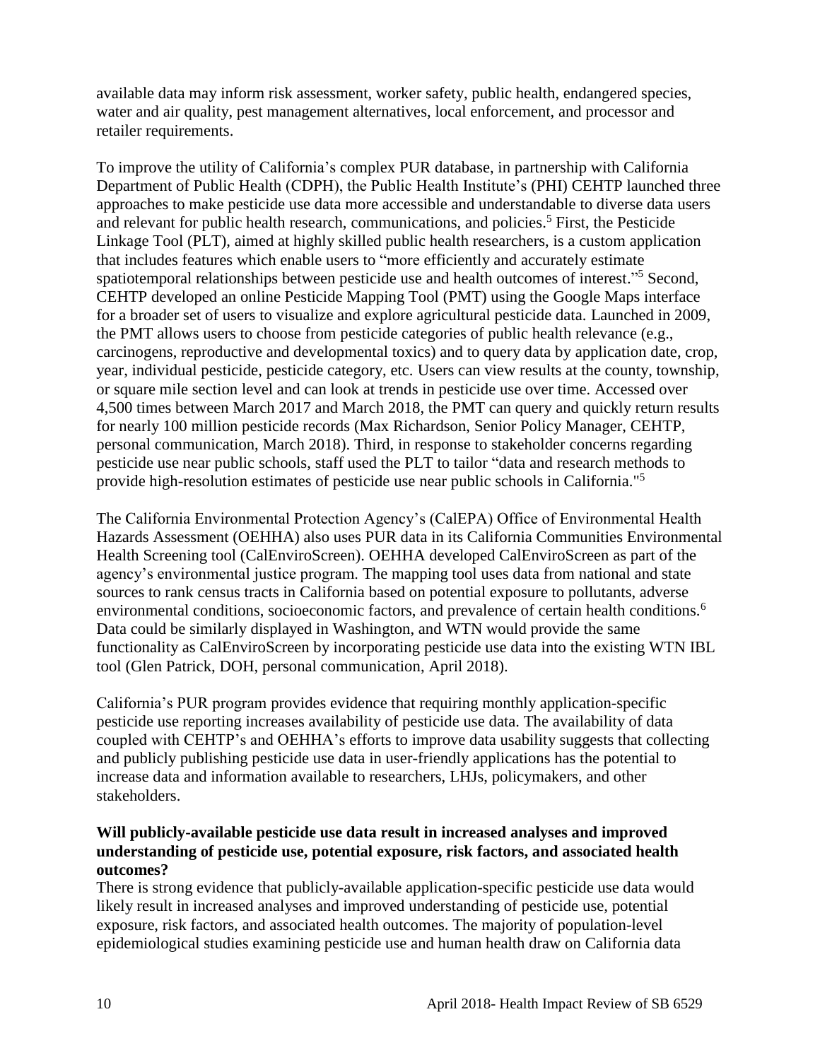available data may inform risk assessment, worker safety, public health, endangered species, water and air quality, pest management alternatives, local enforcement, and processor and retailer requirements.

To improve the utility of California's complex PUR database, in partnership with California Department of Public Health (CDPH), the Public Health Institute's (PHI) CEHTP launched three approaches to make pesticide use data more accessible and understandable to diverse data users and relevant for public health research, communications, and policies.[5] First, the Pesticide Linkage Tool (PLT), aimed at highly skilled public health researchers, is a custom application that includes features which enable users to "more efficiently and accurately estimate spatiotemporal relationships between pesticide use and health outcomes of interest."[5] Second, CEHTP developed an online Pesticide Mapping Tool (PMT) using the Google Maps interface for a broader set of users to visualize and explore agricultural pesticide data. Launched in 2009, the PMT allows users to choose from pesticide categories of public health relevance (e.g., carcinogens, reproductive and developmental toxics) and to query data by application date, crop, year, individual pesticide, pesticide category, etc. Users can view results at the county, township, or square mile section level and can look at trends in pesticide use over time. Accessed over 4,500 times between March 2017 and March 2018, the PMT can query and quickly return results for nearly 100 million pesticide records (Max Richardson, Senior Policy Manager, CEHTP, personal communication, March 2018). Third, in response to stakeholder concerns regarding pesticide use near public schools, staff used the PLT to tailor "data and research methods to provide high-resolution estimates of pesticide use near public schools in California."[5]

The California Environmental Protection Agency's (CalEPA) Office of Environmental Health Hazards Assessment (OEHHA) also uses PUR data in its California Communities Environmental Health Screening tool (CalEnviroScreen). OEHHA developed CalEnviroScreen as part of the agency's environmental justice program. The mapping tool uses data from national and state sources to rank census tracts in California based on potential exposure to pollutants, adverse environmental conditions, socioeconomic factors, and prevalence of certain health conditions.[6] Data could be similarly displayed in Washington, and WTN would provide the same functionality as CalEnviroScreen by incorporating pesticide use data into the existing WTN IBL tool (Glen Patrick, DOH, personal communication, April 2018).

California's PUR program provides evidence that requiring monthly application-specific pesticide use reporting increases availability of pesticide use data. The availability of data coupled with CEHTP's and OEHHA's efforts to improve data usability suggests that collecting and publicly publishing pesticide use data in user-friendly applications has the potential to increase data and information available to researchers, LHJs, policymakers, and other stakeholders.

**Will publicly-available pesticide use data result in increased analyses and improved understanding of pesticide use, potential exposure, risk factors, and associated health outcomes?**

There is strong evidence that publicly-available application-specific pesticide use data would likely result in increased analyses and improved understanding of pesticide use, potential exposure, risk factors, and associated health outcomes. The majority of population-level epidemiological studies examining pesticide use and human health draw on California data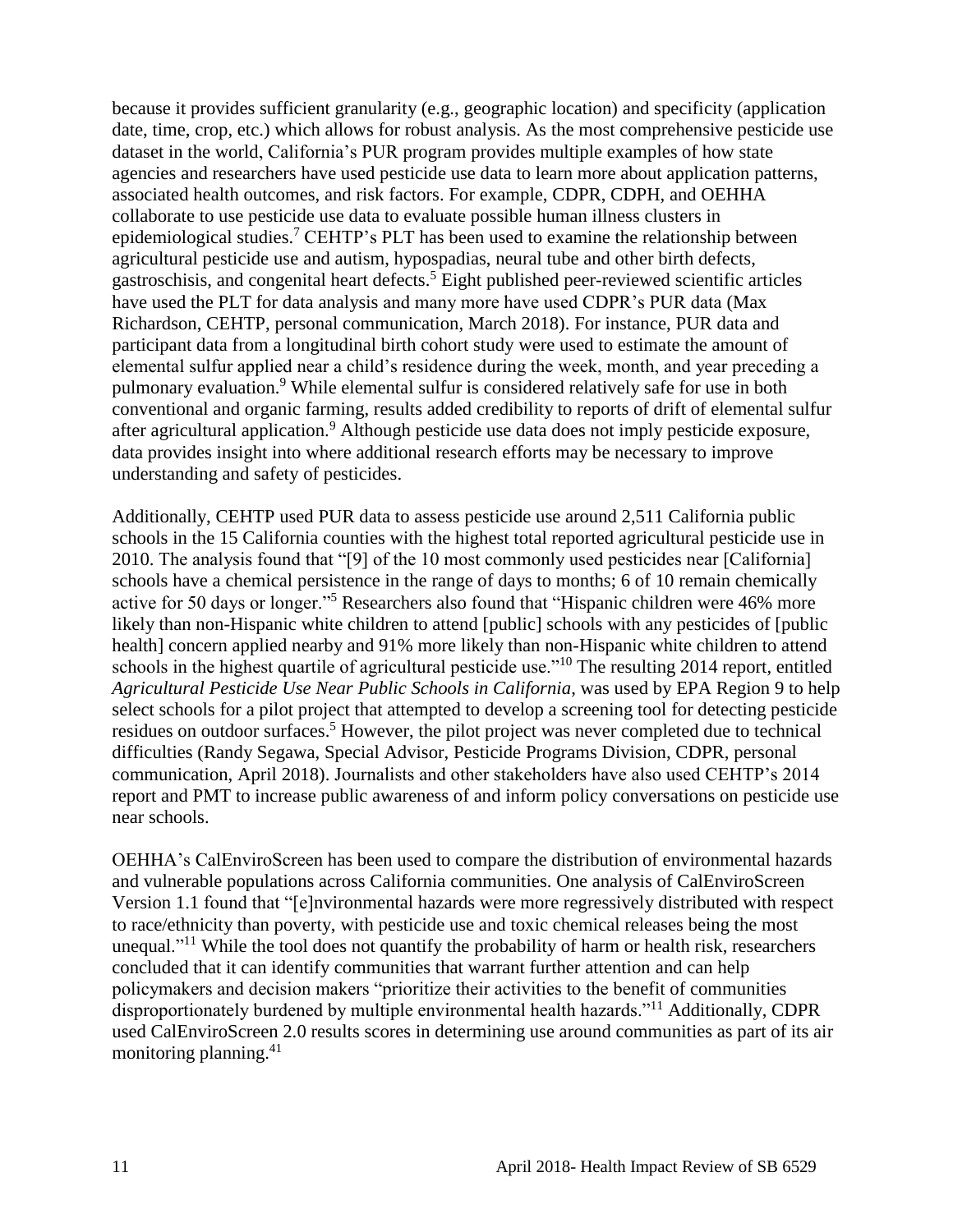because it provides sufficient granularity (e.g., geographic location) and specificity (application date, time, crop, etc.) which allows for robust analysis. As the most comprehensive pesticide use dataset in the world, California's PUR program provides multiple examples of how state agencies and researchers have used pesticide use data to learn more about application patterns, associated health outcomes, and risk factors. For example, CDPR, CDPH, and OEHHA collaborate to use pesticide use data to evaluate possible human illness clusters in epidemiological studies.[7] CEHTP's PLT has been used to examine the relationship between agricultural pesticide use and autism, hypospadias, neural tube and other birth defects, gastroschisis, and congenital heart defects.[5] Eight published peer-reviewed scientific articles have used the PLT for data analysis and many more have used CDPR's PUR data (Max Richardson, CEHTP, personal communication, March 2018). For instance, PUR data and participant data from a longitudinal birth cohort study were used to estimate the amount of elemental sulfur applied near a child's residence during the week, month, and year preceding a pulmonary evaluation.[9] While elemental sulfur is considered relatively safe for use in both conventional and organic farming, results added credibility to reports of drift of elemental sulfur after agricultural application.[9] Although pesticide use data does not imply pesticide exposure, data provides insight into where additional research efforts may be necessary to improve understanding and safety of pesticides.

Additionally, CEHTP used PUR data to assess pesticide use around 2,511 California public schools in the 15 California counties with the highest total reported agricultural pesticide use in 2010. The analysis found that "[9] of the 10 most commonly used pesticides near [California] schools have a chemical persistence in the range of days to months; 6 of 10 remain chemically active for 50 days or longer."[5] Researchers also found that "Hispanic children were 46% more likely than non-Hispanic white children to attend [public] schools with any pesticides of [public health] concern applied nearby and 91% more likely than non-Hispanic white children to attend schools in the highest quartile of agricultural pesticide use."[10] The resulting 2014 report, entitled *Agricultural Pesticide Use Near Public Schools in California*, was used by EPA Region 9 to help select schools for a pilot project that attempted to develop a screening tool for detecting pesticide residues on outdoor surfaces.[5] However, the pilot project was never completed due to technical difficulties (Randy Segawa, Special Advisor, Pesticide Programs Division, CDPR, personal communication, April 2018). Journalists and other stakeholders have also used CEHTP's 2014 report and PMT to increase public awareness of and inform policy conversations on pesticide use near schools.

OEHHA's CalEnviroScreen has been used to compare the distribution of environmental hazards and vulnerable populations across California communities. One analysis of CalEnviroScreen Version 1.1 found that "[e]nvironmental hazards were more regressively distributed with respect to race/ethnicity than poverty, with pesticide use and toxic chemical releases being the most unequal."[11] While the tool does not quantify the probability of harm or health risk, researchers concluded that it can identify communities that warrant further attention and can help policymakers and decision makers "prioritize their activities to the benefit of communities disproportionately burdened by multiple environmental health hazards."[11] Additionally, CDPR used CalEnviroScreen 2.0 results scores in determining use around communities as part of its air monitoring planning.[41]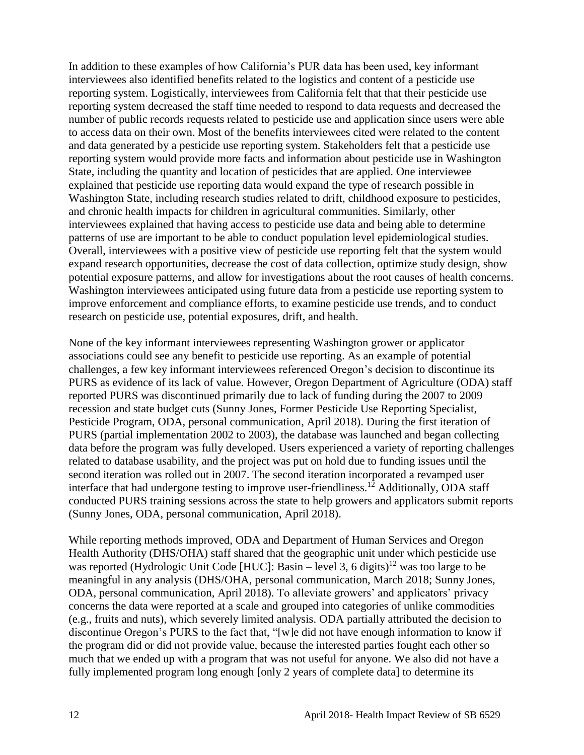In addition to these examples of how California's PUR data has been used, key informant interviewees also identified benefits related to the logistics and content of a pesticide use reporting system. Logistically, interviewees from California felt that that their pesticide use reporting system decreased the staff time needed to respond to data requests and decreased the number of public records requests related to pesticide use and application since users were able to access data on their own. Most of the benefits interviewees cited were related to the content and data generated by a pesticide use reporting system. Stakeholders felt that a pesticide use reporting system would provide more facts and information about pesticide use in Washington State, including the quantity and location of pesticides that are applied. One interviewee explained that pesticide use reporting data would expand the type of research possible in Washington State, including research studies related to drift, childhood exposure to pesticides, and chronic health impacts for children in agricultural communities. Similarly, other interviewees explained that having access to pesticide use data and being able to determine patterns of use are important to be able to conduct population level epidemiological studies. Overall, interviewees with a positive view of pesticide use reporting felt that the system would expand research opportunities, decrease the cost of data collection, optimize study design, show potential exposure patterns, and allow for investigations about the root causes of health concerns. Washington interviewees anticipated using future data from a pesticide use reporting system to improve enforcement and compliance efforts, to examine pesticide use trends, and to conduct research on pesticide use, potential exposures, drift, and health.

None of the key informant interviewees representing Washington grower or applicator associations could see any benefit to pesticide use reporting. As an example of potential challenges, a few key informant interviewees referenced Oregon's decision to discontinue its PURS as evidence of its lack of value. However, Oregon Department of Agriculture (ODA) staff reported PURS was discontinued primarily due to lack of funding during the 2007 to 2009 recession and state budget cuts (Sunny Jones, Former Pesticide Use Reporting Specialist, Pesticide Program, ODA, personal communication, April 2018). During the first iteration of PURS (partial implementation 2002 to 2003), the database was launched and began collecting data before the program was fully developed. Users experienced a variety of reporting challenges related to database usability, and the project was put on hold due to funding issues until the second iteration was rolled out in 2007. The second iteration incorporated a revamped user interface that had undergone testing to improve user-friendliness.[12] Additionally, ODA staff conducted PURS training sessions across the state to help growers and applicators submit reports (Sunny Jones, ODA, personal communication, April 2018).

While reporting methods improved, ODA and Department of Human Services and Oregon Health Authority (DHS/OHA) staff shared that the geographic unit under which pesticide use was reported (Hydrologic Unit Code [HUC]: Basin – level 3, 6 digits)[12] was too large to be meaningful in any analysis (DHS/OHA, personal communication, March 2018; Sunny Jones, ODA, personal communication, April 2018). To alleviate growers' and applicators' privacy concerns the data were reported at a scale and grouped into categories of unlike commodities (e.g., fruits and nuts), which severely limited analysis. ODA partially attributed the decision to discontinue Oregon's PURS to the fact that, "[w]e did not have enough information to know if the program did or did not provide value, because the interested parties fought each other so much that we ended up with a program that was not useful for anyone. We also did not have a fully implemented program long enough [only 2 years of complete data] to determine its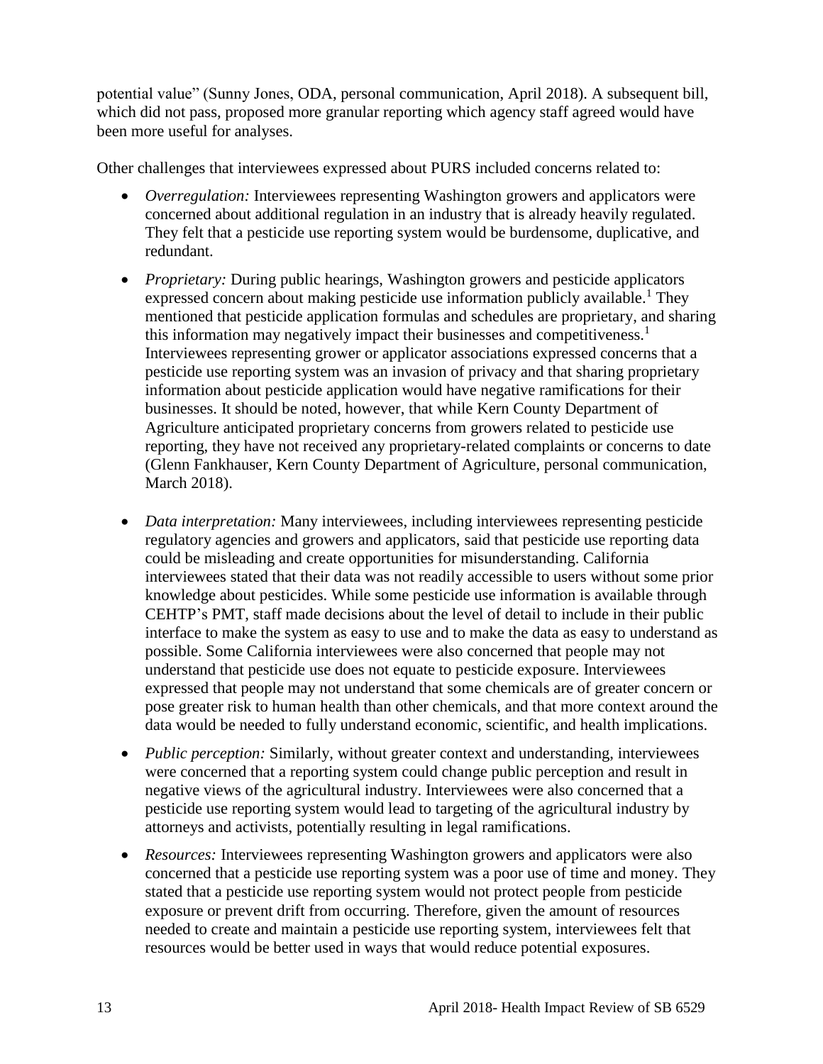potential value" (Sunny Jones, ODA, personal communication, April 2018). A subsequent bill, which did not pass, proposed more granular reporting which agency staff agreed would have been more useful for analyses.

Other challenges that interviewees expressed about PURS included concerns related to:

- *Overregulation:* Interviewees representing Washington growers and applicators were concerned about additional regulation in an industry that is already heavily regulated. They felt that a pesticide use reporting system would be burdensome, duplicative, and redundant.
- *Proprietary:* During public hearings, Washington growers and pesticide applicators expressed concern about making pesticide use information publicly available.[1] They mentioned that pesticide application formulas and schedules are proprietary, and sharing this information may negatively impact their businesses and competitiveness.[1] Interviewees representing grower or applicator associations expressed concerns that a pesticide use reporting system was an invasion of privacy and that sharing proprietary information about pesticide application would have negative ramifications for their businesses. It should be noted, however, that while Kern County Department of Agriculture anticipated proprietary concerns from growers related to pesticide use reporting, they have not received any proprietary-related complaints or concerns to date (Glenn Fankhauser, Kern County Department of Agriculture, personal communication, March 2018).
- *Data interpretation:* Many interviewees, including interviewees representing pesticide regulatory agencies and growers and applicators, said that pesticide use reporting data could be misleading and create opportunities for misunderstanding. California interviewees stated that their data was not readily accessible to users without some prior knowledge about pesticides. While some pesticide use information is available through CEHTP's PMT, staff made decisions about the level of detail to include in their public interface to make the system as easy to use and to make the data as easy to understand as possible. Some California interviewees were also concerned that people may not understand that pesticide use does not equate to pesticide exposure. Interviewees expressed that people may not understand that some chemicals are of greater concern or pose greater risk to human health than other chemicals, and that more context around the data would be needed to fully understand economic, scientific, and health implications.
- *Public perception:* Similarly, without greater context and understanding, interviewees were concerned that a reporting system could change public perception and result in negative views of the agricultural industry. Interviewees were also concerned that a pesticide use reporting system would lead to targeting of the agricultural industry by attorneys and activists, potentially resulting in legal ramifications.
- *Resources:* Interviewees representing Washington growers and applicators were also concerned that a pesticide use reporting system was a poor use of time and money. They stated that a pesticide use reporting system would not protect people from pesticide exposure or prevent drift from occurring. Therefore, given the amount of resources needed to create and maintain a pesticide use reporting system, interviewees felt that resources would be better used in ways that would reduce potential exposures.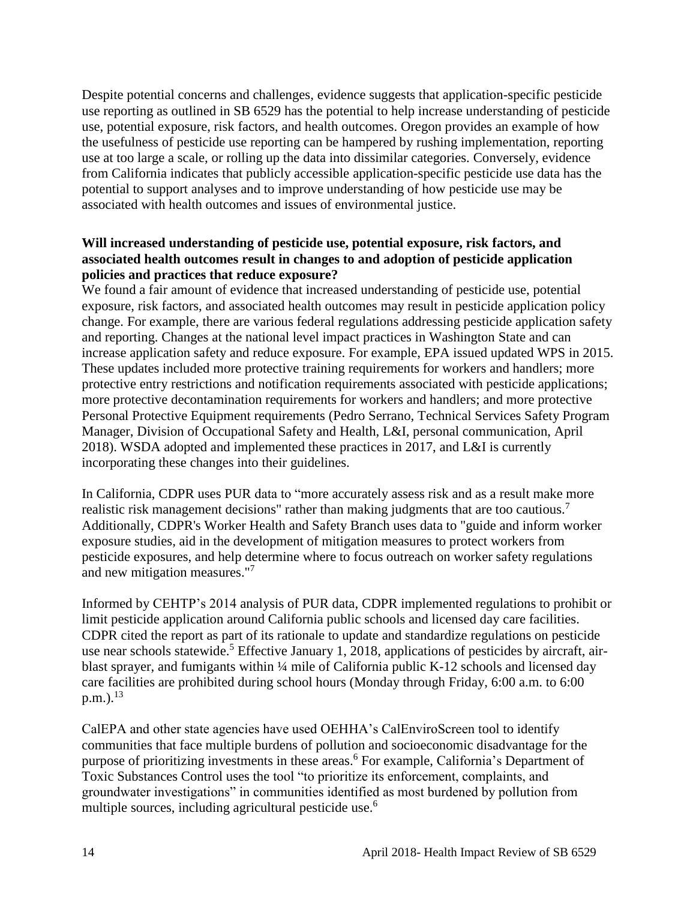Despite potential concerns and challenges, evidence suggests that application-specific pesticide use reporting as outlined in SB 6529 has the potential to help increase understanding of pesticide use, potential exposure, risk factors, and health outcomes. Oregon provides an example of how the usefulness of pesticide use reporting can be hampered by rushing implementation, reporting use at too large a scale, or rolling up the data into dissimilar categories. Conversely, evidence from California indicates that publicly accessible application-specific pesticide use data has the potential to support analyses and to improve understanding of how pesticide use may be associated with health outcomes and issues of environmental justice.

**Will increased understanding of pesticide use, potential exposure, risk factors, and associated health outcomes result in changes to and adoption of pesticide application policies and practices that reduce exposure?**

We found a fair amount of evidence that increased understanding of pesticide use, potential exposure, risk factors, and associated health outcomes may result in pesticide application policy change. For example, there are various federal regulations addressing pesticide application safety and reporting. Changes at the national level impact practices in Washington State and can increase application safety and reduce exposure. For example, EPA issued updated WPS in 2015. These updates included more protective training requirements for workers and handlers; more protective entry restrictions and notification requirements associated with pesticide applications; more protective decontamination requirements for workers and handlers; and more protective Personal Protective Equipment requirements (Pedro Serrano, Technical Services Safety Program Manager, Division of Occupational Safety and Health, L&I, personal communication, April 2018). WSDA adopted and implemented these practices in 2017, and L&I is currently incorporating these changes into their guidelines.

In California, CDPR uses PUR data to "more accurately assess risk and as a result make more realistic risk management decisions" rather than making judgments that are too cautious.[7] Additionally, CDPR's Worker Health and Safety Branch uses data to "guide and inform worker exposure studies, aid in the development of mitigation measures to protect workers from pesticide exposures, and help determine where to focus outreach on worker safety regulations and new mitigation measures."[7]

Informed by CEHTP's 2014 analysis of PUR data, CDPR implemented regulations to prohibit or limit pesticide application around California public schools and licensed day care facilities. CDPR cited the report as part of its rationale to update and standardize regulations on pesticide use near schools statewide.[5] Effective January 1, 2018, applications of pesticides by aircraft, air-blast sprayer, and fumigants within ¼ mile of California public K-12 schools and licensed day care facilities are prohibited during school hours (Monday through Friday, 6:00 a.m. to 6:00 p.m.).[13]

CalEPA and other state agencies have used OEHHA's CalEnviroScreen tool to identify communities that face multiple burdens of pollution and socioeconomic disadvantage for the purpose of prioritizing investments in these areas.[6] For example, California's Department of Toxic Substances Control uses the tool "to prioritize its enforcement, complaints, and groundwater investigations" in communities identified as most burdened by pollution from multiple sources, including agricultural pesticide use.[6]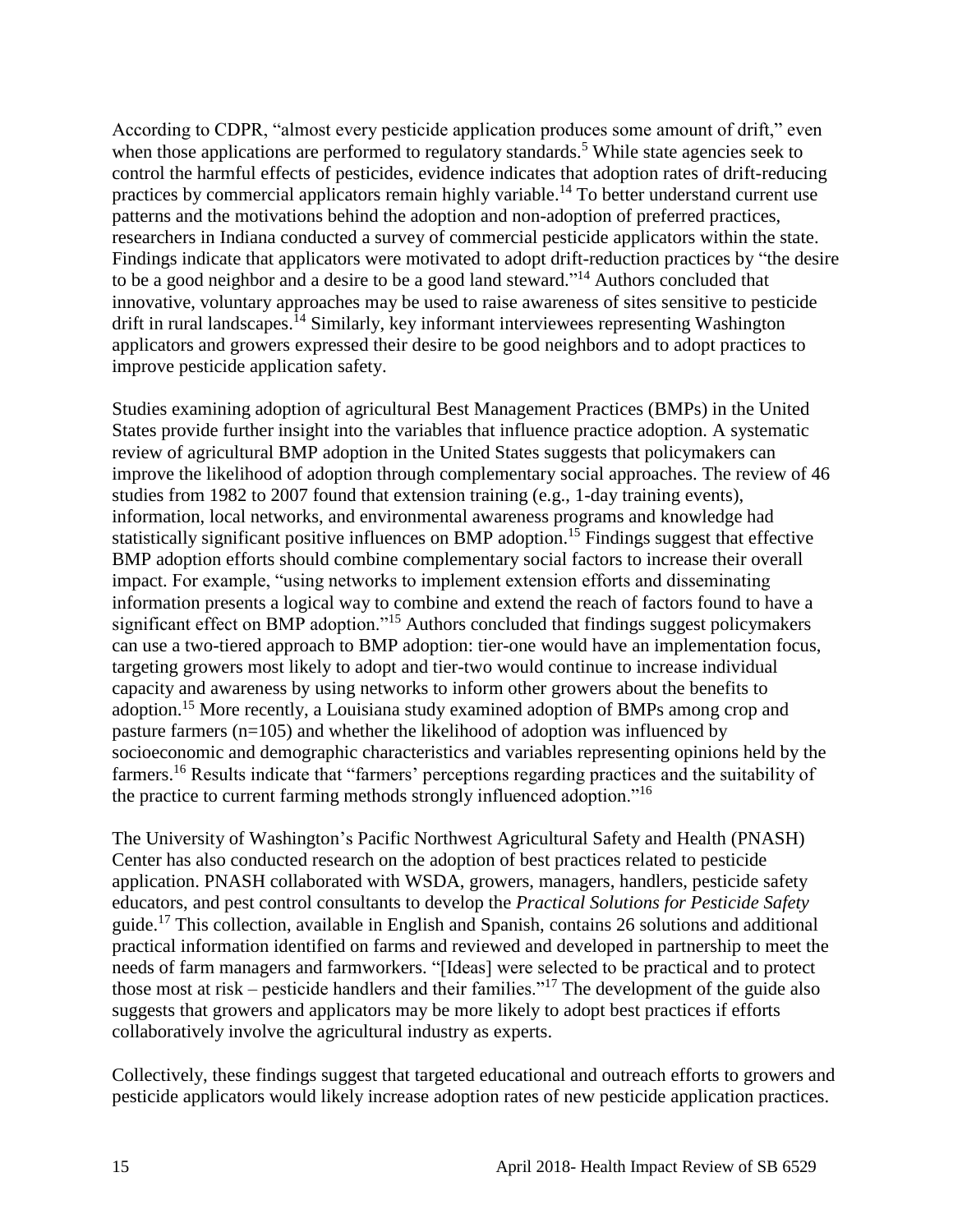According to CDPR, "almost every pesticide application produces some amount of drift," even when those applications are performed to regulatory standards.[5] While state agencies seek to control the harmful effects of pesticides, evidence indicates that adoption rates of drift-reducing practices by commercial applicators remain highly variable.[14] To better understand current use patterns and the motivations behind the adoption and non-adoption of preferred practices, researchers in Indiana conducted a survey of commercial pesticide applicators within the state. Findings indicate that applicators were motivated to adopt drift-reduction practices by "the desire to be a good neighbor and a desire to be a good land steward."[14] Authors concluded that innovative, voluntary approaches may be used to raise awareness of sites sensitive to pesticide drift in rural landscapes.[14] Similarly, key informant interviewees representing Washington applicators and growers expressed their desire to be good neighbors and to adopt practices to improve pesticide application safety.

Studies examining adoption of agricultural Best Management Practices (BMPs) in the United States provide further insight into the variables that influence practice adoption. A systematic review of agricultural BMP adoption in the United States suggests that policymakers can improve the likelihood of adoption through complementary social approaches. The review of 46 studies from 1982 to 2007 found that extension training (e.g., 1-day training events), information, local networks, and environmental awareness programs and knowledge had statistically significant positive influences on BMP adoption.[15] Findings suggest that effective BMP adoption efforts should combine complementary social factors to increase their overall impact. For example, "using networks to implement extension efforts and disseminating information presents a logical way to combine and extend the reach of factors found to have a significant effect on BMP adoption."[15] Authors concluded that findings suggest policymakers can use a two-tiered approach to BMP adoption: tier-one would have an implementation focus, targeting growers most likely to adopt and tier-two would continue to increase individual capacity and awareness by using networks to inform other growers about the benefits to adoption.[15] More recently, a Louisiana study examined adoption of BMPs among crop and pasture farmers (n=105) and whether the likelihood of adoption was influenced by socioeconomic and demographic characteristics and variables representing opinions held by the farmers.[16] Results indicate that "farmers' perceptions regarding practices and the suitability of the practice to current farming methods strongly influenced adoption."[16]

The University of Washington's Pacific Northwest Agricultural Safety and Health (PNASH) Center has also conducted research on the adoption of best practices related to pesticide application. PNASH collaborated with WSDA, growers, managers, handlers, pesticide safety educators, and pest control consultants to develop the *Practical Solutions for Pesticide Safety* guide.[17] This collection, available in English and Spanish, contains 26 solutions and additional practical information identified on farms and reviewed and developed in partnership to meet the needs of farm managers and farmworkers. "[Ideas] were selected to be practical and to protect those most at risk – pesticide handlers and their families."[17] The development of the guide also suggests that growers and applicators may be more likely to adopt best practices if efforts collaboratively involve the agricultural industry as experts.

Collectively, these findings suggest that targeted educational and outreach efforts to growers and pesticide applicators would likely increase adoption rates of new pesticide application practices.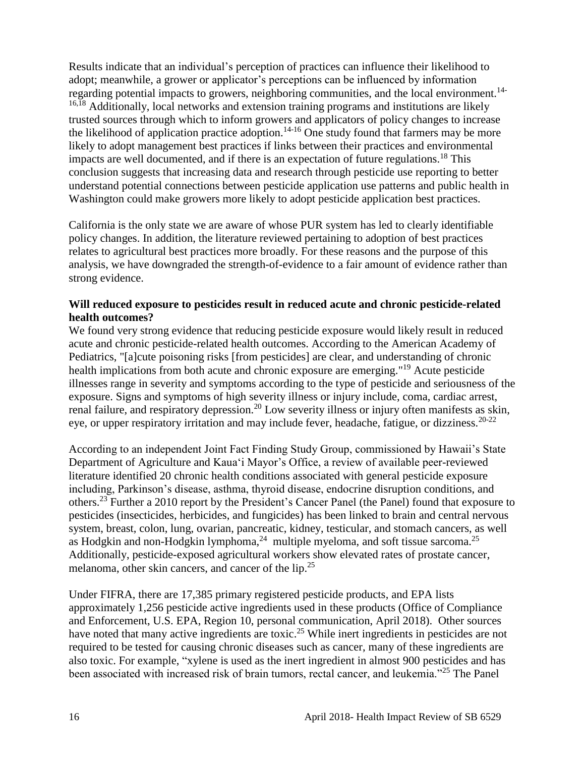Results indicate that an individual's perception of practices can influence their likelihood to adopt; meanwhile, a grower or applicator's perceptions can be influenced by information regarding potential impacts to growers, neighboring communities, and the local environment.[14-16,18] Additionally, local networks and extension training programs and institutions are likely trusted sources through which to inform growers and applicators of policy changes to increase the likelihood of application practice adoption.[14-16] One study found that farmers may be more likely to adopt management best practices if links between their practices and environmental impacts are well documented, and if there is an expectation of future regulations.[18] This conclusion suggests that increasing data and research through pesticide use reporting to better understand potential connections between pesticide application use patterns and public health in Washington could make growers more likely to adopt pesticide application best practices.

California is the only state we are aware of whose PUR system has led to clearly identifiable policy changes. In addition, the literature reviewed pertaining to adoption of best practices relates to agricultural best practices more broadly. For these reasons and the purpose of this analysis, we have downgraded the strength-of-evidence to a fair amount of evidence rather than strong evidence.

**Will reduced exposure to pesticides result in reduced acute and chronic pesticide-related health outcomes?**

We found very strong evidence that reducing pesticide exposure would likely result in reduced acute and chronic pesticide-related health outcomes. According to the American Academy of Pediatrics, "[a]cute poisoning risks [from pesticides] are clear, and understanding of chronic health implications from both acute and chronic exposure are emerging."[19] Acute pesticide illnesses range in severity and symptoms according to the type of pesticide and seriousness of the exposure. Signs and symptoms of high severity illness or injury include, coma, cardiac arrest, renal failure, and respiratory depression.[20] Low severity illness or injury often manifests as skin, eye, or upper respiratory irritation and may include fever, headache, fatigue, or dizziness.[20-22]

According to an independent Joint Fact Finding Study Group, commissioned by Hawaii's State Department of Agriculture and Kaua'i Mayor's Office, a review of available peer-reviewed literature identified 20 chronic health conditions associated with general pesticide exposure including, Parkinson's disease, asthma, thyroid disease, endocrine disruption conditions, and others.[23] Further a 2010 report by the President's Cancer Panel (the Panel) found that exposure to pesticides (insecticides, herbicides, and fungicides) has been linked to brain and central nervous system, breast, colon, lung, ovarian, pancreatic, kidney, testicular, and stomach cancers, as well as Hodgkin and non-Hodgkin lymphoma,[24] multiple myeloma, and soft tissue sarcoma.[25] Additionally, pesticide-exposed agricultural workers show elevated rates of prostate cancer, melanoma, other skin cancers, and cancer of the lip.[25]

Under FIFRA, there are 17,385 primary registered pesticide products, and EPA lists approximately 1,256 pesticide active ingredients used in these products (Office of Compliance and Enforcement, U.S. EPA, Region 10, personal communication, April 2018). Other sources have noted that many active ingredients are toxic.[25] While inert ingredients in pesticides are not required to be tested for causing chronic diseases such as cancer, many of these ingredients are also toxic. For example, "xylene is used as the inert ingredient in almost 900 pesticides and has been associated with increased risk of brain tumors, rectal cancer, and leukemia."[25] The Panel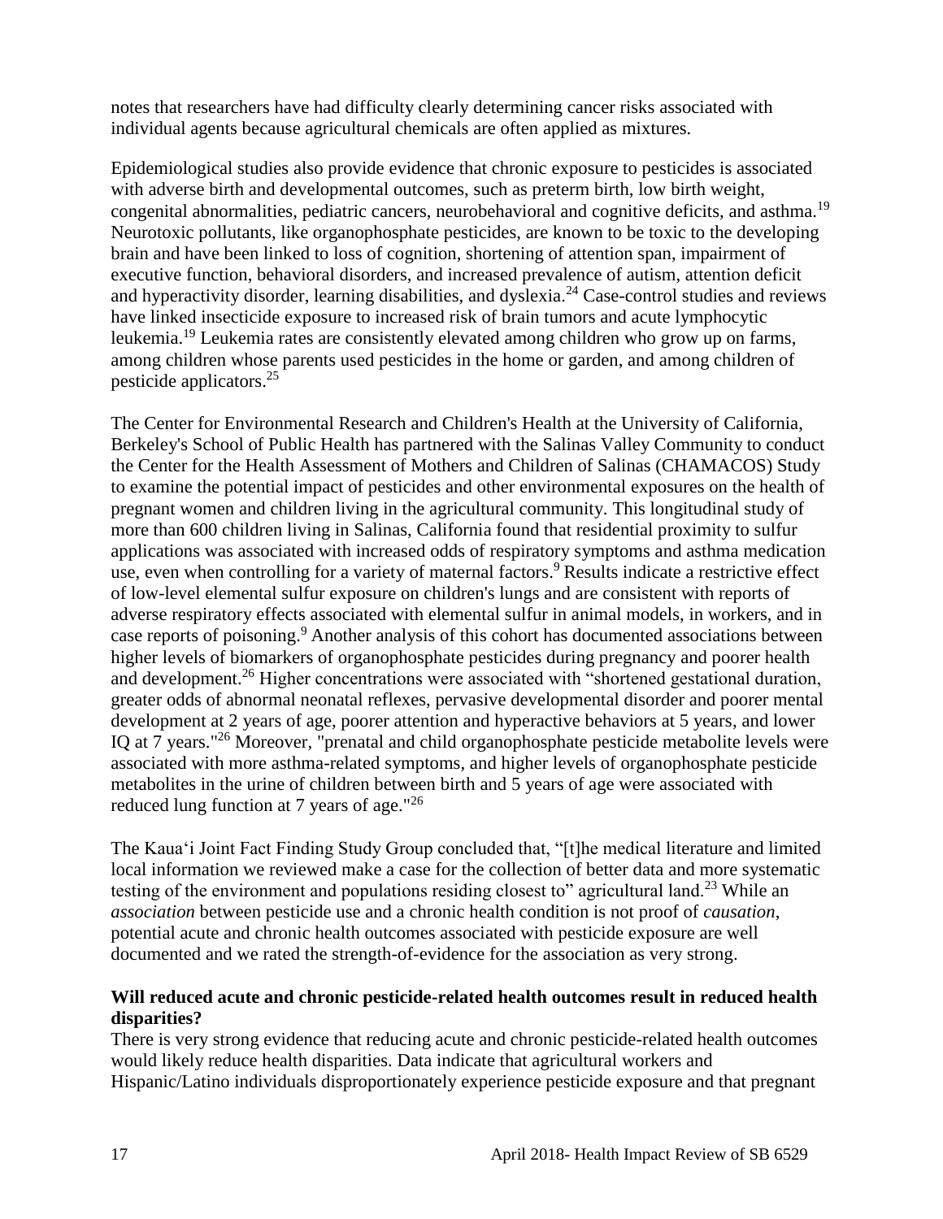notes that researchers have had difficulty clearly determining cancer risks associated with individual agents because agricultural chemicals are often applied as mixtures.

Epidemiological studies also provide evidence that chronic exposure to pesticides is associated with adverse birth and developmental outcomes, such as preterm birth, low birth weight, congenital abnormalities, pediatric cancers, neurobehavioral and cognitive deficits, and asthma.[19] Neurotoxic pollutants, like organophosphate pesticides, are known to be toxic to the developing brain and have been linked to loss of cognition, shortening of attention span, impairment of executive function, behavioral disorders, and increased prevalence of autism, attention deficit and hyperactivity disorder, learning disabilities, and dyslexia.[24] Case-control studies and reviews have linked insecticide exposure to increased risk of brain tumors and acute lymphocytic leukemia.[19] Leukemia rates are consistently elevated among children who grow up on farms, among children whose parents used pesticides in the home or garden, and among children of pesticide applicators.[25]

The Center for Environmental Research and Children's Health at the University of California, Berkeley's School of Public Health has partnered with the Salinas Valley Community to conduct the Center for the Health Assessment of Mothers and Children of Salinas (CHAMACOS) Study to examine the potential impact of pesticides and other environmental exposures on the health of pregnant women and children living in the agricultural community. This longitudinal study of more than 600 children living in Salinas, California found that residential proximity to sulfur applications was associated with increased odds of respiratory symptoms and asthma medication use, even when controlling for a variety of maternal factors.[9] Results indicate a restrictive effect of low-level elemental sulfur exposure on children's lungs and are consistent with reports of adverse respiratory effects associated with elemental sulfur in animal models, in workers, and in case reports of poisoning.[9] Another analysis of this cohort has documented associations between higher levels of biomarkers of organophosphate pesticides during pregnancy and poorer health and development.[26] Higher concentrations were associated with "shortened gestational duration, greater odds of abnormal neonatal reflexes, pervasive developmental disorder and poorer mental development at 2 years of age, poorer attention and hyperactive behaviors at 5 years, and lower IQ at 7 years."[26] Moreover, "prenatal and child organophosphate pesticide metabolite levels were associated with more asthma-related symptoms, and higher levels of organophosphate pesticide metabolites in the urine of children between birth and 5 years of age were associated with reduced lung function at 7 years of age."[26]

The Kaua'i Joint Fact Finding Study Group concluded that, "[t]he medical literature and limited local information we reviewed make a case for the collection of better data and more systematic testing of the environment and populations residing closest to" agricultural land.[23] While an *association* between pesticide use and a chronic health condition is not proof of *causation*, potential acute and chronic health outcomes associated with pesticide exposure are well documented and we rated the strength-of-evidence for the association as very strong.

**Will reduced acute and chronic pesticide-related health outcomes result in reduced health disparities?**

There is very strong evidence that reducing acute and chronic pesticide-related health outcomes would likely reduce health disparities. Data indicate that agricultural workers and Hispanic/Latino individuals disproportionately experience pesticide exposure and that pregnant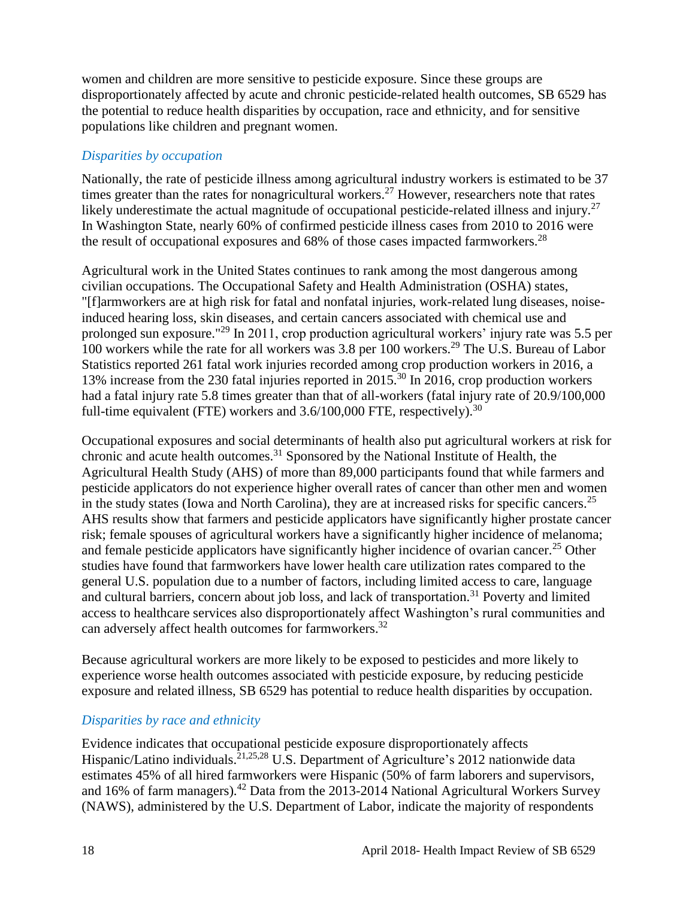women and children are more sensitive to pesticide exposure. Since these groups are disproportionately affected by acute and chronic pesticide-related health outcomes, SB 6529 has the potential to reduce health disparities by occupation, race and ethnicity, and for sensitive populations like children and pregnant women.

### *Disparities by occupation*

Nationally, the rate of pesticide illness among agricultural industry workers is estimated to be 37 times greater than the rates for nonagricultural workers.[27] However, researchers note that rates likely underestimate the actual magnitude of occupational pesticide-related illness and injury.[27] In Washington State, nearly 60% of confirmed pesticide illness cases from 2010 to 2016 were the result of occupational exposures and 68% of those cases impacted farmworkers.[28]

Agricultural work in the United States continues to rank among the most dangerous among civilian occupations. The Occupational Safety and Health Administration (OSHA) states, "[f]armworkers are at high risk for fatal and nonfatal injuries, work-related lung diseases, noise-induced hearing loss, skin diseases, and certain cancers associated with chemical use and prolonged sun exposure."[29] In 2011, crop production agricultural workers' injury rate was 5.5 per 100 workers while the rate for all workers was 3.8 per 100 workers.[29] The U.S. Bureau of Labor Statistics reported 261 fatal work injuries recorded among crop production workers in 2016, a 13% increase from the 230 fatal injuries reported in 2015.[30] In 2016, crop production workers had a fatal injury rate 5.8 times greater than that of all-workers (fatal injury rate of 20.9/100,000 full-time equivalent (FTE) workers and 3.6/100,000 FTE, respectively).[30]

Occupational exposures and social determinants of health also put agricultural workers at risk for chronic and acute health outcomes.[31] Sponsored by the National Institute of Health, the Agricultural Health Study (AHS) of more than 89,000 participants found that while farmers and pesticide applicators do not experience higher overall rates of cancer than other men and women in the study states (Iowa and North Carolina), they are at increased risks for specific cancers.[25] AHS results show that farmers and pesticide applicators have significantly higher prostate cancer risk; female spouses of agricultural workers have a significantly higher incidence of melanoma; and female pesticide applicators have significantly higher incidence of ovarian cancer.[25] Other studies have found that farmworkers have lower health care utilization rates compared to the general U.S. population due to a number of factors, including limited access to care, language and cultural barriers, concern about job loss, and lack of transportation.[31] Poverty and limited access to healthcare services also disproportionately affect Washington's rural communities and can adversely affect health outcomes for farmworkers.[32]

Because agricultural workers are more likely to be exposed to pesticides and more likely to experience worse health outcomes associated with pesticide exposure, by reducing pesticide exposure and related illness, SB 6529 has potential to reduce health disparities by occupation.

### *Disparities by race and ethnicity*

Evidence indicates that occupational pesticide exposure disproportionately affects Hispanic/Latino individuals.[21,25,28] U.S. Department of Agriculture's 2012 nationwide data estimates 45% of all hired farmworkers were Hispanic (50% of farm laborers and supervisors, and 16% of farm managers).[42] Data from the 2013-2014 National Agricultural Workers Survey (NAWS), administered by the U.S. Department of Labor, indicate the majority of respondents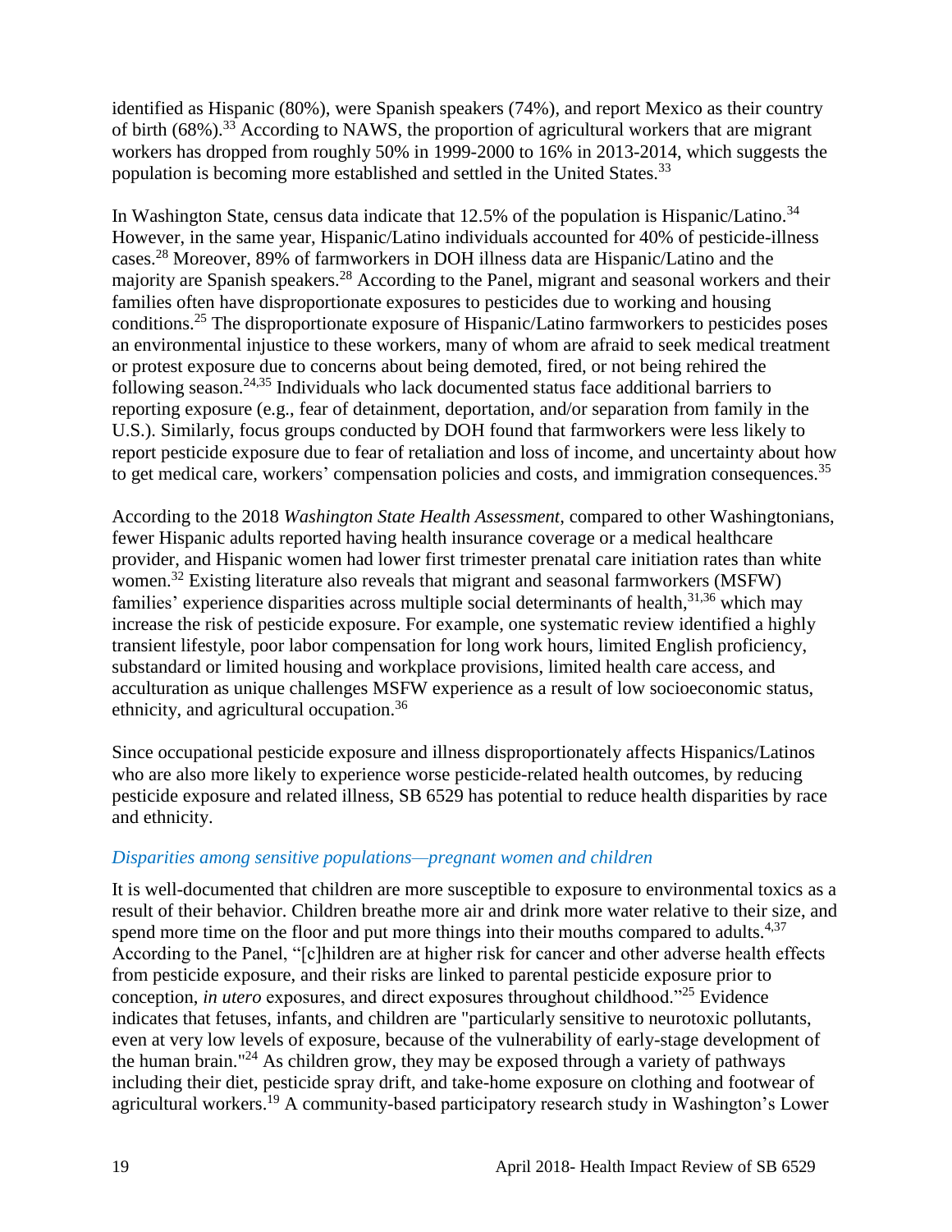identified as Hispanic (80%), were Spanish speakers (74%), and report Mexico as their country of birth (68%).[33] According to NAWS, the proportion of agricultural workers that are migrant workers has dropped from roughly 50% in 1999-2000 to 16% in 2013-2014, which suggests the population is becoming more established and settled in the United States.[33]

In Washington State, census data indicate that 12.5% of the population is Hispanic/Latino.[34] However, in the same year, Hispanic/Latino individuals accounted for 40% of pesticide-illness cases.[28] Moreover, 89% of farmworkers in DOH illness data are Hispanic/Latino and the majority are Spanish speakers.[28] According to the Panel, migrant and seasonal workers and their families often have disproportionate exposures to pesticides due to working and housing conditions.[25] The disproportionate exposure of Hispanic/Latino farmworkers to pesticides poses an environmental injustice to these workers, many of whom are afraid to seek medical treatment or protest exposure due to concerns about being demoted, fired, or not being rehired the following season.[24,35] Individuals who lack documented status face additional barriers to reporting exposure (e.g., fear of detainment, deportation, and/or separation from family in the U.S.). Similarly, focus groups conducted by DOH found that farmworkers were less likely to report pesticide exposure due to fear of retaliation and loss of income, and uncertainty about how to get medical care, workers' compensation policies and costs, and immigration consequences.[35]

According to the 2018 *Washington State Health Assessment*, compared to other Washingtonians, fewer Hispanic adults reported having health insurance coverage or a medical healthcare provider, and Hispanic women had lower first trimester prenatal care initiation rates than white women.[32] Existing literature also reveals that migrant and seasonal farmworkers (MSFW) families' experience disparities across multiple social determinants of health,[31,36] which may increase the risk of pesticide exposure. For example, one systematic review identified a highly transient lifestyle, poor labor compensation for long work hours, limited English proficiency, substandard or limited housing and workplace provisions, limited health care access, and acculturation as unique challenges MSFW experience as a result of low socioeconomic status, ethnicity, and agricultural occupation.[36]

Since occupational pesticide exposure and illness disproportionately affects Hispanics/Latinos who are also more likely to experience worse pesticide-related health outcomes, by reducing pesticide exposure and related illness, SB 6529 has potential to reduce health disparities by race and ethnicity.

### *Disparities among sensitive populations—pregnant women and children*

It is well-documented that children are more susceptible to exposure to environmental toxics as a result of their behavior. Children breathe more air and drink more water relative to their size, and spend more time on the floor and put more things into their mouths compared to adults.[4,37] According to the Panel, "[c]hildren are at higher risk for cancer and other adverse health effects from pesticide exposure, and their risks are linked to parental pesticide exposure prior to conception, *in utero* exposures, and direct exposures throughout childhood."[25] Evidence indicates that fetuses, infants, and children are "particularly sensitive to neurotoxic pollutants, even at very low levels of exposure, because of the vulnerability of early-stage development of the human brain."[24] As children grow, they may be exposed through a variety of pathways including their diet, pesticide spray drift, and take-home exposure on clothing and footwear of agricultural workers.[19] A community-based participatory research study in Washington's Lower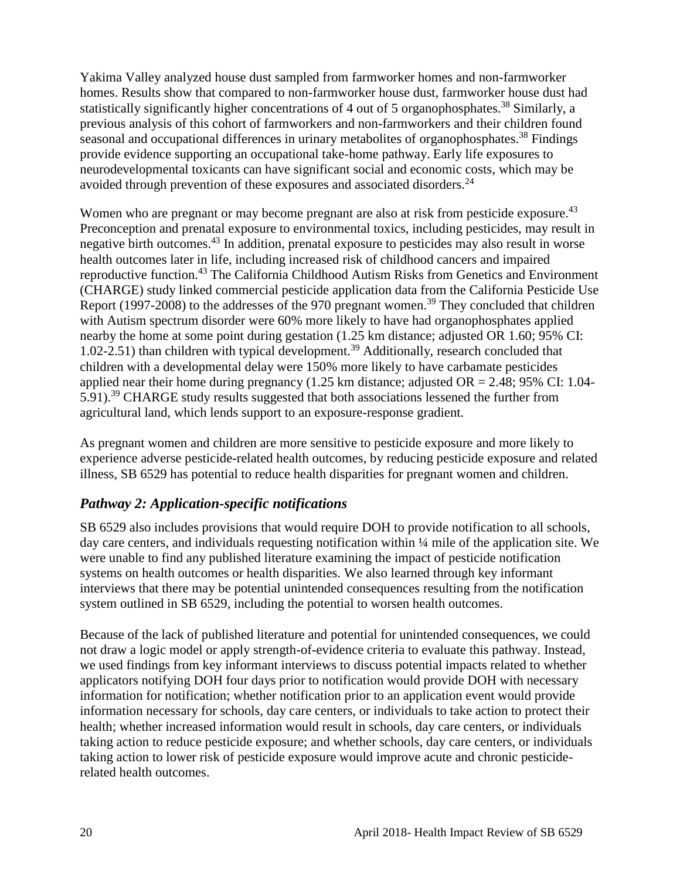Yakima Valley analyzed house dust sampled from farmworker homes and non-farmworker homes. Results show that compared to non-farmworker house dust, farmworker house dust had statistically significantly higher concentrations of 4 out of 5 organophosphates.[38] Similarly, a previous analysis of this cohort of farmworkers and non-farmworkers and their children found seasonal and occupational differences in urinary metabolites of organophosphates.[38] Findings provide evidence supporting an occupational take-home pathway. Early life exposures to neurodevelopmental toxicants can have significant social and economic costs, which may be avoided through prevention of these exposures and associated disorders.[24]

Women who are pregnant or may become pregnant are also at risk from pesticide exposure.[43] Preconception and prenatal exposure to environmental toxics, including pesticides, may result in negative birth outcomes.[43] In addition, prenatal exposure to pesticides may also result in worse health outcomes later in life, including increased risk of childhood cancers and impaired reproductive function.[43] The California Childhood Autism Risks from Genetics and Environment (CHARGE) study linked commercial pesticide application data from the California Pesticide Use Report (1997-2008) to the addresses of the 970 pregnant women.[39] They concluded that children with Autism spectrum disorder were 60% more likely to have had organophosphates applied nearby the home at some point during gestation (1.25 km distance; adjusted OR 1.60; 95% CI: 1.02-2.51) than children with typical development.[39] Additionally, research concluded that children with a developmental delay were 150% more likely to have carbamate pesticides applied near their home during pregnancy (1.25 km distance; adjusted OR = 2.48; 95% CI: 1.04-5.91).[39] CHARGE study results suggested that both associations lessened the further from agricultural land, which lends support to an exposure-response gradient.

As pregnant women and children are more sensitive to pesticide exposure and more likely to experience adverse pesticide-related health outcomes, by reducing pesticide exposure and related illness, SB 6529 has potential to reduce health disparities for pregnant women and children.

### *Pathway 2: Application-specific notifications*

SB 6529 also includes provisions that would require DOH to provide notification to all schools, day care centers, and individuals requesting notification within ¼ mile of the application site. We were unable to find any published literature examining the impact of pesticide notification systems on health outcomes or health disparities. We also learned through key informant interviews that there may be potential unintended consequences resulting from the notification system outlined in SB 6529, including the potential to worsen health outcomes.

Because of the lack of published literature and potential for unintended consequences, we could not draw a logic model or apply strength-of-evidence criteria to evaluate this pathway. Instead, we used findings from key informant interviews to discuss potential impacts related to whether applicators notifying DOH four days prior to notification would provide DOH with necessary information for notification; whether notification prior to an application event would provide information necessary for schools, day care centers, or individuals to take action to protect their health; whether increased information would result in schools, day care centers, or individuals taking action to reduce pesticide exposure; and whether schools, day care centers, or individuals taking action to lower risk of pesticide exposure would improve acute and chronic pesticide-related health outcomes.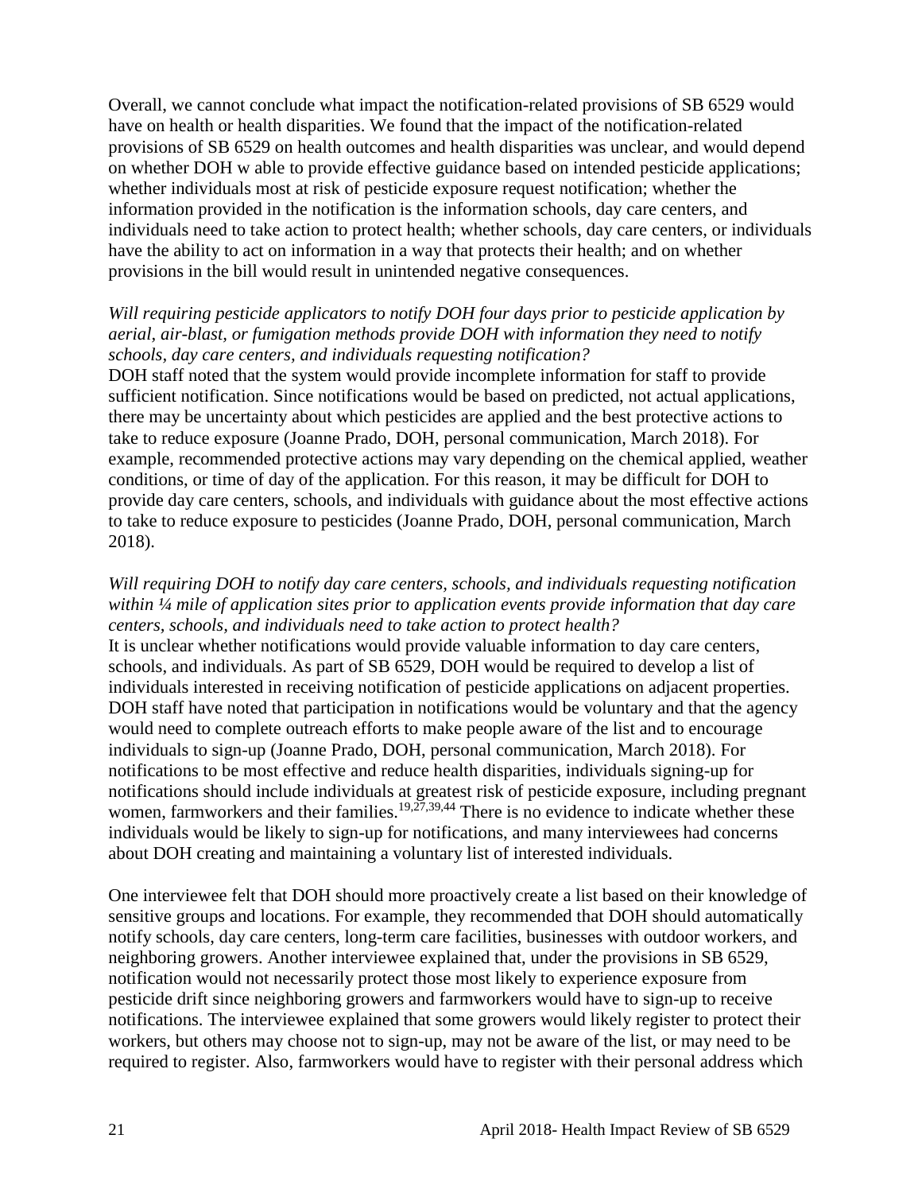Overall, we cannot conclude what impact the notification-related provisions of SB 6529 would have on health or health disparities. We found that the impact of the notification-related provisions of SB 6529 on health outcomes and health disparities was unclear, and would depend on whether DOH w able to provide effective guidance based on intended pesticide applications; whether individuals most at risk of pesticide exposure request notification; whether the information provided in the notification is the information schools, day care centers, and individuals need to take action to protect health; whether schools, day care centers, or individuals have the ability to act on information in a way that protects their health; and on whether provisions in the bill would result in unintended negative consequences.

*Will requiring pesticide applicators to notify DOH four days prior to pesticide application by aerial, air-blast, or fumigation methods provide DOH with information they need to notify schools, day care centers, and individuals requesting notification?*

DOH staff noted that the system would provide incomplete information for staff to provide sufficient notification. Since notifications would be based on predicted, not actual applications, there may be uncertainty about which pesticides are applied and the best protective actions to take to reduce exposure (Joanne Prado, DOH, personal communication, March 2018). For example, recommended protective actions may vary depending on the chemical applied, weather conditions, or time of day of the application. For this reason, it may be difficult for DOH to provide day care centers, schools, and individuals with guidance about the most effective actions to take to reduce exposure to pesticides (Joanne Prado, DOH, personal communication, March 2018).

*Will requiring DOH to notify day care centers, schools, and individuals requesting notification within ¼ mile of application sites prior to application events provide information that day care centers, schools, and individuals need to take action to protect health?*

It is unclear whether notifications would provide valuable information to day care centers, schools, and individuals. As part of SB 6529, DOH would be required to develop a list of individuals interested in receiving notification of pesticide applications on adjacent properties. DOH staff have noted that participation in notifications would be voluntary and that the agency would need to complete outreach efforts to make people aware of the list and to encourage individuals to sign-up (Joanne Prado, DOH, personal communication, March 2018). For notifications to be most effective and reduce health disparities, individuals signing-up for notifications should include individuals at greatest risk of pesticide exposure, including pregnant women, farmworkers and their families.[19,27,39,44] There is no evidence to indicate whether these individuals would be likely to sign-up for notifications, and many interviewees had concerns about DOH creating and maintaining a voluntary list of interested individuals.

One interviewee felt that DOH should more proactively create a list based on their knowledge of sensitive groups and locations. For example, they recommended that DOH should automatically notify schools, day care centers, long-term care facilities, businesses with outdoor workers, and neighboring growers. Another interviewee explained that, under the provisions in SB 6529, notification would not necessarily protect those most likely to experience exposure from pesticide drift since neighboring growers and farmworkers would have to sign-up to receive notifications. The interviewee explained that some growers would likely register to protect their workers, but others may choose not to sign-up, may not be aware of the list, or may need to be required to register. Also, farmworkers would have to register with their personal address which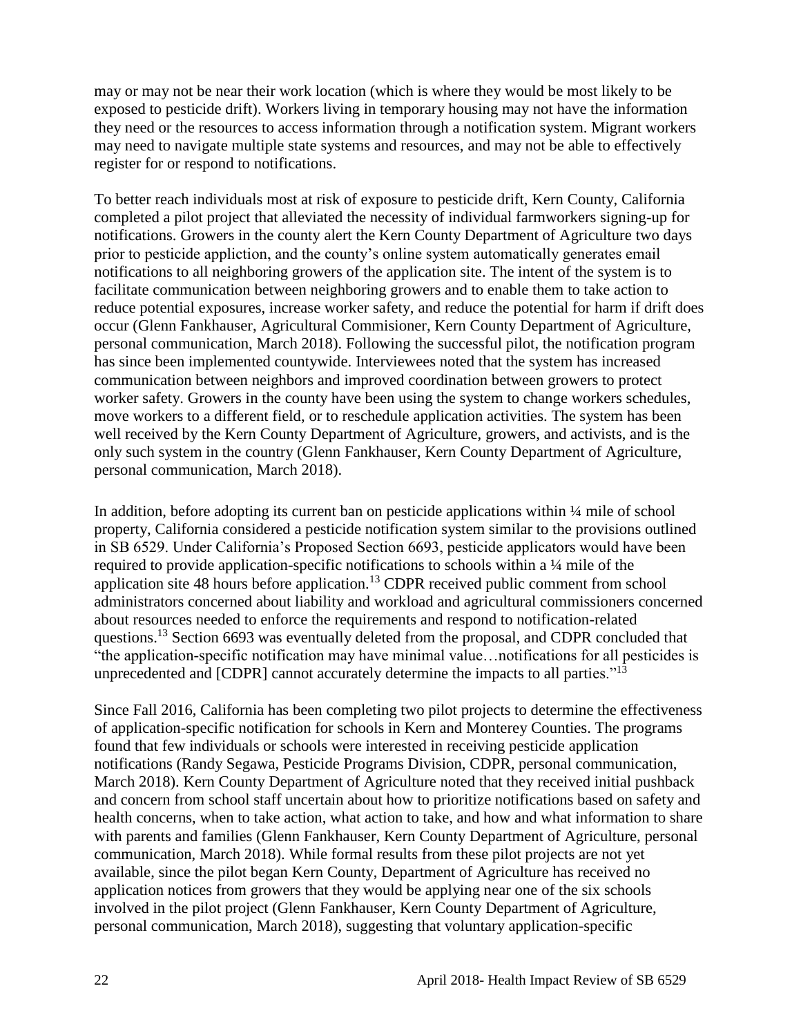may or may not be near their work location (which is where they would be most likely to be exposed to pesticide drift). Workers living in temporary housing may not have the information they need or the resources to access information through a notification system. Migrant workers may need to navigate multiple state systems and resources, and may not be able to effectively register for or respond to notifications.

To better reach individuals most at risk of exposure to pesticide drift, Kern County, California completed a pilot project that alleviated the necessity of individual farmworkers signing-up for notifications. Growers in the county alert the Kern County Department of Agriculture two days prior to pesticide appliction, and the county's online system automatically generates email notifications to all neighboring growers of the application site. The intent of the system is to facilitate communication between neighboring growers and to enable them to take action to reduce potential exposures, increase worker safety, and reduce the potential for harm if drift does occur (Glenn Fankhauser, Agricultural Commisioner, Kern County Department of Agriculture, personal communication, March 2018). Following the successful pilot, the notification program has since been implemented countywide. Interviewees noted that the system has increased communication between neighbors and improved coordination between growers to protect worker safety. Growers in the county have been using the system to change workers schedules, move workers to a different field, or to reschedule application activities. The system has been well received by the Kern County Department of Agriculture, growers, and activists, and is the only such system in the country (Glenn Fankhauser, Kern County Department of Agriculture, personal communication, March 2018).

In addition, before adopting its current ban on pesticide applications within ¼ mile of school property, California considered a pesticide notification system similar to the provisions outlined in SB 6529. Under California's Proposed Section 6693, pesticide applicators would have been required to provide application-specific notifications to schools within a ¼ mile of the application site 48 hours before application.[13] CDPR received public comment from school administrators concerned about liability and workload and agricultural commissioners concerned about resources needed to enforce the requirements and respond to notification-related questions.[13] Section 6693 was eventually deleted from the proposal, and CDPR concluded that "the application-specific notification may have minimal value…notifications for all pesticides is unprecedented and [CDPR] cannot accurately determine the impacts to all parties."[13]

Since Fall 2016, California has been completing two pilot projects to determine the effectiveness of application-specific notification for schools in Kern and Monterey Counties. The programs found that few individuals or schools were interested in receiving pesticide application notifications (Randy Segawa, Pesticide Programs Division, CDPR, personal communication, March 2018). Kern County Department of Agriculture noted that they received initial pushback and concern from school staff uncertain about how to prioritize notifications based on safety and health concerns, when to take action, what action to take, and how and what information to share with parents and families (Glenn Fankhauser, Kern County Department of Agriculture, personal communication, March 2018). While formal results from these pilot projects are not yet available, since the pilot began Kern County, Department of Agriculture has received no application notices from growers that they would be applying near one of the six schools involved in the pilot project (Glenn Fankhauser, Kern County Department of Agriculture, personal communication, March 2018), suggesting that voluntary application-specific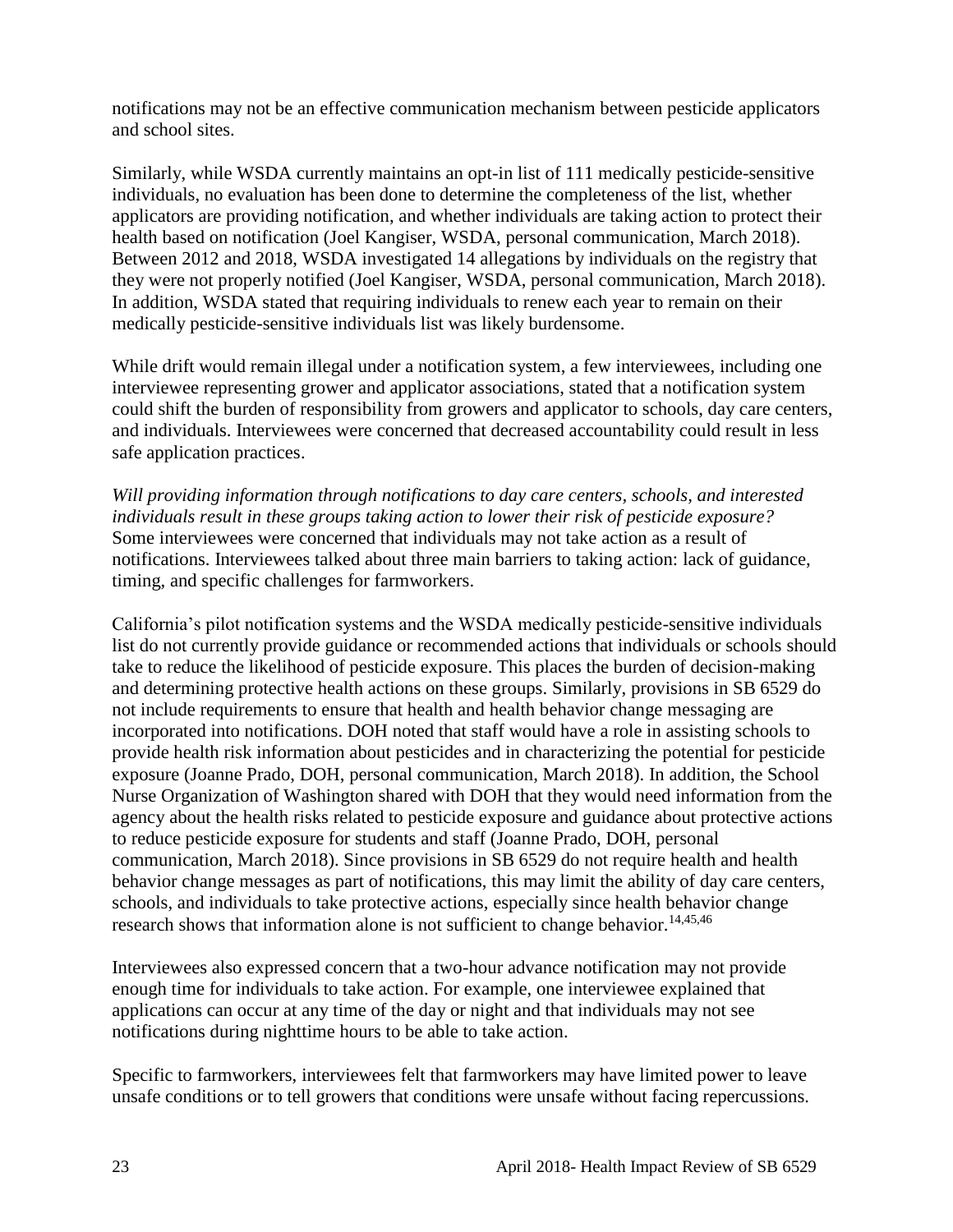notifications may not be an effective communication mechanism between pesticide applicators and school sites.

Similarly, while WSDA currently maintains an opt-in list of 111 medically pesticide-sensitive individuals, no evaluation has been done to determine the completeness of the list, whether applicators are providing notification, and whether individuals are taking action to protect their health based on notification (Joel Kangiser, WSDA, personal communication, March 2018). Between 2012 and 2018, WSDA investigated 14 allegations by individuals on the registry that they were not properly notified (Joel Kangiser, WSDA, personal communication, March 2018). In addition, WSDA stated that requiring individuals to renew each year to remain on their medically pesticide-sensitive individuals list was likely burdensome.

While drift would remain illegal under a notification system, a few interviewees, including one interviewee representing grower and applicator associations, stated that a notification system could shift the burden of responsibility from growers and applicator to schools, day care centers, and individuals. Interviewees were concerned that decreased accountability could result in less safe application practices.

*Will providing information through notifications to day care centers, schools, and interested individuals result in these groups taking action to lower their risk of pesticide exposure?* Some interviewees were concerned that individuals may not take action as a result of notifications. Interviewees talked about three main barriers to taking action: lack of guidance, timing, and specific challenges for farmworkers.

California's pilot notification systems and the WSDA medically pesticide-sensitive individuals list do not currently provide guidance or recommended actions that individuals or schools should take to reduce the likelihood of pesticide exposure. This places the burden of decision-making and determining protective health actions on these groups. Similarly, provisions in SB 6529 do not include requirements to ensure that health and health behavior change messaging are incorporated into notifications. DOH noted that staff would have a role in assisting schools to provide health risk information about pesticides and in characterizing the potential for pesticide exposure (Joanne Prado, DOH, personal communication, March 2018). In addition, the School Nurse Organization of Washington shared with DOH that they would need information from the agency about the health risks related to pesticide exposure and guidance about protective actions to reduce pesticide exposure for students and staff (Joanne Prado, DOH, personal communication, March 2018). Since provisions in SB 6529 do not require health and health behavior change messages as part of notifications, this may limit the ability of day care centers, schools, and individuals to take protective actions, especially since health behavior change research shows that information alone is not sufficient to change behavior.[14,45,46]

Interviewees also expressed concern that a two-hour advance notification may not provide enough time for individuals to take action. For example, one interviewee explained that applications can occur at any time of the day or night and that individuals may not see notifications during nighttime hours to be able to take action.

Specific to farmworkers, interviewees felt that farmworkers may have limited power to leave unsafe conditions or to tell growers that conditions were unsafe without facing repercussions.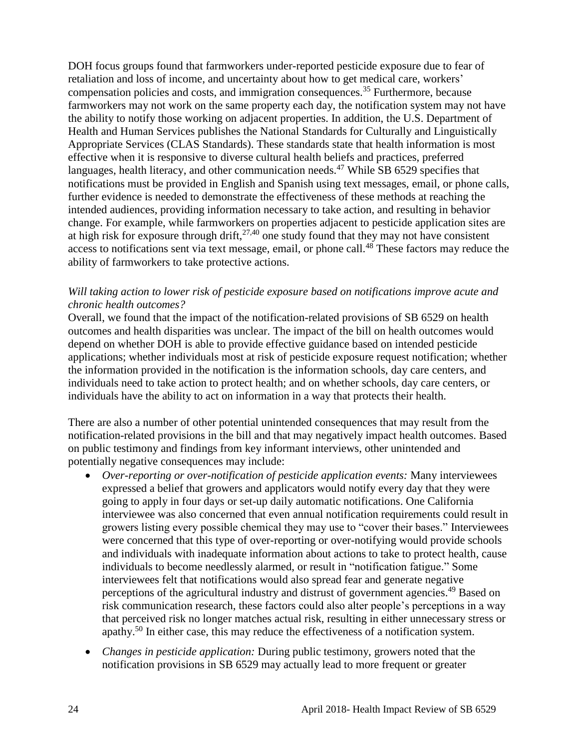DOH focus groups found that farmworkers under-reported pesticide exposure due to fear of retaliation and loss of income, and uncertainty about how to get medical care, workers' compensation policies and costs, and immigration consequences.[35] Furthermore, because farmworkers may not work on the same property each day, the notification system may not have the ability to notify those working on adjacent properties. In addition, the U.S. Department of Health and Human Services publishes the National Standards for Culturally and Linguistically Appropriate Services (CLAS Standards). These standards state that health information is most effective when it is responsive to diverse cultural health beliefs and practices, preferred languages, health literacy, and other communication needs.[47] While SB 6529 specifies that notifications must be provided in English and Spanish using text messages, email, or phone calls, further evidence is needed to demonstrate the effectiveness of these methods at reaching the intended audiences, providing information necessary to take action, and resulting in behavior change. For example, while farmworkers on properties adjacent to pesticide application sites are at high risk for exposure through drift,[27,40] one study found that they may not have consistent access to notifications sent via text message, email, or phone call.[48] These factors may reduce the ability of farmworkers to take protective actions.

*Will taking action to lower risk of pesticide exposure based on notifications improve acute and chronic health outcomes?*

Overall, we found that the impact of the notification-related provisions of SB 6529 on health outcomes and health disparities was unclear. The impact of the bill on health outcomes would depend on whether DOH is able to provide effective guidance based on intended pesticide applications; whether individuals most at risk of pesticide exposure request notification; whether the information provided in the notification is the information schools, day care centers, and individuals need to take action to protect health; and on whether schools, day care centers, or individuals have the ability to act on information in a way that protects their health.

There are also a number of other potential unintended consequences that may result from the notification-related provisions in the bill and that may negatively impact health outcomes. Based on public testimony and findings from key informant interviews, other unintended and potentially negative consequences may include:

- *Over-reporting or over-notification of pesticide application events:* Many interviewees expressed a belief that growers and applicators would notify every day that they were going to apply in four days or set-up daily automatic notifications. One California interviewee was also concerned that even annual notification requirements could result in growers listing every possible chemical they may use to "cover their bases." Interviewees were concerned that this type of over-reporting or over-notifying would provide schools and individuals with inadequate information about actions to take to protect health, cause individuals to become needlessly alarmed, or result in "notification fatigue." Some interviewees felt that notifications would also spread fear and generate negative perceptions of the agricultural industry and distrust of government agencies.[49] Based on risk communication research, these factors could also alter people's perceptions in a way that perceived risk no longer matches actual risk, resulting in either unnecessary stress or apathy.[50] In either case, this may reduce the effectiveness of a notification system.
- *Changes in pesticide application:* During public testimony, growers noted that the notification provisions in SB 6529 may actually lead to more frequent or greater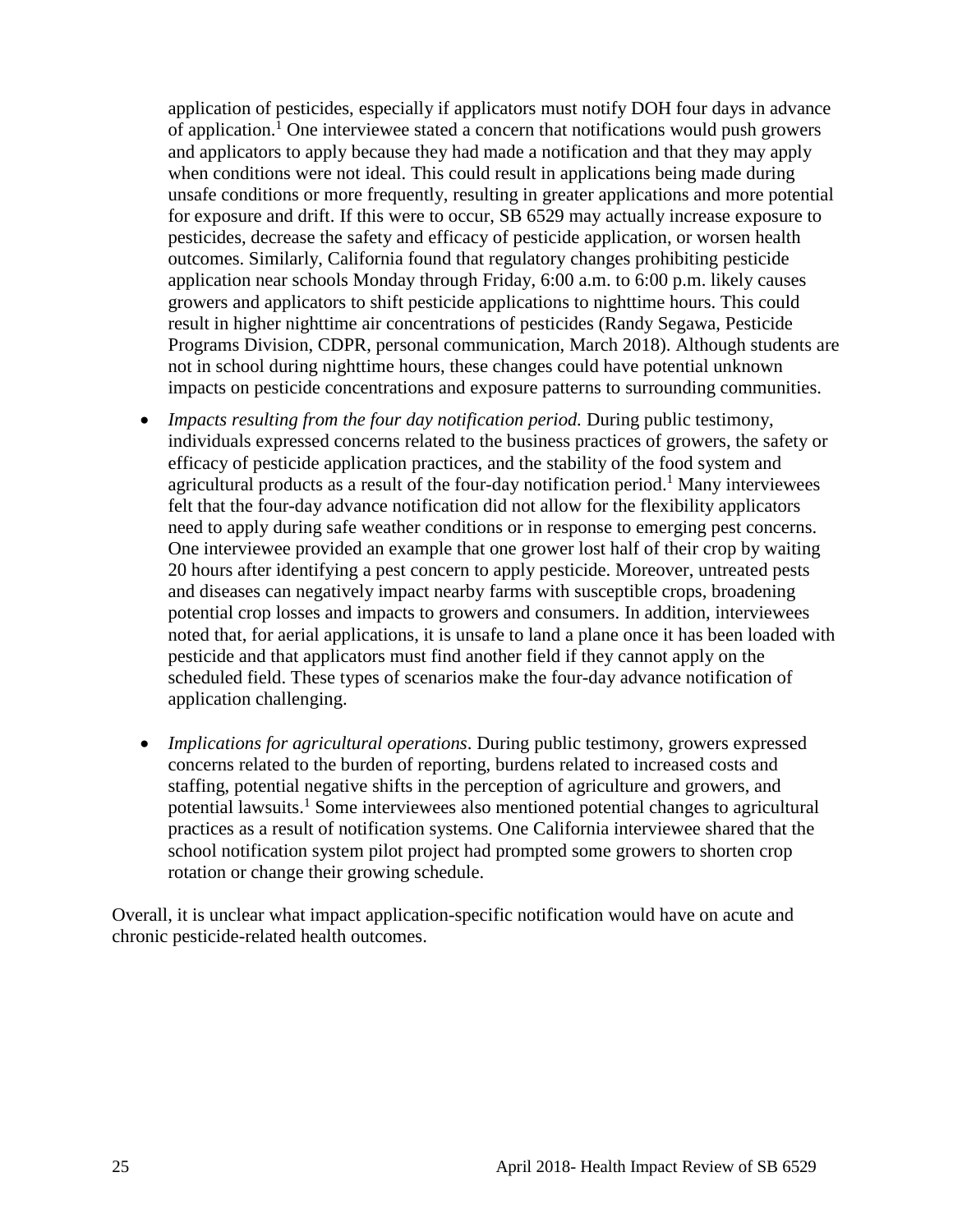application of pesticides, especially if applicators must notify DOH four days in advance of application.[1] One interviewee stated a concern that notifications would push growers and applicators to apply because they had made a notification and that they may apply when conditions were not ideal. This could result in applications being made during unsafe conditions or more frequently, resulting in greater applications and more potential for exposure and drift. If this were to occur, SB 6529 may actually increase exposure to pesticides, decrease the safety and efficacy of pesticide application, or worsen health outcomes. Similarly, California found that regulatory changes prohibiting pesticide application near schools Monday through Friday, 6:00 a.m. to 6:00 p.m. likely causes growers and applicators to shift pesticide applications to nighttime hours. This could result in higher nighttime air concentrations of pesticides (Randy Segawa, Pesticide Programs Division, CDPR, personal communication, March 2018). Although students are not in school during nighttime hours, these changes could have potential unknown impacts on pesticide concentrations and exposure patterns to surrounding communities.

- *Impacts resulting from the four day notification period.* During public testimony, individuals expressed concerns related to the business practices of growers, the safety or efficacy of pesticide application practices, and the stability of the food system and agricultural products as a result of the four-day notification period.[1] Many interviewees felt that the four-day advance notification did not allow for the flexibility applicators need to apply during safe weather conditions or in response to emerging pest concerns. One interviewee provided an example that one grower lost half of their crop by waiting 20 hours after identifying a pest concern to apply pesticide. Moreover, untreated pests and diseases can negatively impact nearby farms with susceptible crops, broadening potential crop losses and impacts to growers and consumers. In addition, interviewees noted that, for aerial applications, it is unsafe to land a plane once it has been loaded with pesticide and that applicators must find another field if they cannot apply on the scheduled field. These types of scenarios make the four-day advance notification of application challenging.

- *Implications for agricultural operations*. During public testimony, growers expressed concerns related to the burden of reporting, burdens related to increased costs and staffing, potential negative shifts in the perception of agriculture and growers, and potential lawsuits.[1] Some interviewees also mentioned potential changes to agricultural practices as a result of notification systems. One California interviewee shared that the school notification system pilot project had prompted some growers to shorten crop rotation or change their growing schedule.

Overall, it is unclear what impact application-specific notification would have on acute and chronic pesticide-related health outcomes.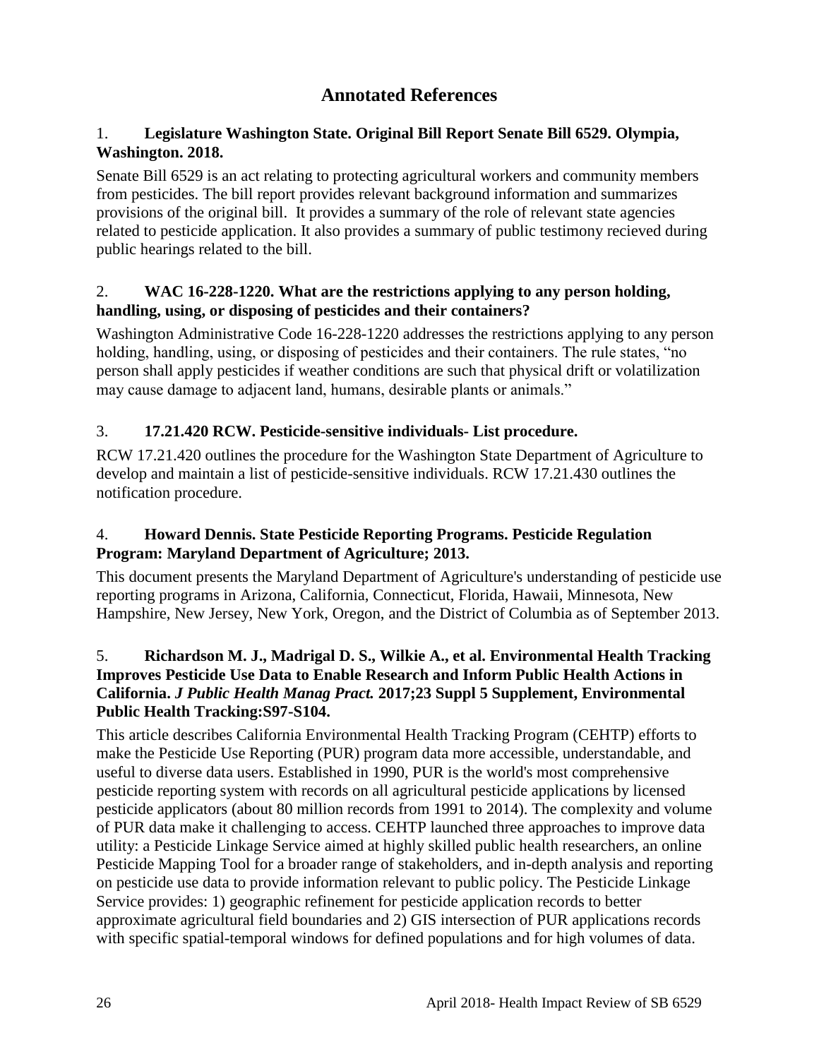# Annotated References

1. **Legislature Washington State. Original Bill Report Senate Bill 6529. Olympia, Washington. 2018.**

Senate Bill 6529 is an act relating to protecting agricultural workers and community members from pesticides. The bill report provides relevant background information and summarizes provisions of the original bill. It provides a summary of the role of relevant state agencies related to pesticide application. It also provides a summary of public testimony recieved during public hearings related to the bill.

2. **WAC 16-228-1220. What are the restrictions applying to any person holding, handling, using, or disposing of pesticides and their containers?**

Washington Administrative Code 16-228-1220 addresses the restrictions applying to any person holding, handling, using, or disposing of pesticides and their containers. The rule states, "no person shall apply pesticides if weather conditions are such that physical drift or volatilization may cause damage to adjacent land, humans, desirable plants or animals."

3. **17.21.420 RCW. Pesticide-sensitive individuals- List procedure.**

RCW 17.21.420 outlines the procedure for the Washington State Department of Agriculture to develop and maintain a list of pesticide-sensitive individuals. RCW 17.21.430 outlines the notification procedure.

4. **Howard Dennis. State Pesticide Reporting Programs. Pesticide Regulation Program: Maryland Department of Agriculture; 2013.**

This document presents the Maryland Department of Agriculture's understanding of pesticide use reporting programs in Arizona, California, Connecticut, Florida, Hawaii, Minnesota, New Hampshire, New Jersey, New York, Oregon, and the District of Columbia as of September 2013.

5. **Richardson M. J., Madrigal D. S., Wilkie A., et al. Environmental Health Tracking Improves Pesticide Use Data to Enable Research and Inform Public Health Actions in California. *J Public Health Manag Pract.* 2017;23 Suppl 5 Supplement, Environmental Public Health Tracking:S97-S104.**

This article describes California Environmental Health Tracking Program (CEHTP) efforts to make the Pesticide Use Reporting (PUR) program data more accessible, understandable, and useful to diverse data users. Established in 1990, PUR is the world's most comprehensive pesticide reporting system with records on all agricultural pesticide applications by licensed pesticide applicators (about 80 million records from 1991 to 2014). The complexity and volume of PUR data make it challenging to access. CEHTP launched three approaches to improve data utility: a Pesticide Linkage Service aimed at highly skilled public health researchers, an online Pesticide Mapping Tool for a broader range of stakeholders, and in-depth analysis and reporting on pesticide use data to provide information relevant to public policy. The Pesticide Linkage Service provides: 1) geographic refinement for pesticide application records to better approximate agricultural field boundaries and 2) GIS intersection of PUR applications records with specific spatial-temporal windows for defined populations and for high volumes of data.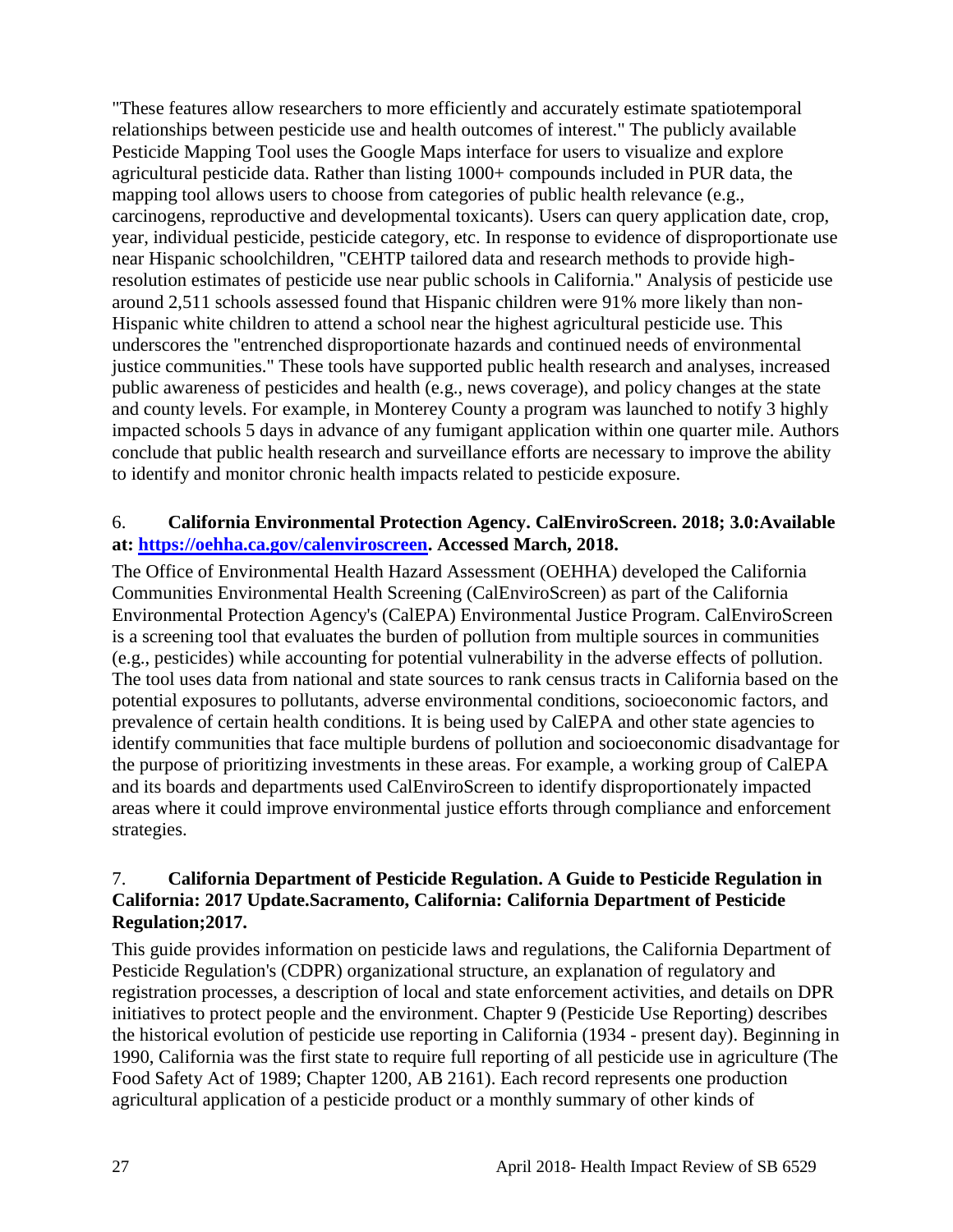"These features allow researchers to more efficiently and accurately estimate spatiotemporal relationships between pesticide use and health outcomes of interest." The publicly available Pesticide Mapping Tool uses the Google Maps interface for users to visualize and explore agricultural pesticide data. Rather than listing 1000+ compounds included in PUR data, the mapping tool allows users to choose from categories of public health relevance (e.g., carcinogens, reproductive and developmental toxicants). Users can query application date, crop, year, individual pesticide, pesticide category, etc. In response to evidence of disproportionate use near Hispanic schoolchildren, "CEHTP tailored data and research methods to provide high-resolution estimates of pesticide use near public schools in California." Analysis of pesticide use around 2,511 schools assessed found that Hispanic children were 91% more likely than non-Hispanic white children to attend a school near the highest agricultural pesticide use. This underscores the "entrenched disproportionate hazards and continued needs of environmental justice communities." These tools have supported public health research and analyses, increased public awareness of pesticides and health (e.g., news coverage), and policy changes at the state and county levels. For example, in Monterey County a program was launched to notify 3 highly impacted schools 5 days in advance of any fumigant application within one quarter mile. Authors conclude that public health research and surveillance efforts are necessary to improve the ability to identify and monitor chronic health impacts related to pesticide exposure.

6. **California Environmental Protection Agency. CalEnviroScreen. 2018; 3.0:Available at: [https://oehha.ca.gov/calenviroscreen](https://oehha.ca.gov/calenviroscreen). Accessed March, 2018.**

The Office of Environmental Health Hazard Assessment (OEHHA) developed the California Communities Environmental Health Screening (CalEnviroScreen) as part of the California Environmental Protection Agency's (CalEPA) Environmental Justice Program. CalEnviroScreen is a screening tool that evaluates the burden of pollution from multiple sources in communities (e.g., pesticides) while accounting for potential vulnerability in the adverse effects of pollution. The tool uses data from national and state sources to rank census tracts in California based on the potential exposures to pollutants, adverse environmental conditions, socioeconomic factors, and prevalence of certain health conditions. It is being used by CalEPA and other state agencies to identify communities that face multiple burdens of pollution and socioeconomic disadvantage for the purpose of prioritizing investments in these areas. For example, a working group of CalEPA and its boards and departments used CalEnviroScreen to identify disproportionately impacted areas where it could improve environmental justice efforts through compliance and enforcement strategies.

7. **California Department of Pesticide Regulation. A Guide to Pesticide Regulation in California: 2017 Update.Sacramento, California: California Department of Pesticide Regulation;2017.**

This guide provides information on pesticide laws and regulations, the California Department of Pesticide Regulation's (CDPR) organizational structure, an explanation of regulatory and registration processes, a description of local and state enforcement activities, and details on DPR initiatives to protect people and the environment. Chapter 9 (Pesticide Use Reporting) describes the historical evolution of pesticide use reporting in California (1934 - present day). Beginning in 1990, California was the first state to require full reporting of all pesticide use in agriculture (The Food Safety Act of 1989; Chapter 1200, AB 2161). Each record represents one production agricultural application of a pesticide product or a monthly summary of other kinds of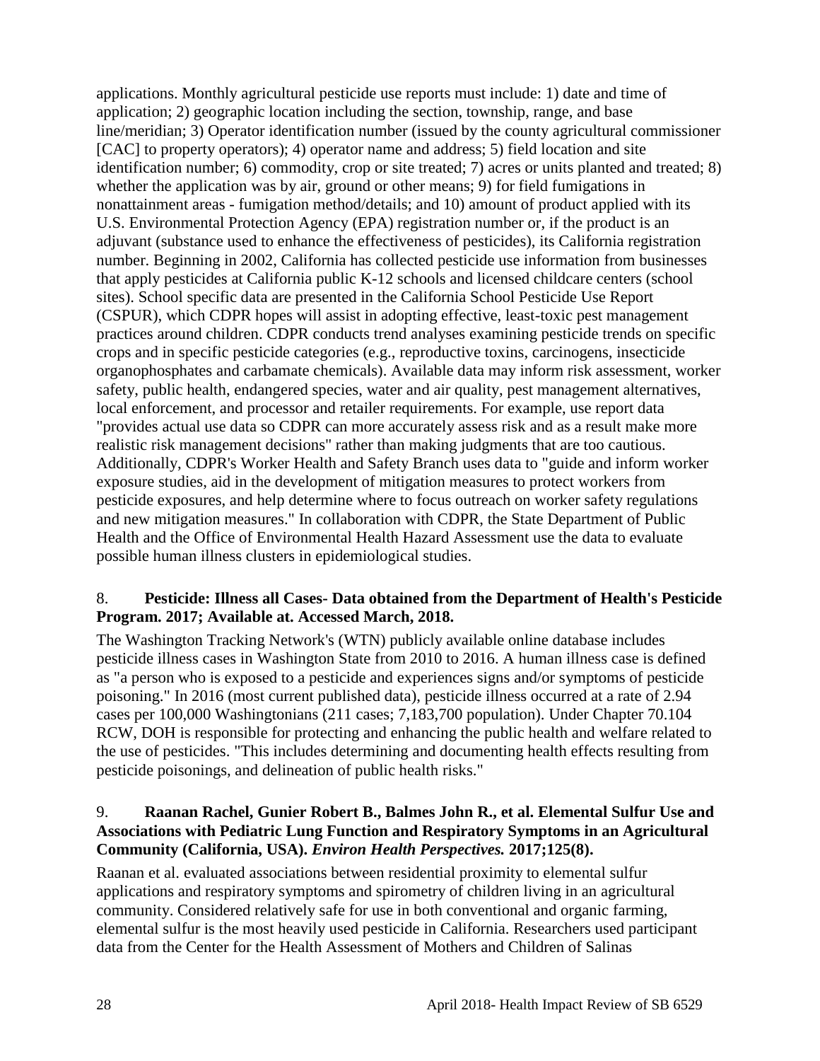applications. Monthly agricultural pesticide use reports must include: 1) date and time of application; 2) geographic location including the section, township, range, and base line/meridian; 3) Operator identification number (issued by the county agricultural commissioner [CAC] to property operators); 4) operator name and address; 5) field location and site identification number; 6) commodity, crop or site treated; 7) acres or units planted and treated; 8) whether the application was by air, ground or other means; 9) for field fumigations in nonattainment areas - fumigation method/details; and 10) amount of product applied with its U.S. Environmental Protection Agency (EPA) registration number or, if the product is an adjuvant (substance used to enhance the effectiveness of pesticides), its California registration number. Beginning in 2002, California has collected pesticide use information from businesses that apply pesticides at California public K-12 schools and licensed childcare centers (school sites). School specific data are presented in the California School Pesticide Use Report (CSPUR), which CDPR hopes will assist in adopting effective, least-toxic pest management practices around children. CDPR conducts trend analyses examining pesticide trends on specific crops and in specific pesticide categories (e.g., reproductive toxins, carcinogens, insecticide organophosphates and carbamate chemicals). Available data may inform risk assessment, worker safety, public health, endangered species, water and air quality, pest management alternatives, local enforcement, and processor and retailer requirements. For example, use report data "provides actual use data so CDPR can more accurately assess risk and as a result make more realistic risk management decisions" rather than making judgments that are too cautious. Additionally, CDPR's Worker Health and Safety Branch uses data to "guide and inform worker exposure studies, aid in the development of mitigation measures to protect workers from pesticide exposures, and help determine where to focus outreach on worker safety regulations and new mitigation measures." In collaboration with CDPR, the State Department of Public Health and the Office of Environmental Health Hazard Assessment use the data to evaluate possible human illness clusters in epidemiological studies.

8. **Pesticide: Illness all Cases- Data obtained from the Department of Health's Pesticide Program. 2017; Available at. Accessed March, 2018.**

The Washington Tracking Network's (WTN) publicly available online database includes pesticide illness cases in Washington State from 2010 to 2016. A human illness case is defined as "a person who is exposed to a pesticide and experiences signs and/or symptoms of pesticide poisoning." In 2016 (most current published data), pesticide illness occurred at a rate of 2.94 cases per 100,000 Washingtonians (211 cases; 7,183,700 population). Under Chapter 70.104 RCW, DOH is responsible for protecting and enhancing the public health and welfare related to the use of pesticides. "This includes determining and documenting health effects resulting from pesticide poisonings, and delineation of public health risks."

9. **Raanan Rachel, Gunier Robert B., Balmes John R., et al. Elemental Sulfur Use and Associations with Pediatric Lung Function and Respiratory Symptoms in an Agricultural Community (California, USA).** ***Environ Health Perspectives.*** **2017;125(8).**

Raanan et al. evaluated associations between residential proximity to elemental sulfur applications and respiratory symptoms and spirometry of children living in an agricultural community. Considered relatively safe for use in both conventional and organic farming, elemental sulfur is the most heavily used pesticide in California. Researchers used participant data from the Center for the Health Assessment of Mothers and Children of Salinas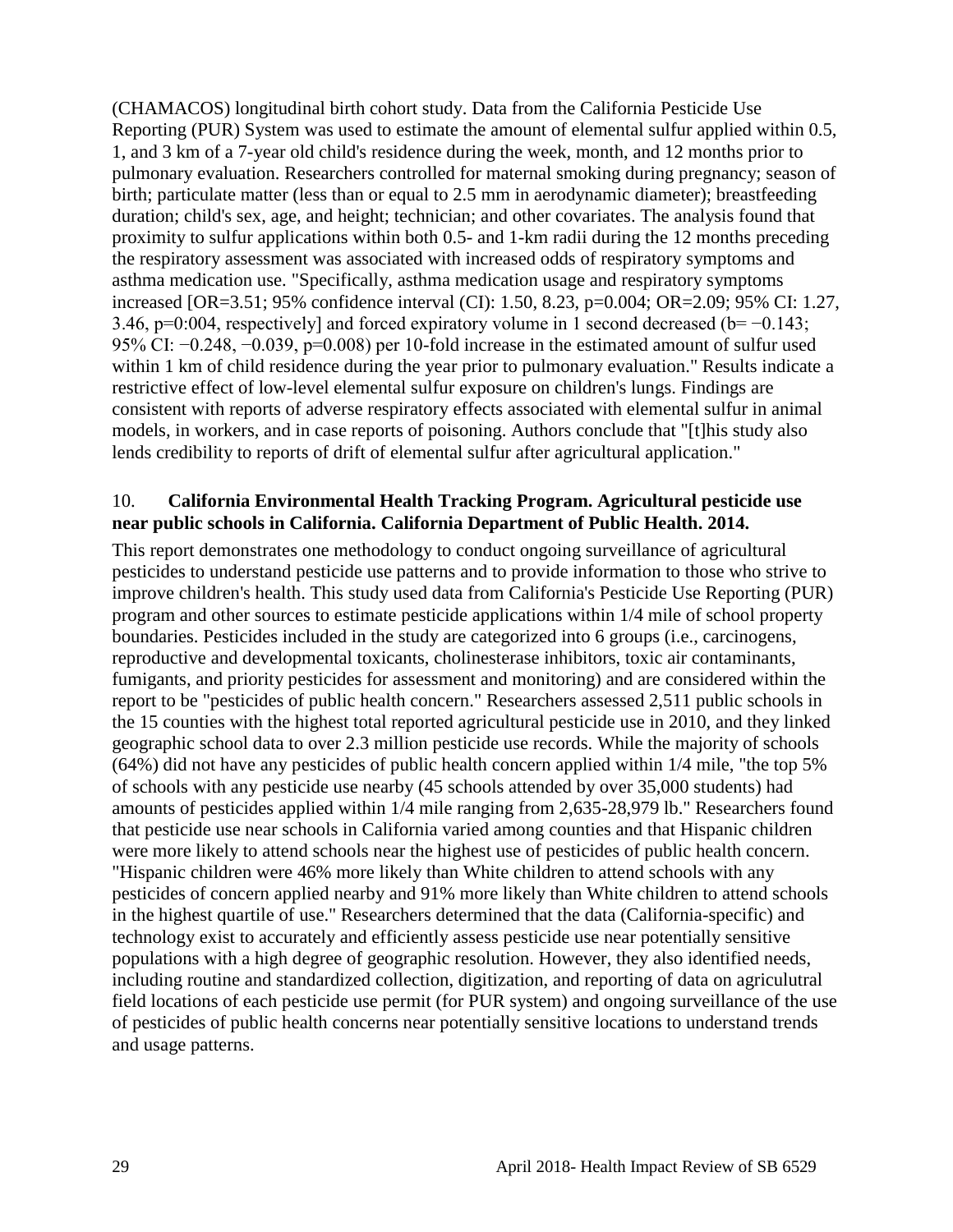(CHAMACOS) longitudinal birth cohort study. Data from the California Pesticide Use Reporting (PUR) System was used to estimate the amount of elemental sulfur applied within 0.5, 1, and 3 km of a 7-year old child's residence during the week, month, and 12 months prior to pulmonary evaluation. Researchers controlled for maternal smoking during pregnancy; season of birth; particulate matter (less than or equal to 2.5 mm in aerodynamic diameter); breastfeeding duration; child's sex, age, and height; technician; and other covariates. The analysis found that proximity to sulfur applications within both 0.5- and 1-km radii during the 12 months preceding the respiratory assessment was associated with increased odds of respiratory symptoms and asthma medication use. "Specifically, asthma medication usage and respiratory symptoms increased [OR=3.51; 95% confidence interval (CI): 1.50, 8.23, p=0.004; OR=2.09; 95% CI: 1.27, 3.46, p=0:004, respectively] and forced expiratory volume in 1 second decreased (b= −0.143; 95% CI: −0.248, −0.039, p=0.008) per 10-fold increase in the estimated amount of sulfur used within 1 km of child residence during the year prior to pulmonary evaluation." Results indicate a restrictive effect of low-level elemental sulfur exposure on children's lungs. Findings are consistent with reports of adverse respiratory effects associated with elemental sulfur in animal models, in workers, and in case reports of poisoning. Authors conclude that "[t]his study also lends credibility to reports of drift of elemental sulfur after agricultural application."

10. **California Environmental Health Tracking Program. Agricultural pesticide use near public schools in California. California Department of Public Health. 2014.**

This report demonstrates one methodology to conduct ongoing surveillance of agricultural pesticides to understand pesticide use patterns and to provide information to those who strive to improve children's health. This study used data from California's Pesticide Use Reporting (PUR) program and other sources to estimate pesticide applications within 1/4 mile of school property boundaries. Pesticides included in the study are categorized into 6 groups (i.e., carcinogens, reproductive and developmental toxicants, cholinesterase inhibitors, toxic air contaminants, fumigants, and priority pesticides for assessment and monitoring) and are considered within the report to be "pesticides of public health concern." Researchers assessed 2,511 public schools in the 15 counties with the highest total reported agricultural pesticide use in 2010, and they linked geographic school data to over 2.3 million pesticide use records. While the majority of schools (64%) did not have any pesticides of public health concern applied within 1/4 mile, "the top 5% of schools with any pesticide use nearby (45 schools attended by over 35,000 students) had amounts of pesticides applied within 1/4 mile ranging from 2,635-28,979 lb." Researchers found that pesticide use near schools in California varied among counties and that Hispanic children were more likely to attend schools near the highest use of pesticides of public health concern. "Hispanic children were 46% more likely than White children to attend schools with any pesticides of concern applied nearby and 91% more likely than White children to attend schools in the highest quartile of use." Researchers determined that the data (California-specific) and technology exist to accurately and efficiently assess pesticide use near potentially sensitive populations with a high degree of geographic resolution. However, they also identified needs, including routine and standardized collection, digitization, and reporting of data on agriculutral field locations of each pesticide use permit (for PUR system) and ongoing surveillance of the use of pesticides of public health concerns near potentially sensitive locations to understand trends and usage patterns.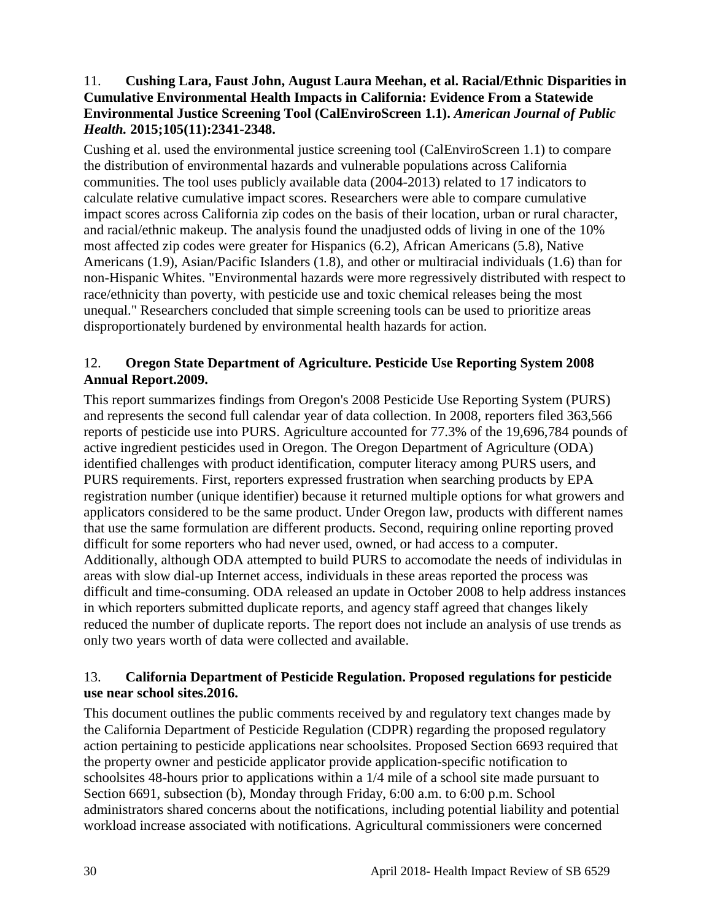11. **Cushing Lara, Faust John, August Laura Meehan, et al. Racial/Ethnic Disparities in Cumulative Environmental Health Impacts in California: Evidence From a Statewide Environmental Justice Screening Tool (CalEnviroScreen 1.1).** ***American Journal of Public Health.*** **2015;105(11):2341-2348.**

Cushing et al. used the environmental justice screening tool (CalEnviroScreen 1.1) to compare the distribution of environmental hazards and vulnerable populations across California communities. The tool uses publicly available data (2004-2013) related to 17 indicators to calculate relative cumulative impact scores. Researchers were able to compare cumulative impact scores across California zip codes on the basis of their location, urban or rural character, and racial/ethnic makeup. The analysis found the unadjusted odds of living in one of the 10% most affected zip codes were greater for Hispanics (6.2), African Americans (5.8), Native Americans (1.9), Asian/Pacific Islanders (1.8), and other or multiracial individuals (1.6) than for non-Hispanic Whites. "Environmental hazards were more regressively distributed with respect to race/ethnicity than poverty, with pesticide use and toxic chemical releases being the most unequal." Researchers concluded that simple screening tools can be used to prioritize areas disproportionately burdened by environmental health hazards for action.

12. **Oregon State Department of Agriculture. Pesticide Use Reporting System 2008 Annual Report.2009.**

This report summarizes findings from Oregon's 2008 Pesticide Use Reporting System (PURS) and represents the second full calendar year of data collection. In 2008, reporters filed 363,566 reports of pesticide use into PURS. Agriculture accounted for 77.3% of the 19,696,784 pounds of active ingredient pesticides used in Oregon. The Oregon Department of Agriculture (ODA) identified challenges with product identification, computer literacy among PURS users, and PURS requirements. First, reporters expressed frustration when searching products by EPA registration number (unique identifier) because it returned multiple options for what growers and applicators considered to be the same product. Under Oregon law, products with different names that use the same formulation are different products. Second, requiring online reporting proved difficult for some reporters who had never used, owned, or had access to a computer. Additionally, although ODA attempted to build PURS to accomodate the needs of individulas in areas with slow dial-up Internet access, individuals in these areas reported the process was difficult and time-consuming. ODA released an update in October 2008 to help address instances in which reporters submitted duplicate reports, and agency staff agreed that changes likely reduced the number of duplicate reports. The report does not include an analysis of use trends as only two years worth of data were collected and available.

13. **California Department of Pesticide Regulation. Proposed regulations for pesticide use near school sites.2016.**

This document outlines the public comments received by and regulatory text changes made by the California Department of Pesticide Regulation (CDPR) regarding the proposed regulatory action pertaining to pesticide applications near schoolsites. Proposed Section 6693 required that the property owner and pesticide applicator provide application-specific notification to schoolsites 48-hours prior to applications within a 1/4 mile of a school site made pursuant to Section 6691, subsection (b), Monday through Friday, 6:00 a.m. to 6:00 p.m. School administrators shared concerns about the notifications, including potential liability and potential workload increase associated with notifications. Agricultural commissioners were concerned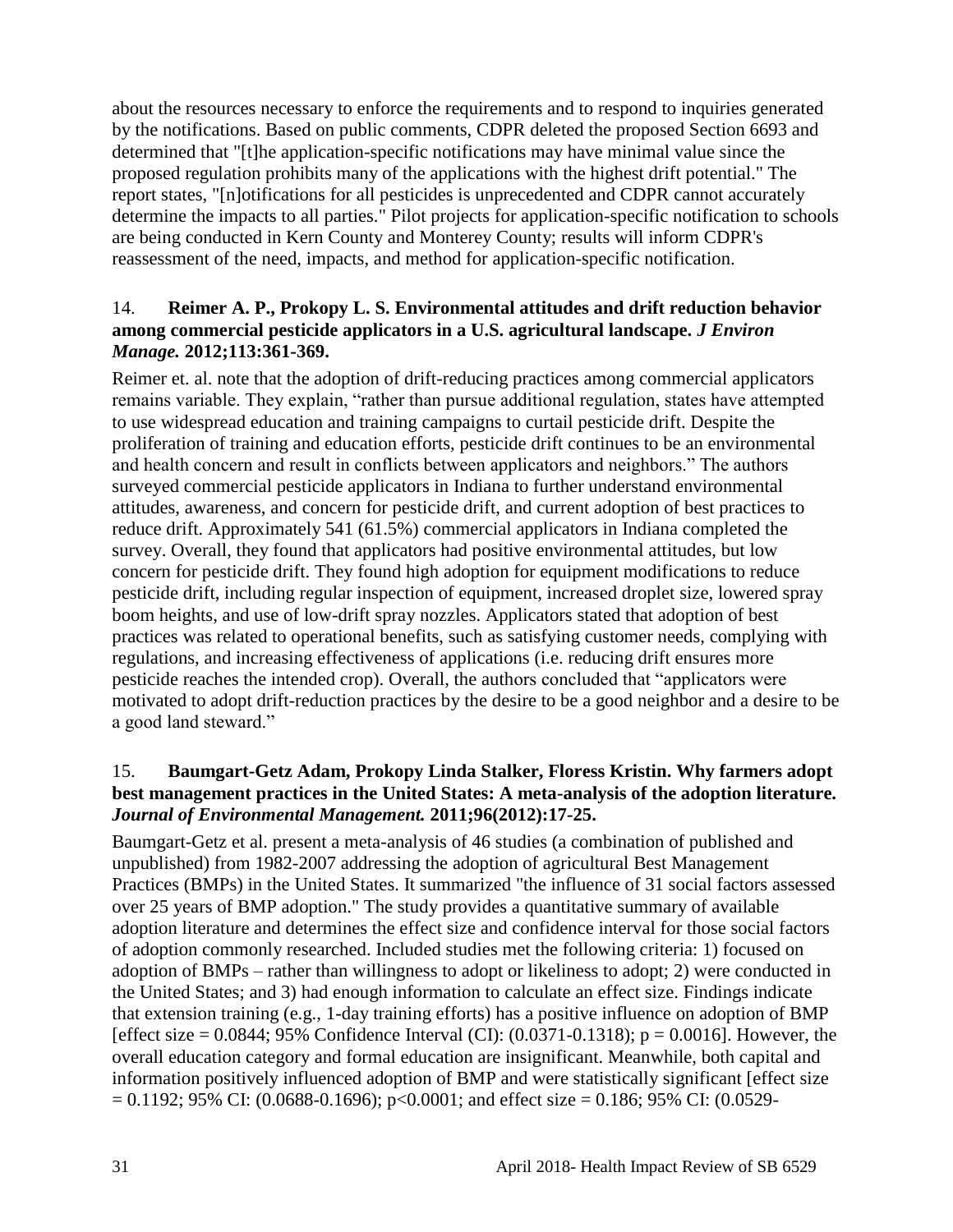about the resources necessary to enforce the requirements and to respond to inquiries generated by the notifications. Based on public comments, CDPR deleted the proposed Section 6693 and determined that "[t]he application-specific notifications may have minimal value since the proposed regulation prohibits many of the applications with the highest drift potential." The report states, "[n]otifications for all pesticides is unprecedented and CDPR cannot accurately determine the impacts to all parties." Pilot projects for application-specific notification to schools are being conducted in Kern County and Monterey County; results will inform CDPR's reassessment of the need, impacts, and method for application-specific notification.

14. **Reimer A. P., Prokopy L. S. Environmental attitudes and drift reduction behavior among commercial pesticide applicators in a U.S. agricultural landscape.** ***J Environ Manage.*** **2012;113:361-369.**

Reimer et. al. note that the adoption of drift-reducing practices among commercial applicators remains variable. They explain, "rather than pursue additional regulation, states have attempted to use widespread education and training campaigns to curtail pesticide drift. Despite the proliferation of training and education efforts, pesticide drift continues to be an environmental and health concern and result in conflicts between applicators and neighbors." The authors surveyed commercial pesticide applicators in Indiana to further understand environmental attitudes, awareness, and concern for pesticide drift, and current adoption of best practices to reduce drift. Approximately 541 (61.5%) commercial applicators in Indiana completed the survey. Overall, they found that applicators had positive environmental attitudes, but low concern for pesticide drift. They found high adoption for equipment modifications to reduce pesticide drift, including regular inspection of equipment, increased droplet size, lowered spray boom heights, and use of low-drift spray nozzles. Applicators stated that adoption of best practices was related to operational benefits, such as satisfying customer needs, complying with regulations, and increasing effectiveness of applications (i.e. reducing drift ensures more pesticide reaches the intended crop). Overall, the authors concluded that "applicators were motivated to adopt drift-reduction practices by the desire to be a good neighbor and a desire to be a good land steward."

15. **Baumgart-Getz Adam, Prokopy Linda Stalker, Floress Kristin. Why farmers adopt best management practices in the United States: A meta-analysis of the adoption literature.** ***Journal of Environmental Management.*** **2011;96(2012):17-25.**

Baumgart-Getz et al. present a meta-analysis of 46 studies (a combination of published and unpublished) from 1982-2007 addressing the adoption of agricultural Best Management Practices (BMPs) in the United States. It summarized "the influence of 31 social factors assessed over 25 years of BMP adoption." The study provides a quantitative summary of available adoption literature and determines the effect size and confidence interval for those social factors of adoption commonly researched. Included studies met the following criteria: 1) focused on adoption of BMPs – rather than willingness to adopt or likeliness to adopt; 2) were conducted in the United States; and 3) had enough information to calculate an effect size. Findings indicate that extension training (e.g., 1-day training efforts) has a positive influence on adoption of BMP [effect size = 0.0844; 95% Confidence Interval (CI): (0.0371-0.1318); $p = 0.0016$]. However, the overall education category and formal education are insignificant. Meanwhile, both capital and information positively influenced adoption of BMP and were statistically significant [effect size = 0.1192; 95% CI: (0.0688-0.1696); $p<0.0001$; and effect size = 0.186; 95% CI: (0.0529-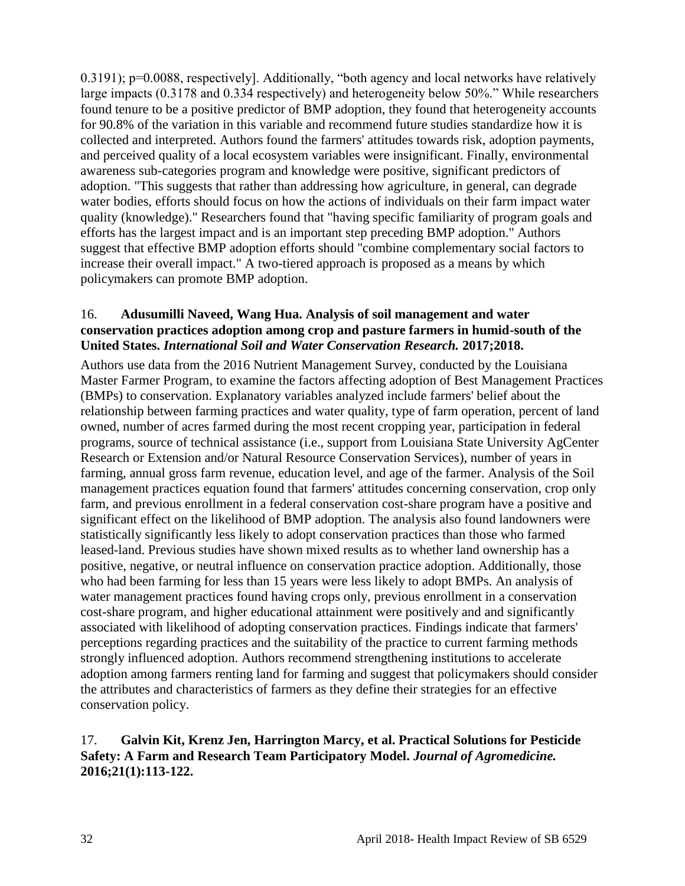0.3191); p=0.0088, respectively]. Additionally, "both agency and local networks have relatively large impacts (0.3178 and 0.334 respectively) and heterogeneity below 50%." While researchers found tenure to be a positive predictor of BMP adoption, they found that heterogeneity accounts for 90.8% of the variation in this variable and recommend future studies standardize how it is collected and interpreted. Authors found the farmers' attitudes towards risk, adoption payments, and perceived quality of a local ecosystem variables were insignificant. Finally, environmental awareness sub-categories program and knowledge were positive, significant predictors of adoption. "This suggests that rather than addressing how agriculture, in general, can degrade water bodies, efforts should focus on how the actions of individuals on their farm impact water quality (knowledge)." Researchers found that "having specific familiarity of program goals and efforts has the largest impact and is an important step preceding BMP adoption." Authors suggest that effective BMP adoption efforts should "combine complementary social factors to increase their overall impact." A two-tiered approach is proposed as a means by which policymakers can promote BMP adoption.

16. **Adusumilli Naveed, Wang Hua. Analysis of soil management and water conservation practices adoption among crop and pasture farmers in humid-south of the United States. *International Soil and Water Conservation Research.* 2017;2018.**

Authors use data from the 2016 Nutrient Management Survey, conducted by the Louisiana Master Farmer Program, to examine the factors affecting adoption of Best Management Practices (BMPs) to conservation. Explanatory variables analyzed include farmers' belief about the relationship between farming practices and water quality, type of farm operation, percent of land owned, number of acres farmed during the most recent cropping year, participation in federal programs, source of technical assistance (i.e., support from Louisiana State University AgCenter Research or Extension and/or Natural Resource Conservation Services), number of years in farming, annual gross farm revenue, education level, and age of the farmer. Analysis of the Soil management practices equation found that farmers' attitudes concerning conservation, crop only farm, and previous enrollment in a federal conservation cost-share program have a positive and significant effect on the likelihood of BMP adoption. The analysis also found landowners were statistically significantly less likely to adopt conservation practices than those who farmed leased-land. Previous studies have shown mixed results as to whether land ownership has a positive, negative, or neutral influence on conservation practice adoption. Additionally, those who had been farming for less than 15 years were less likely to adopt BMPs. An analysis of water management practices found having crops only, previous enrollment in a conservation cost-share program, and higher educational attainment were positively and and significantly associated with likelihood of adopting conservation practices. Findings indicate that farmers' perceptions regarding practices and the suitability of the practice to current farming methods strongly influenced adoption. Authors recommend strengthening institutions to accelerate adoption among farmers renting land for farming and suggest that policymakers should consider the attributes and characteristics of farmers as they define their strategies for an effective conservation policy.

17. **Galvin Kit, Krenz Jen, Harrington Marcy, et al. Practical Solutions for Pesticide Safety: A Farm and Research Team Participatory Model. *Journal of Agromedicine.* 2016;21(1):113-122.**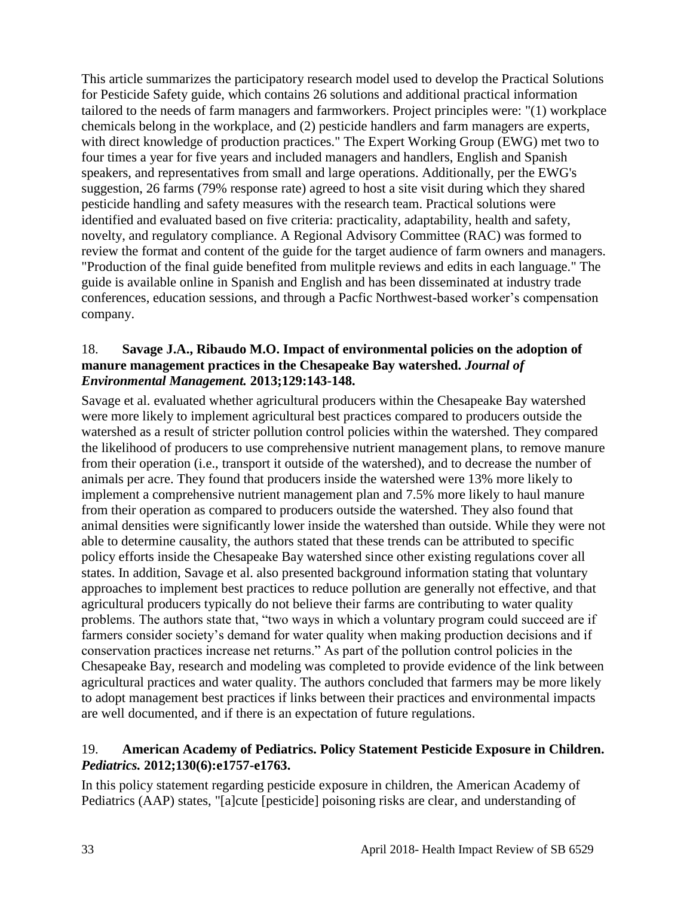This article summarizes the participatory research model used to develop the Practical Solutions for Pesticide Safety guide, which contains 26 solutions and additional practical information tailored to the needs of farm managers and farmworkers. Project principles were: "(1) workplace chemicals belong in the workplace, and (2) pesticide handlers and farm managers are experts, with direct knowledge of production practices." The Expert Working Group (EWG) met two to four times a year for five years and included managers and handlers, English and Spanish speakers, and representatives from small and large operations. Additionally, per the EWG's suggestion, 26 farms (79% response rate) agreed to host a site visit during which they shared pesticide handling and safety measures with the research team. Practical solutions were identified and evaluated based on five criteria: practicality, adaptability, health and safety, novelty, and regulatory compliance. A Regional Advisory Committee (RAC) was formed to review the format and content of the guide for the target audience of farm owners and managers. "Production of the final guide benefited from mulitple reviews and edits in each language." The guide is available online in Spanish and English and has been disseminated at industry trade conferences, education sessions, and through a Pacfic Northwest-based worker's compensation company.

18. **Savage J.A., Ribaudo M.O. Impact of environmental policies on the adoption of manure management practices in the Chesapeake Bay watershed. *Journal of Environmental Management.* 2013;129:143-148.**

Savage et al. evaluated whether agricultural producers within the Chesapeake Bay watershed were more likely to implement agricultural best practices compared to producers outside the watershed as a result of stricter pollution control policies within the watershed. They compared the likelihood of producers to use comprehensive nutrient management plans, to remove manure from their operation (i.e., transport it outside of the watershed), and to decrease the number of animals per acre. They found that producers inside the watershed were 13% more likely to implement a comprehensive nutrient management plan and 7.5% more likely to haul manure from their operation as compared to producers outside the watershed. They also found that animal densities were significantly lower inside the watershed than outside. While they were not able to determine causality, the authors stated that these trends can be attributed to specific policy efforts inside the Chesapeake Bay watershed since other existing regulations cover all states. In addition, Savage et al. also presented background information stating that voluntary approaches to implement best practices to reduce pollution are generally not effective, and that agricultural producers typically do not believe their farms are contributing to water quality problems. The authors state that, "two ways in which a voluntary program could succeed are if farmers consider society's demand for water quality when making production decisions and if conservation practices increase net returns." As part of the pollution control policies in the Chesapeake Bay, research and modeling was completed to provide evidence of the link between agricultural practices and water quality. The authors concluded that farmers may be more likely to adopt management best practices if links between their practices and environmental impacts are well documented, and if there is an expectation of future regulations.

19. **American Academy of Pediatrics. Policy Statement Pesticide Exposure in Children. *Pediatrics.* 2012;130(6):e1757-e1763.**

In this policy statement regarding pesticide exposure in children, the American Academy of Pediatrics (AAP) states, "[a]cute [pesticide] poisoning risks are clear, and understanding of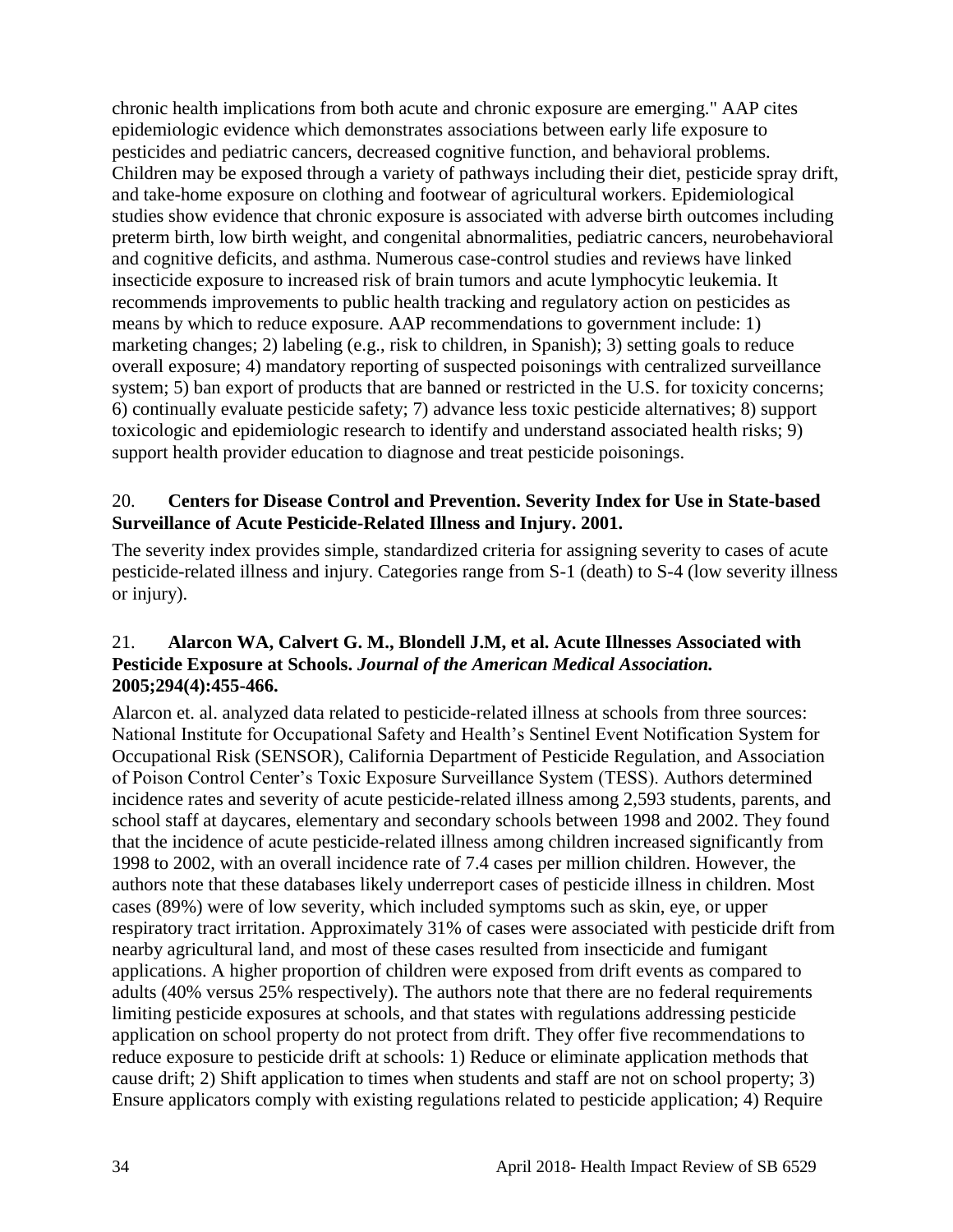chronic health implications from both acute and chronic exposure are emerging." AAP cites epidemiologic evidence which demonstrates associations between early life exposure to pesticides and pediatric cancers, decreased cognitive function, and behavioral problems. Children may be exposed through a variety of pathways including their diet, pesticide spray drift, and take-home exposure on clothing and footwear of agricultural workers. Epidemiological studies show evidence that chronic exposure is associated with adverse birth outcomes including preterm birth, low birth weight, and congenital abnormalities, pediatric cancers, neurobehavioral and cognitive deficits, and asthma. Numerous case-control studies and reviews have linked insecticide exposure to increased risk of brain tumors and acute lymphocytic leukemia. It recommends improvements to public health tracking and regulatory action on pesticides as means by which to reduce exposure. AAP recommendations to government include: 1) marketing changes; 2) labeling (e.g., risk to children, in Spanish); 3) setting goals to reduce overall exposure; 4) mandatory reporting of suspected poisonings with centralized surveillance system; 5) ban export of products that are banned or restricted in the U.S. for toxicity concerns; 6) continually evaluate pesticide safety; 7) advance less toxic pesticide alternatives; 8) support toxicologic and epidemiologic research to identify and understand associated health risks; 9) support health provider education to diagnose and treat pesticide poisonings.

20. **Centers for Disease Control and Prevention. Severity Index for Use in State-based Surveillance of Acute Pesticide-Related Illness and Injury. 2001.**

The severity index provides simple, standardized criteria for assigning severity to cases of acute pesticide-related illness and injury. Categories range from S-1 (death) to S-4 (low severity illness or injury).

21. **Alarcon WA, Calvert G. M., Blondell J.M, et al. Acute Illnesses Associated with Pesticide Exposure at Schools.** ***Journal of the American Medical Association.*** **2005;294(4):455-466.**

Alarcon et. al. analyzed data related to pesticide-related illness at schools from three sources: National Institute for Occupational Safety and Health's Sentinel Event Notification System for Occupational Risk (SENSOR), California Department of Pesticide Regulation, and Association of Poison Control Center's Toxic Exposure Surveillance System (TESS). Authors determined incidence rates and severity of acute pesticide-related illness among 2,593 students, parents, and school staff at daycares, elementary and secondary schools between 1998 and 2002. They found that the incidence of acute pesticide-related illness among children increased significantly from 1998 to 2002, with an overall incidence rate of 7.4 cases per million children. However, the authors note that these databases likely underreport cases of pesticide illness in children. Most cases (89%) were of low severity, which included symptoms such as skin, eye, or upper respiratory tract irritation. Approximately 31% of cases were associated with pesticide drift from nearby agricultural land, and most of these cases resulted from insecticide and fumigant applications. A higher proportion of children were exposed from drift events as compared to adults (40% versus 25% respectively). The authors note that there are no federal requirements limiting pesticide exposures at schools, and that states with regulations addressing pesticide application on school property do not protect from drift. They offer five recommendations to reduce exposure to pesticide drift at schools: 1) Reduce or eliminate application methods that cause drift; 2) Shift application to times when students and staff are not on school property; 3) Ensure applicators comply with existing regulations related to pesticide application; 4) Require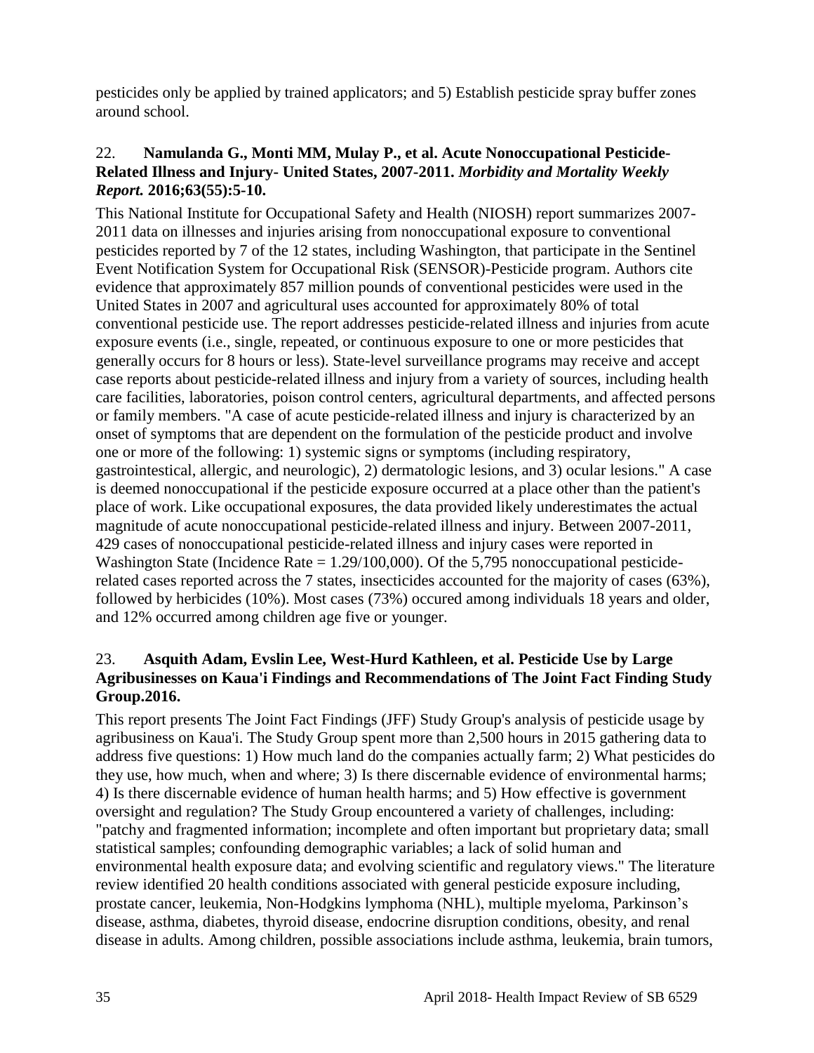pesticides only be applied by trained applicators; and 5) Establish pesticide spray buffer zones around school.

22. **Namulanda G., Monti MM, Mulay P., et al. Acute Nonoccupational Pesticide-Related Illness and Injury- United States, 2007-2011. *Morbidity and Mortality Weekly Report.* 2016;63(55):5-10.**

This National Institute for Occupational Safety and Health (NIOSH) report summarizes 2007-2011 data on illnesses and injuries arising from nonoccupational exposure to conventional pesticides reported by 7 of the 12 states, including Washington, that participate in the Sentinel Event Notification System for Occupational Risk (SENSOR)-Pesticide program. Authors cite evidence that approximately 857 million pounds of conventional pesticides were used in the United States in 2007 and agricultural uses accounted for approximately 80% of total conventional pesticide use. The report addresses pesticide-related illness and injuries from acute exposure events (i.e., single, repeated, or continuous exposure to one or more pesticides that generally occurs for 8 hours or less). State-level surveillance programs may receive and accept case reports about pesticide-related illness and injury from a variety of sources, including health care facilities, laboratories, poison control centers, agricultural departments, and affected persons or family members. "A case of acute pesticide-related illness and injury is characterized by an onset of symptoms that are dependent on the formulation of the pesticide product and involve one or more of the following: 1) systemic signs or symptoms (including respiratory, gastrointestical, allergic, and neurologic), 2) dermatologic lesions, and 3) ocular lesions." A case is deemed nonoccupational if the pesticide exposure occurred at a place other than the patient's place of work. Like occupational exposures, the data provided likely underestimates the actual magnitude of acute nonoccupational pesticide-related illness and injury. Between 2007-2011, 429 cases of nonoccupational pesticide-related illness and injury cases were reported in Washington State (Incidence Rate = 1.29/100,000). Of the 5,795 nonoccupational pesticide-related cases reported across the 7 states, insecticides accounted for the majority of cases (63%), followed by herbicides (10%). Most cases (73%) occured among individuals 18 years and older, and 12% occurred among children age five or younger.

23. **Asquith Adam, Evslin Lee, West-Hurd Kathleen, et al. Pesticide Use by Large Agribusinesses on Kaua'i Findings and Recommendations of The Joint Fact Finding Study Group.2016.**

This report presents The Joint Fact Findings (JFF) Study Group's analysis of pesticide usage by agribusiness on Kaua'i. The Study Group spent more than 2,500 hours in 2015 gathering data to address five questions: 1) How much land do the companies actually farm; 2) What pesticides do they use, how much, when and where; 3) Is there discernable evidence of environmental harms; 4) Is there discernable evidence of human health harms; and 5) How effective is government oversight and regulation? The Study Group encountered a variety of challenges, including: "patchy and fragmented information; incomplete and often important but proprietary data; small statistical samples; confounding demographic variables; a lack of solid human and environmental health exposure data; and evolving scientific and regulatory views." The literature review identified 20 health conditions associated with general pesticide exposure including, prostate cancer, leukemia, Non-Hodgkins lymphoma (NHL), multiple myeloma, Parkinson's disease, asthma, diabetes, thyroid disease, endocrine disruption conditions, obesity, and renal disease in adults. Among children, possible associations include asthma, leukemia, brain tumors,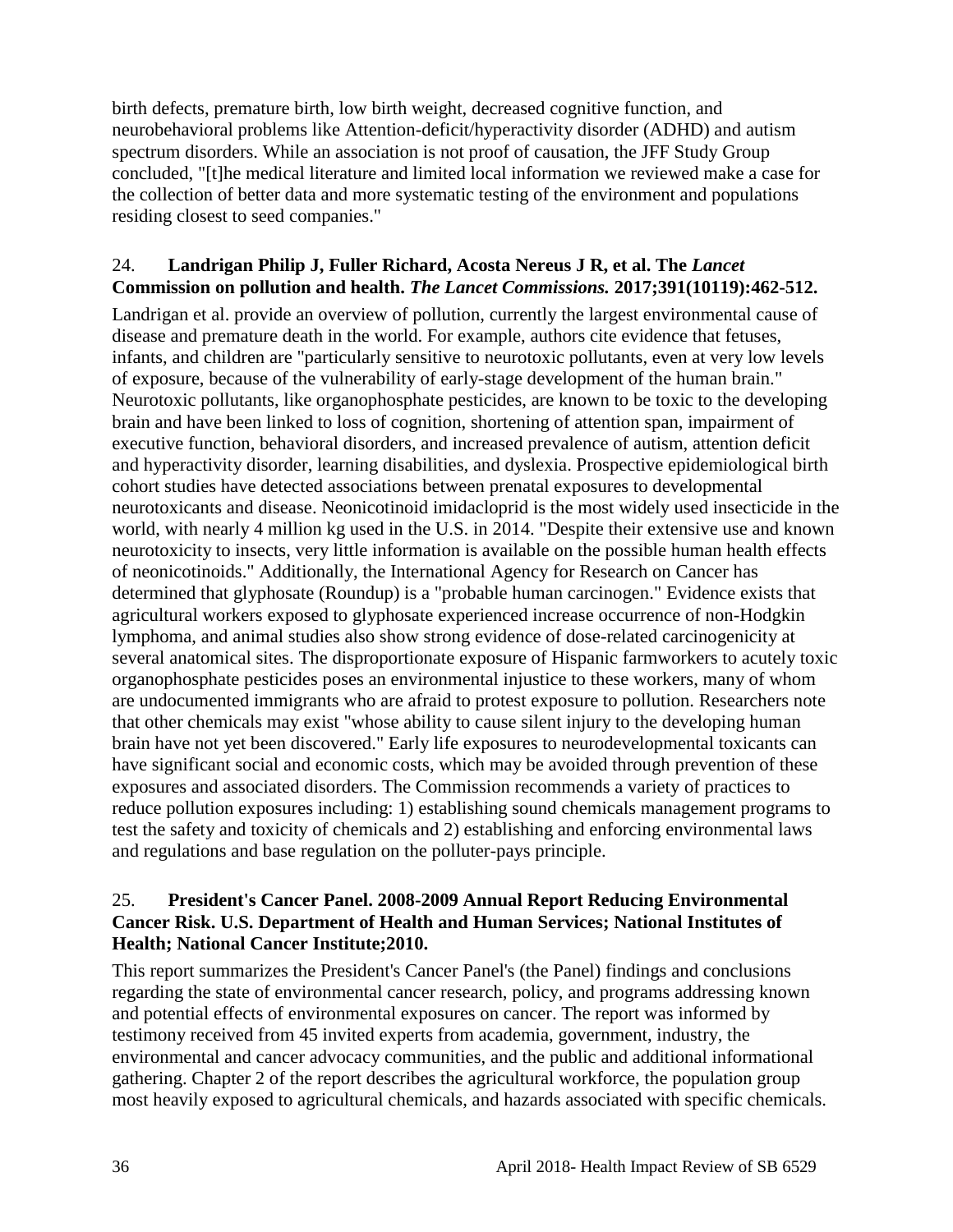birth defects, premature birth, low birth weight, decreased cognitive function, and neurobehavioral problems like Attention-deficit/hyperactivity disorder (ADHD) and autism spectrum disorders. While an association is not proof of causation, the JFF Study Group concluded, "[t]he medical literature and limited local information we reviewed make a case for the collection of better data and more systematic testing of the environment and populations residing closest to seed companies."

24. **Landrigan Philip J, Fuller Richard, Acosta Nereus J R, et al. The *Lancet* Commission on pollution and health. *The Lancet Commissions.* 2017;391(10119):462-512.**

Landrigan et al. provide an overview of pollution, currently the largest environmental cause of disease and premature death in the world. For example, authors cite evidence that fetuses, infants, and children are "particularly sensitive to neurotoxic pollutants, even at very low levels of exposure, because of the vulnerability of early-stage development of the human brain." Neurotoxic pollutants, like organophosphate pesticides, are known to be toxic to the developing brain and have been linked to loss of cognition, shortening of attention span, impairment of executive function, behavioral disorders, and increased prevalence of autism, attention deficit and hyperactivity disorder, learning disabilities, and dyslexia. Prospective epidemiological birth cohort studies have detected associations between prenatal exposures to developmental neurotoxicants and disease. Neonicotinoid imidacloprid is the most widely used insecticide in the world, with nearly 4 million kg used in the U.S. in 2014. "Despite their extensive use and known neurotoxicity to insects, very little information is available on the possible human health effects of neonicotinoids." Additionally, the International Agency for Research on Cancer has determined that glyphosate (Roundup) is a "probable human carcinogen." Evidence exists that agricultural workers exposed to glyphosate experienced increase occurrence of non-Hodgkin lymphoma, and animal studies also show strong evidence of dose-related carcinogenicity at several anatomical sites. The disproportionate exposure of Hispanic farmworkers to acutely toxic organophosphate pesticides poses an environmental injustice to these workers, many of whom are undocumented immigrants who are afraid to protest exposure to pollution. Researchers note that other chemicals may exist "whose ability to cause silent injury to the developing human brain have not yet been discovered." Early life exposures to neurodevelopmental toxicants can have significant social and economic costs, which may be avoided through prevention of these exposures and associated disorders. The Commission recommends a variety of practices to reduce pollution exposures including: 1) establishing sound chemicals management programs to test the safety and toxicity of chemicals and 2) establishing and enforcing environmental laws and regulations and base regulation on the polluter-pays principle.

25. **President's Cancer Panel. 2008-2009 Annual Report Reducing Environmental Cancer Risk. U.S. Department of Health and Human Services; National Institutes of Health; National Cancer Institute;2010.**

This report summarizes the President's Cancer Panel's (the Panel) findings and conclusions regarding the state of environmental cancer research, policy, and programs addressing known and potential effects of environmental exposures on cancer. The report was informed by testimony received from 45 invited experts from academia, government, industry, the environmental and cancer advocacy communities, and the public and additional informational gathering. Chapter 2 of the report describes the agricultural workforce, the population group most heavily exposed to agricultural chemicals, and hazards associated with specific chemicals.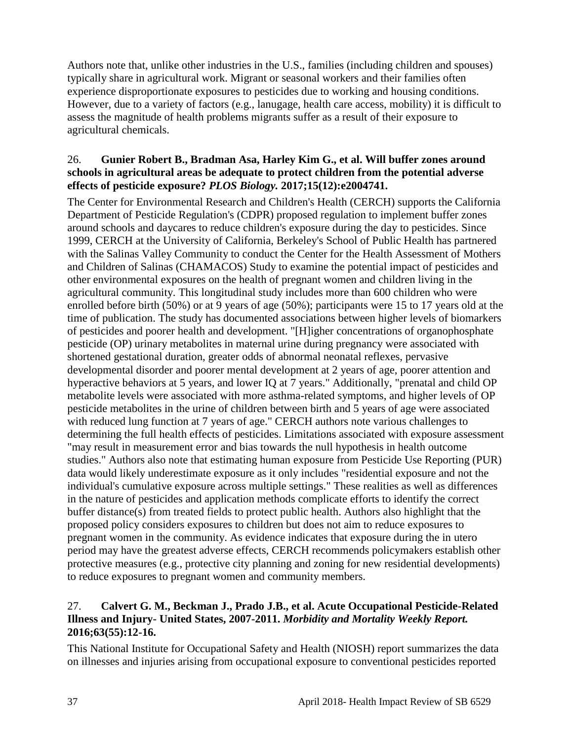Authors note that, unlike other industries in the U.S., families (including children and spouses) typically share in agricultural work. Migrant or seasonal workers and their families often experience disproportionate exposures to pesticides due to working and housing conditions. However, due to a variety of factors (e.g., lanugage, health care access, mobility) it is difficult to assess the magnitude of health problems migrants suffer as a result of their exposure to agricultural chemicals.

26. **Gunier Robert B., Bradman Asa, Harley Kim G., et al. Will buffer zones around schools in agricultural areas be adequate to protect children from the potential adverse effects of pesticide exposure?** ***PLOS Biology.*** **2017;15(12):e2004741.**

The Center for Environmental Research and Children's Health (CERCH) supports the California Department of Pesticide Regulation's (CDPR) proposed regulation to implement buffer zones around schools and daycares to reduce children's exposure during the day to pesticides. Since 1999, CERCH at the University of California, Berkeley's School of Public Health has partnered with the Salinas Valley Community to conduct the Center for the Health Assessment of Mothers and Children of Salinas (CHAMACOS) Study to examine the potential impact of pesticides and other environmental exposures on the health of pregnant women and children living in the agricultural community. This longitudinal study includes more than 600 children who were enrolled before birth (50%) or at 9 years of age (50%); participants were 15 to 17 years old at the time of publication. The study has documented associations between higher levels of biomarkers of pesticides and poorer health and development. "[H]igher concentrations of organophosphate pesticide (OP) urinary metabolites in maternal urine during pregnancy were associated with shortened gestational duration, greater odds of abnormal neonatal reflexes, pervasive developmental disorder and poorer mental development at 2 years of age, poorer attention and hyperactive behaviors at 5 years, and lower IQ at 7 years." Additionally, "prenatal and child OP metabolite levels were associated with more asthma-related symptoms, and higher levels of OP pesticide metabolites in the urine of children between birth and 5 years of age were associated with reduced lung function at 7 years of age." CERCH authors note various challenges to determining the full health effects of pesticides. Limitations associated with exposure assessment "may result in measurement error and bias towards the null hypothesis in health outcome studies." Authors also note that estimating human exposure from Pesticide Use Reporting (PUR) data would likely underestimate exposure as it only includes "residential exposure and not the individual's cumulative exposure across multiple settings." These realities as well as differences in the nature of pesticides and application methods complicate efforts to identify the correct buffer distance(s) from treated fields to protect public health. Authors also highlight that the proposed policy considers exposures to children but does not aim to reduce exposures to pregnant women in the community. As evidence indicates that exposure during the in utero period may have the greatest adverse effects, CERCH recommends policymakers establish other protective measures (e.g., protective city planning and zoning for new residential developments) to reduce exposures to pregnant women and community members.

27. **Calvert G. M., Beckman J., Prado J.B., et al. Acute Occupational Pesticide-Related Illness and Injury- United States, 2007-2011.** ***Morbidity and Mortality Weekly Report.*** **2016;63(55):12-16.**

This National Institute for Occupational Safety and Health (NIOSH) report summarizes the data on illnesses and injuries arising from occupational exposure to conventional pesticides reported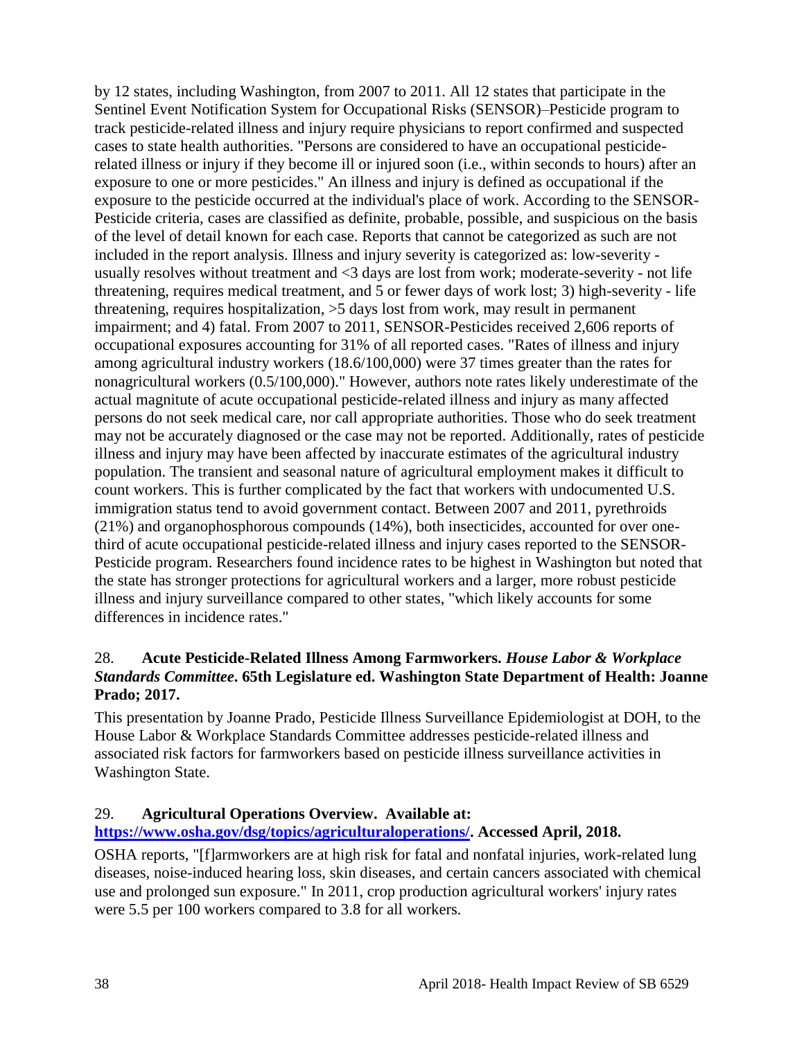by 12 states, including Washington, from 2007 to 2011. All 12 states that participate in the Sentinel Event Notification System for Occupational Risks (SENSOR)–Pesticide program to track pesticide-related illness and injury require physicians to report confirmed and suspected cases to state health authorities. "Persons are considered to have an occupational pesticide-related illness or injury if they become ill or injured soon (i.e., within seconds to hours) after an exposure to one or more pesticides." An illness and injury is defined as occupational if the exposure to the pesticide occurred at the individual's place of work. According to the SENSOR-Pesticide criteria, cases are classified as definite, probable, possible, and suspicious on the basis of the level of detail known for each case. Reports that cannot be categorized as such are not included in the report analysis. Illness and injury severity is categorized as: low-severity - usually resolves without treatment and <3 days are lost from work; moderate-severity - not life threatening, requires medical treatment, and 5 or fewer days of work lost; 3) high-severity - life threatening, requires hospitalization, >5 days lost from work, may result in permanent impairment; and 4) fatal. From 2007 to 2011, SENSOR-Pesticides received 2,606 reports of occupational exposures accounting for 31% of all reported cases. "Rates of illness and injury among agricultural industry workers (18.6/100,000) were 37 times greater than the rates for nonagricultural workers (0.5/100,000)." However, authors note rates likely underestimate of the actual magnitude of acute occupational pesticide-related illness and injury as many affected persons do not seek medical care, nor call appropriate authorities. Those who do seek treatment may not be accurately diagnosed or the case may not be reported. Additionally, rates of pesticide illness and injury may have been affected by inaccurate estimates of the agricultural industry population. The transient and seasonal nature of agricultural employment makes it difficult to count workers. This is further complicated by the fact that workers with undocumented U.S. immigration status tend to avoid government contact. Between 2007 and 2011, pyrethroids (21%) and organophosphorous compounds (14%), both insecticides, accounted for over one-third of acute occupational pesticide-related illness and injury cases reported to the SENSOR-Pesticide program. Researchers found incidence rates to be highest in Washington but noted that the state has stronger protections for agricultural workers and a larger, more robust pesticide illness and injury surveillance compared to other states, "which likely accounts for some differences in incidence rates."

28. **Acute Pesticide-Related Illness Among Farmworkers. *House Labor & Workplace Standards Committee*. 65th Legislature ed. Washington State Department of Health: Joanne Prado; 2017.**

This presentation by Joanne Prado, Pesticide Illness Surveillance Epidemiologist at DOH, to the House Labor & Workplace Standards Committee addresses pesticide-related illness and associated risk factors for farmworkers based on pesticide illness surveillance activities in Washington State.

29. **Agricultural Operations Overview. Available at: [https://www.osha.gov/dsg/topics/agriculturaloperations/](https://www.osha.gov/dsg/topics/agriculturaloperations/). Accessed April, 2018.**

OSHA reports, "[f]armworkers are at high risk for fatal and nonfatal injuries, work-related lung diseases, noise-induced hearing loss, skin diseases, and certain cancers associated with chemical use and prolonged sun exposure." In 2011, crop production agricultural workers' injury rates were 5.5 per 100 workers compared to 3.8 for all workers.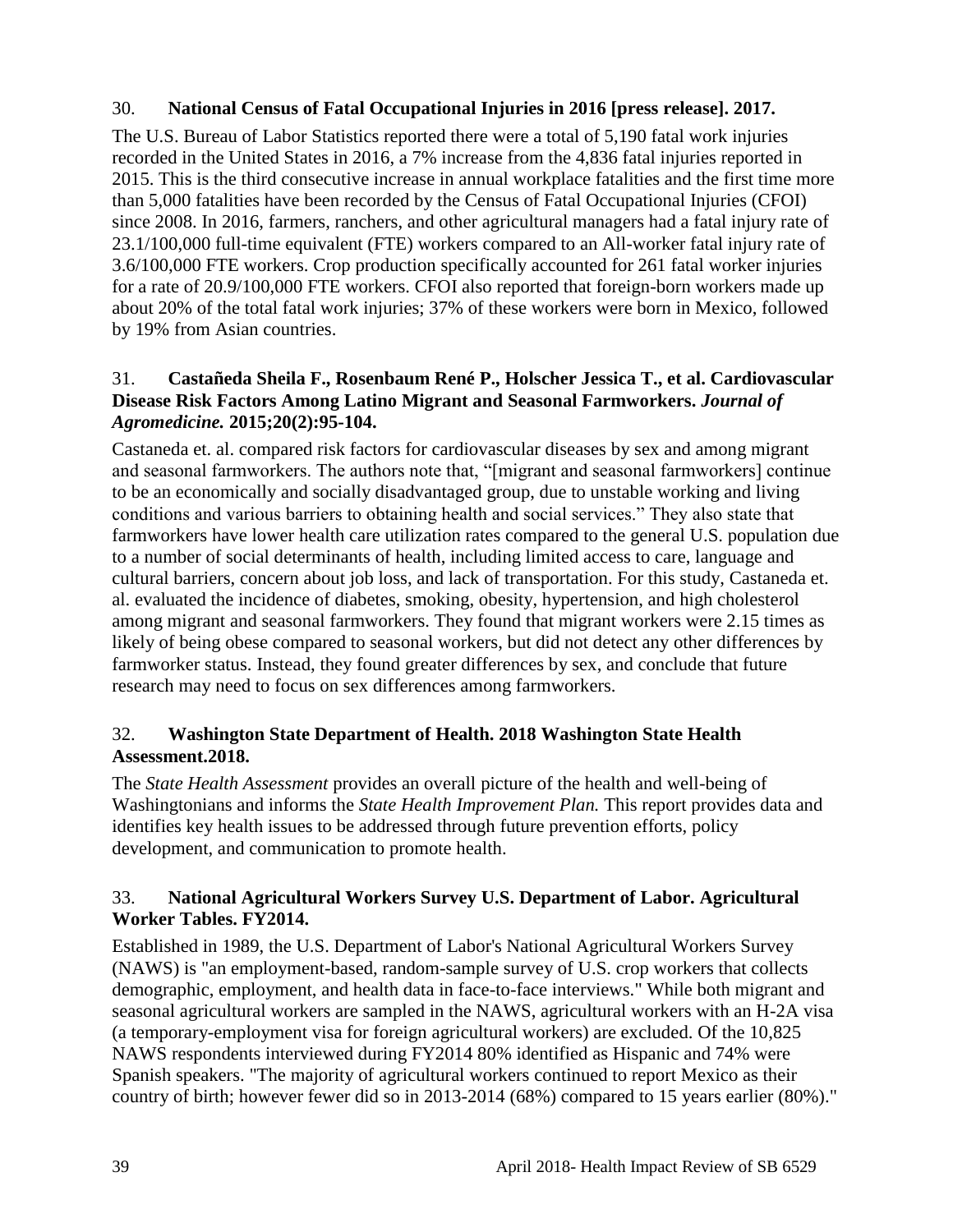30. **National Census of Fatal Occupational Injuries in 2016 [press release]. 2017.**

The U.S. Bureau of Labor Statistics reported there were a total of 5,190 fatal work injuries recorded in the United States in 2016, a 7% increase from the 4,836 fatal injuries reported in 2015. This is the third consecutive increase in annual workplace fatalities and the first time more than 5,000 fatalities have been recorded by the Census of Fatal Occupational Injuries (CFOI) since 2008. In 2016, farmers, ranchers, and other agricultural managers had a fatal injury rate of 23.1/100,000 full-time equivalent (FTE) workers compared to an All-worker fatal injury rate of 3.6/100,000 FTE workers. Crop production specifically accounted for 261 fatal worker injuries for a rate of 20.9/100,000 FTE workers. CFOI also reported that foreign-born workers made up about 20% of the total fatal work injuries; 37% of these workers were born in Mexico, followed by 19% from Asian countries.

31. **Castañeda Sheila F., Rosenbaum René P., Holscher Jessica T., et al. Cardiovascular Disease Risk Factors Among Latino Migrant and Seasonal Farmworkers. *Journal of Agromedicine.* 2015;20(2):95-104.**

Castaneda et. al. compared risk factors for cardiovascular diseases by sex and among migrant and seasonal farmworkers. The authors note that, "[migrant and seasonal farmworkers] continue to be an economically and socially disadvantaged group, due to unstable working and living conditions and various barriers to obtaining health and social services." They also state that farmworkers have lower health care utilization rates compared to the general U.S. population due to a number of social determinants of health, including limited access to care, language and cultural barriers, concern about job loss, and lack of transportation. For this study, Castaneda et. al. evaluated the incidence of diabetes, smoking, obesity, hypertension, and high cholesterol among migrant and seasonal farmworkers. They found that migrant workers were 2.15 times as likely of being obese compared to seasonal workers, but did not detect any other differences by farmworker status. Instead, they found greater differences by sex, and conclude that future research may need to focus on sex differences among farmworkers.

32. **Washington State Department of Health. 2018 Washington State Health Assessment.2018.**

The *State Health Assessment* provides an overall picture of the health and well-being of Washingtonians and informs the *State Health Improvement Plan.* This report provides data and identifies key health issues to be addressed through future prevention efforts, policy development, and communication to promote health.

33. **National Agricultural Workers Survey U.S. Department of Labor. Agricultural Worker Tables. FY2014.**

Established in 1989, the U.S. Department of Labor's National Agricultural Workers Survey (NAWS) is "an employment-based, random-sample survey of U.S. crop workers that collects demographic, employment, and health data in face-to-face interviews." While both migrant and seasonal agricultural workers are sampled in the NAWS, agricultural workers with an H-2A visa (a temporary-employment visa for foreign agricultural workers) are excluded. Of the 10,825 NAWS respondents interviewed during FY2014 80% identified as Hispanic and 74% were Spanish speakers. "The majority of agricultural workers continued to report Mexico as their country of birth; however fewer did so in 2013-2014 (68%) compared to 15 years earlier (80%)."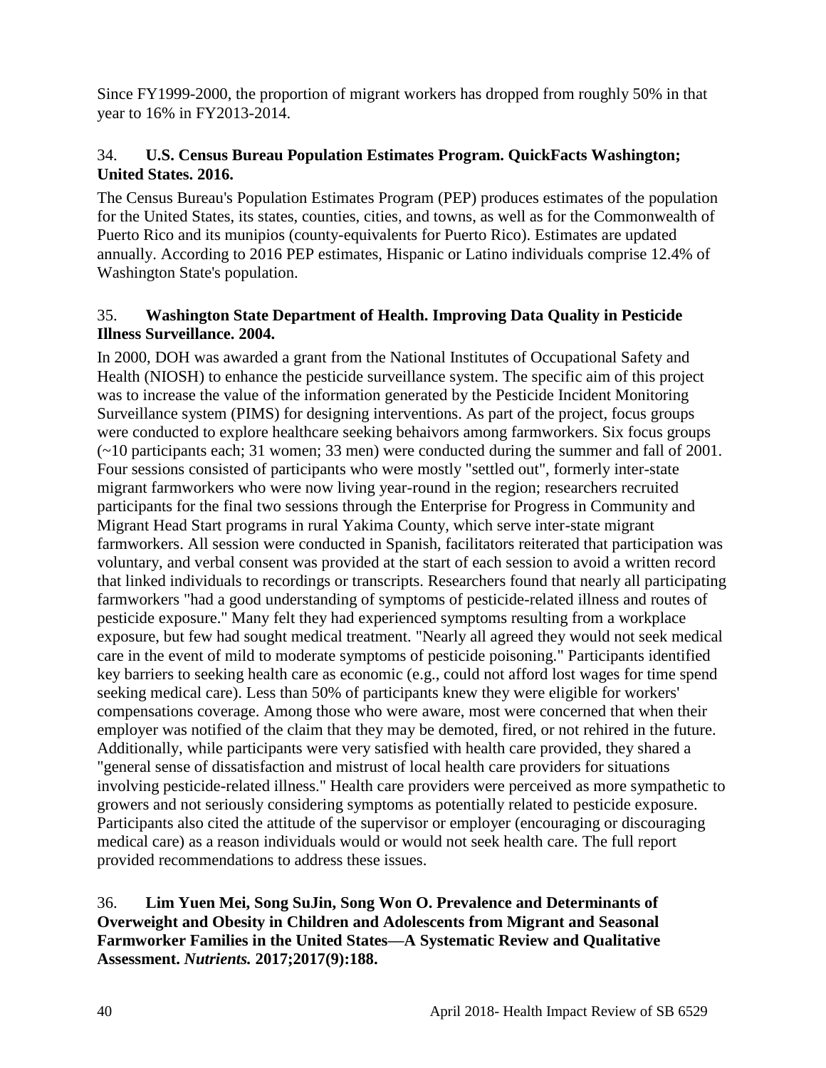Since FY1999-2000, the proportion of migrant workers has dropped from roughly 50% in that year to 16% in FY2013-2014.

34. **U.S. Census Bureau Population Estimates Program. QuickFacts Washington; United States. 2016.**

The Census Bureau's Population Estimates Program (PEP) produces estimates of the population for the United States, its states, counties, cities, and towns, as well as for the Commonwealth of Puerto Rico and its munipios (county-equivalents for Puerto Rico). Estimates are updated annually. According to 2016 PEP estimates, Hispanic or Latino individuals comprise 12.4% of Washington State's population.

35. **Washington State Department of Health. Improving Data Quality in Pesticide Illness Surveillance. 2004.**

In 2000, DOH was awarded a grant from the National Institutes of Occupational Safety and Health (NIOSH) to enhance the pesticide surveillance system. The specific aim of this project was to increase the value of the information generated by the Pesticide Incident Monitoring Surveillance system (PIMS) for designing interventions. As part of the project, focus groups were conducted to explore healthcare seeking behaivors among farmworkers. Six focus groups (~10 participants each; 31 women; 33 men) were conducted during the summer and fall of 2001. Four sessions consisted of participants who were mostly "settled out", formerly inter-state migrant farmworkers who were now living year-round in the region; researchers recruited participants for the final two sessions through the Enterprise for Progress in Community and Migrant Head Start programs in rural Yakima County, which serve inter-state migrant farmworkers. All session were conducted in Spanish, facilitators reiterated that participation was voluntary, and verbal consent was provided at the start of each session to avoid a written record that linked individuals to recordings or transcripts. Researchers found that nearly all participating farmworkers "had a good understanding of symptoms of pesticide-related illness and routes of pesticide exposure." Many felt they had experienced symptoms resulting from a workplace exposure, but few had sought medical treatment. "Nearly all agreed they would not seek medical care in the event of mild to moderate symptoms of pesticide poisoning." Participants identified key barriers to seeking health care as economic (e.g., could not afford lost wages for time spend seeking medical care). Less than 50% of participants knew they were eligible for workers' compensations coverage. Among those who were aware, most were concerned that when their employer was notified of the claim that they may be demoted, fired, or not rehired in the future. Additionally, while participants were very satisfied with health care provided, they shared a "general sense of dissatisfaction and mistrust of local health care providers for situations involving pesticide-related illness." Health care providers were perceived as more sympathetic to growers and not seriously considering symptoms as potentially related to pesticide exposure. Participants also cited the attitude of the supervisor or employer (encouraging or discouraging medical care) as a reason individuals would or would not seek health care. The full report provided recommendations to address these issues.

36. **Lim Yuen Mei, Song SuJin, Song Won O. Prevalence and Determinants of Overweight and Obesity in Children and Adolescents from Migrant and Seasonal Farmworker Families in the United States—A Systematic Review and Qualitative Assessment. *Nutrients.* 2017;2017(9):188.**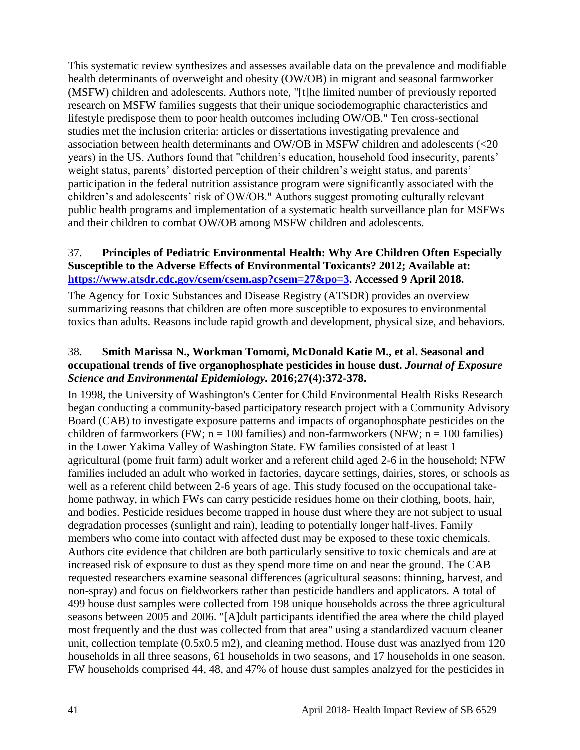This systematic review synthesizes and assesses available data on the prevalence and modifiable health determinants of overweight and obesity (OW/OB) in migrant and seasonal farmworker (MSFW) children and adolescents. Authors note, "[t]he limited number of previously reported research on MSFW families suggests that their unique sociodemographic characteristics and lifestyle predispose them to poor health outcomes including OW/OB." Ten cross-sectional studies met the inclusion criteria: articles or dissertations investigating prevalence and association between health determinants and OW/OB in MSFW children and adolescents (<20 years) in the US. Authors found that "children's education, household food insecurity, parents' weight status, parents' distorted perception of their children's weight status, and parents' participation in the federal nutrition assistance program were significantly associated with the children's and adolescents' risk of OW/OB." Authors suggest promoting culturally relevant public health programs and implementation of a systematic health surveillance plan for MSFWs and their children to combat OW/OB among MSFW children and adolescents.

37. **Principles of Pediatric Environmental Health: Why Are Children Often Especially Susceptible to the Adverse Effects of Environmental Toxicants? 2012; Available at: [https://www.atsdr.cdc.gov/csem/csem.asp?csem=27&po=3](https://www.atsdr.cdc.gov/csem/csem.asp?csem=27&po=3). Accessed 9 April 2018.**

The Agency for Toxic Substances and Disease Registry (ATSDR) provides an overview summarizing reasons that children are often more susceptible to exposures to environmental toxics than adults. Reasons include rapid growth and development, physical size, and behaviors.

38. **Smith Marissa N., Workman Tomomi, McDonald Katie M., et al. Seasonal and occupational trends of five organophosphate pesticides in house dust. *Journal of Exposure Science and Environmental Epidemiology.* 2016;27(4):372-378.**

In 1998, the University of Washington's Center for Child Environmental Health Risks Research began conducting a community-based participatory research project with a Community Advisory Board (CAB) to investigate exposure patterns and impacts of organophosphate pesticides on the children of farmworkers (FW; n = 100 families) and non-farmworkers (NFW; n = 100 families) in the Lower Yakima Valley of Washington State. FW families consisted of at least 1 agricultural (pome fruit farm) adult worker and a referent child aged 2-6 in the household; NFW families included an adult who worked in factories, daycare settings, dairies, stores, or schools as well as a referent child between 2-6 years of age. This study focused on the occupational take-home pathway, in which FWs can carry pesticide residues home on their clothing, boots, hair, and bodies. Pesticide residues become trapped in house dust where they are not subject to usual degradation processes (sunlight and rain), leading to potentially longer half-lives. Family members who come into contact with affected dust may be exposed to these toxic chemicals. Authors cite evidence that children are both particularly sensitive to toxic chemicals and are at increased risk of exposure to dust as they spend more time on and near the ground. The CAB requested researchers examine seasonal differences (agricultural seasons: thinning, harvest, and non-spray) and focus on fieldworkers rather than pesticide handlers and applicators. A total of 499 house dust samples were collected from 198 unique households across the three agricultural seasons between 2005 and 2006. "[A]dult participants identified the area where the child played most frequently and the dust was collected from that area" using a standardized vacuum cleaner unit, collection template (0.5x0.5 m2), and cleaning method. House dust was anazlyed from 120 households in all three seasons, 61 households in two seasons, and 17 households in one season. FW households comprised 44, 48, and 47% of house dust samples analzyed for the pesticides in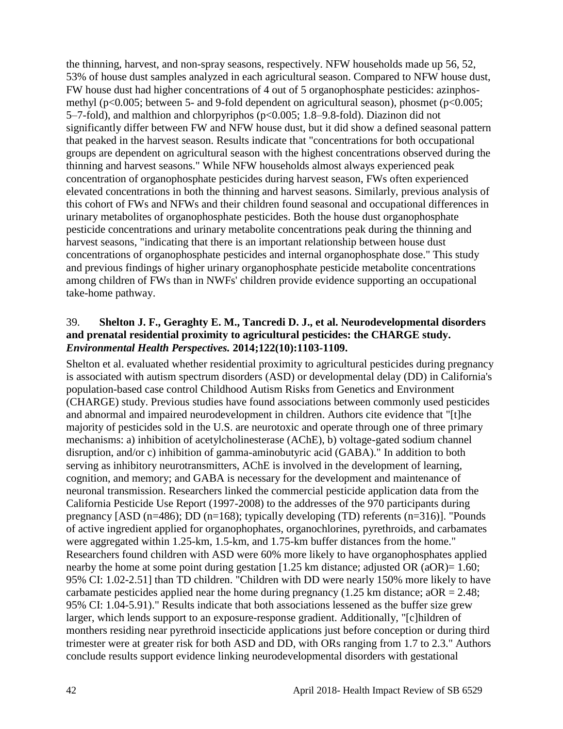the thinning, harvest, and non-spray seasons, respectively. NFW households made up 56, 52, 53% of house dust samples analyzed in each agricultural season. Compared to NFW house dust, FW house dust had higher concentrations of 4 out of 5 organophosphate pesticides: azinphos-methyl ($p<0.005$; between 5- and 9-fold dependent on agricultural season), phosmet ($p<0.005$; 5–7-fold), and malthion and chlorpyriphos ($p<0.005$; 1.8–9.8-fold). Diazinon did not significantly differ between FW and NFW house dust, but it did show a defined seasonal pattern that peaked in the harvest season. Results indicate that "concentrations for both occupational groups are dependent on agricultural season with the highest concentrations observed during the thinning and harvest seasons." While NFW households almost always experienced peak concentration of organophosphate pesticides during harvest season, FWs often experienced elevated concentrations in both the thinning and harvest seasons. Similarly, previous analysis of this cohort of FWs and NFWs and their children found seasonal and occupational differences in urinary metabolites of organophosphate pesticides. Both the house dust organophosphate pesticide concentrations and urinary metabolite concentrations peak during the thinning and harvest seasons, "indicating that there is an important relationship between house dust concentrations of organophosphate pesticides and internal organophosphate dose." This study and previous findings of higher urinary organophosphate pesticide metabolite concentrations among children of FWs than in NWFs' children provide evidence supporting an occupational take-home pathway.

39. **Shelton J. F., Geraghty E. M., Tancredi D. J., et al. Neurodevelopmental disorders and prenatal residential proximity to agricultural pesticides: the CHARGE study. *Environmental Health Perspectives.* 2014;122(10):1103-1109.**

Shelton et al. evaluated whether residential proximity to agricultural pesticides during pregnancy is associated with autism spectrum disorders (ASD) or developmental delay (DD) in California's population-based case control Childhood Autism Risks from Genetics and Environment (CHARGE) study. Previous studies have found associations between commonly used pesticides and abnormal and impaired neurodevelopment in children. Authors cite evidence that "[t]he majority of pesticides sold in the U.S. are neurotoxic and operate through one of three primary mechanisms: a) inhibition of acetylcholinesterase (AChE), b) voltage-gated sodium channel disruption, and/or c) inhibition of gamma-aminobutyric acid (GABA)." In addition to both serving as inhibitory neurotransmitters, AChE is involved in the development of learning, cognition, and memory; and GABA is necessary for the development and maintenance of neuronal transmission. Researchers linked the commercial pesticide application data from the California Pesticide Use Report (1997-2008) to the addresses of the 970 participants during pregnancy [ASD (n=486); DD (n=168); typically developing (TD) referents (n=316)]. "Pounds of active ingredient applied for organophophates, organochlorines, pyrethroids, and carbamates were aggregated within 1.25-km, 1.5-km, and 1.75-km buffer distances from the home." Researchers found children with ASD were 60% more likely to have organophosphates applied nearby the home at some point during gestation [1.25 km distance; adjusted OR (aOR)= 1.60; 95% CI: 1.02-2.51] than TD children. "Children with DD were nearly 150% more likely to have carbamate pesticides applied near the home during pregnancy (1.25 km distance; aOR = 2.48; 95% CI: 1.04-5.91)." Results indicate that both associations lessened as the buffer size grew larger, which lends support to an exposure-response gradient. Additionally, "[c]hildren of monthers residing near pyrethroid insecticide applications just before conception or during third trimester were at greater risk for both ASD and DD, with ORs ranging from 1.7 to 2.3." Authors conclude results support evidence linking neurodevelopmental disorders with gestational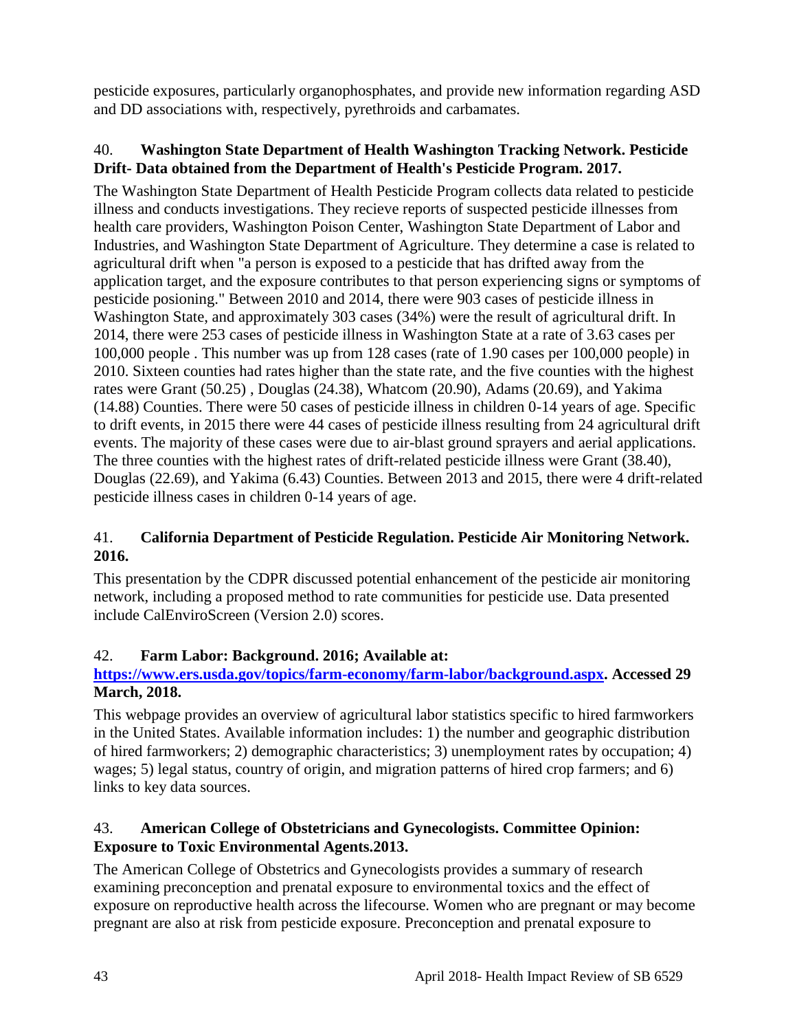pesticide exposures, particularly organophosphates, and provide new information regarding ASD and DD associations with, respectively, pyrethroids and carbamates.

40. **Washington State Department of Health Washington Tracking Network. Pesticide Drift- Data obtained from the Department of Health's Pesticide Program. 2017.**

The Washington State Department of Health Pesticide Program collects data related to pesticide illness and conducts investigations. They recieve reports of suspected pesticide illnesses from health care providers, Washington Poison Center, Washington State Department of Labor and Industries, and Washington State Department of Agriculture. They determine a case is related to agricultural drift when "a person is exposed to a pesticide that has drifted away from the application target, and the exposure contributes to that person experiencing signs or symptoms of pesticide posioning." Between 2010 and 2014, there were 903 cases of pesticide illness in Washington State, and approximately 303 cases (34%) were the result of agricultural drift. In 2014, there were 253 cases of pesticide illness in Washington State at a rate of 3.63 cases per 100,000 people . This number was up from 128 cases (rate of 1.90 cases per 100,000 people) in 2010. Sixteen counties had rates higher than the state rate, and the five counties with the highest rates were Grant (50.25) , Douglas (24.38), Whatcom (20.90), Adams (20.69), and Yakima (14.88) Counties. There were 50 cases of pesticide illness in children 0-14 years of age. Specific to drift events, in 2015 there were 44 cases of pesticide illness resulting from 24 agricultural drift events. The majority of these cases were due to air-blast ground sprayers and aerial applications. The three counties with the highest rates of drift-related pesticide illness were Grant (38.40), Douglas (22.69), and Yakima (6.43) Counties. Between 2013 and 2015, there were 4 drift-related pesticide illness cases in children 0-14 years of age.

41. **California Department of Pesticide Regulation. Pesticide Air Monitoring Network. 2016.**

This presentation by the CDPR discussed potential enhancement of the pesticide air monitoring network, including a proposed method to rate communities for pesticide use. Data presented include CalEnviroScreen (Version 2.0) scores.

42. **Farm Labor: Background. 2016; Available at: [https://www.ers.usda.gov/topics/farm-economy/farm-labor/background.aspx](https://www.ers.usda.gov/topics/farm-economy/farm-labor/background.aspx). Accessed 29 March, 2018.**

This webpage provides an overview of agricultural labor statistics specific to hired farmworkers in the United States. Available information includes: 1) the number and geographic distribution of hired farmworkers; 2) demographic characteristics; 3) unemployment rates by occupation; 4) wages; 5) legal status, country of origin, and migration patterns of hired crop farmers; and 6) links to key data sources.

43. **American College of Obstetricians and Gynecologists. Committee Opinion: Exposure to Toxic Environmental Agents.2013.**

The American College of Obstetrics and Gynecologists provides a summary of research examining preconception and prenatal exposure to environmental toxics and the effect of exposure on reproductive health across the lifecourse. Women who are pregnant or may become pregnant are also at risk from pesticide exposure. Preconception and prenatal exposure to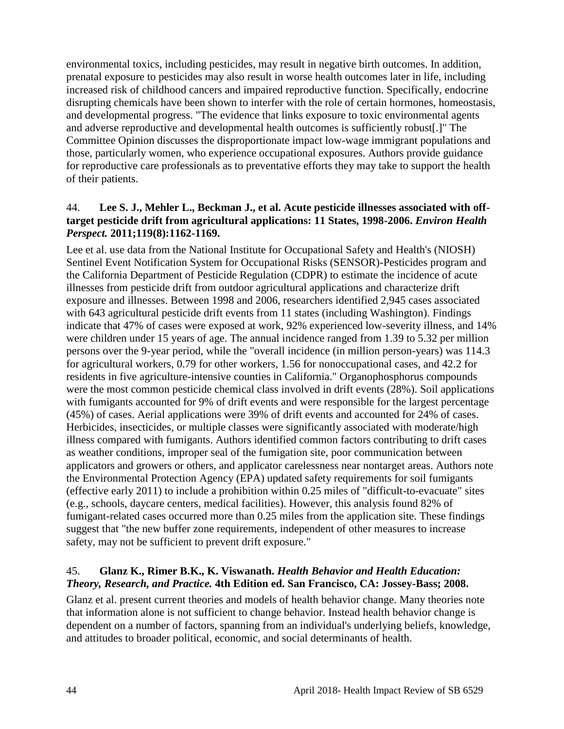environmental toxics, including pesticides, may result in negative birth outcomes. In addition, prenatal exposure to pesticides may also result in worse health outcomes later in life, including increased risk of childhood cancers and impaired reproductive function. Specifically, endocrine disrupting chemicals have been shown to interfer with the role of certain hormones, homeostasis, and developmental progress. "The evidence that links exposure to toxic environmental agents and adverse reproductive and developmental health outcomes is sufficiently robust[.]" The Committee Opinion discusses the disproportionate impact low-wage immigrant populations and those, particularly women, who experience occupational exposures. Authors provide guidance for reproductive care professionals as to preventative efforts they may take to support the health of their patients.

44. **Lee S. J., Mehler L., Beckman J., et al. Acute pesticide illnesses associated with off-target pesticide drift from agricultural applications: 11 States, 1998-2006. *Environ Health Perspect.* 2011;119(8):1162-1169.**

Lee et al. use data from the National Institute for Occupational Safety and Health's (NIOSH) Sentinel Event Notification System for Occupational Risks (SENSOR)-Pesticides program and the California Department of Pesticide Regulation (CDPR) to estimate the incidence of acute illnesses from pesticide drift from outdoor agricultural applications and characterize drift exposure and illnesses. Between 1998 and 2006, researchers identified 2,945 cases associated with 643 agricultural pesticide drift events from 11 states (including Washington). Findings indicate that 47% of cases were exposed at work, 92% experienced low-severity illness, and 14% were children under 15 years of age. The annual incidence ranged from 1.39 to 5.32 per million persons over the 9-year period, while the "overall incidence (in million person-years) was 114.3 for agricultural workers, 0.79 for other workers, 1.56 for nonoccupational cases, and 42.2 for residents in five agriculture-intensive counties in California." Organophosphorus compounds were the most common pesticide chemical class involved in drift events (28%). Soil applications with fumigants accounted for 9% of drift events and were responsible for the largest percentage (45%) of cases. Aerial applications were 39% of drift events and accounted for 24% of cases. Herbicides, insecticides, or multiple classes were significantly associated with moderate/high illness compared with fumigants. Authors identified common factors contributing to drift cases as weather conditions, improper seal of the fumigation site, poor communication between applicators and growers or others, and applicator carelessness near nontarget areas. Authors note the Environmental Protection Agency (EPA) updated safety requirements for soil fumigants (effective early 2011) to include a prohibition within 0.25 miles of "difficult-to-evacuate" sites (e.g., schools, daycare centers, medical facilities). However, this analysis found 82% of fumigant-related cases occurred more than 0.25 miles from the application site. These findings suggest that "the new buffer zone requirements, independent of other measures to increase safety, may not be sufficient to prevent drift exposure."

45. **Glanz K., Rimer B.K., K. Viswanath. *Health Behavior and Health Education: Theory, Research, and Practice.* 4th Edition ed. San Francisco, CA: Jossey-Bass; 2008.**

Glanz et al. present current theories and models of health behavior change. Many theories note that information alone is not sufficient to change behavior. Instead health behavior change is dependent on a number of factors, spanning from an individual's underlying beliefs, knowledge, and attitudes to broader political, economic, and social determinants of health.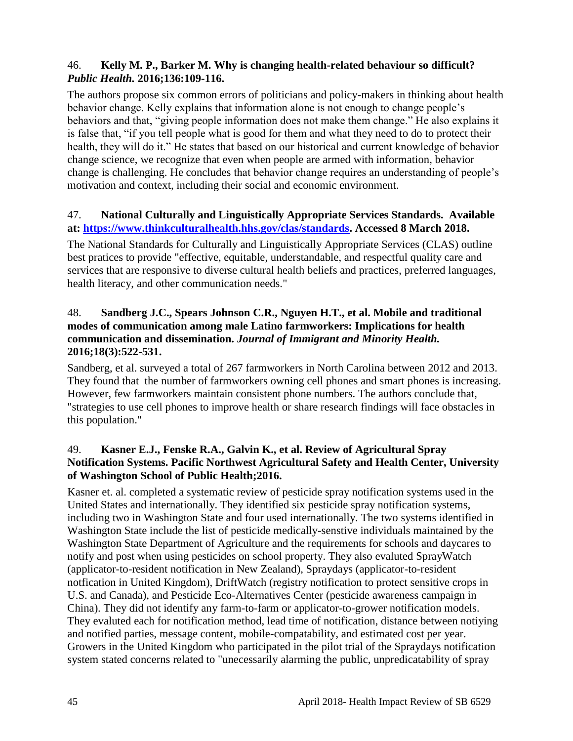46. **Kelly M. P., Barker M. Why is changing health-related behaviour so difficult? *Public Health.* 2016;136:109-116.**

The authors propose six common errors of politicians and policy-makers in thinking about health behavior change. Kelly explains that information alone is not enough to change people's behaviors and that, "giving people information does not make them change." He also explains it is false that, "if you tell people what is good for them and what they need to do to protect their health, they will do it." He states that based on our historical and current knowledge of behavior change science, we recognize that even when people are armed with information, behavior change is challenging. He concludes that behavior change requires an understanding of people's motivation and context, including their social and economic environment.

47. **National Culturally and Linguistically Appropriate Services Standards. Available at: [https://www.thinkculturalhealth.hhs.gov/clas/standards](https://www.thinkculturalhealth.hhs.gov/clas/standards). Accessed 8 March 2018.**

The National Standards for Culturally and Linguistically Appropriate Services (CLAS) outline best pratices to provide "effective, equitable, understandable, and respectful quality care and services that are responsive to diverse cultural health beliefs and practices, preferred languages, health literacy, and other communication needs."

48. **Sandberg J.C., Spears Johnson C.R., Nguyen H.T., et al. Mobile and traditional modes of communication among male Latino farmworkers: Implications for health communication and dissemination. *Journal of Immigrant and Minority Health.* 2016;18(3):522-531.**

Sandberg, et al. surveyed a total of 267 farmworkers in North Carolina between 2012 and 2013. They found that the number of farmworkers owning cell phones and smart phones is increasing. However, few farmworkers maintain consistent phone numbers. The authors conclude that, "strategies to use cell phones to improve health or share research findings will face obstacles in this population."

49. **Kasner E.J., Fenske R.A., Galvin K., et al. Review of Agricultural Spray Notification Systems. Pacific Northwest Agricultural Safety and Health Center, University of Washington School of Public Health;2016.**

Kasner et. al. completed a systematic review of pesticide spray notification systems used in the United States and internationally. They identified six pesticide spray notification systems, including two in Washington State and four used internationally. The two systems identified in Washington State include the list of pesticide medically-senstive individuals maintained by the Washington State Department of Agriculture and the requirements for schools and daycares to notify and post when using pesticides on school property. They also evaluted SprayWatch (applicator-to-resident notification in New Zealand), Spraydays (applicator-to-resident notfication in United Kingdom), DriftWatch (registry notification to protect sensitive crops in U.S. and Canada), and Pesticide Eco-Alternatives Center (pesticide awareness campaign in China). They did not identify any farm-to-farm or applicator-to-grower notification models. They evaluted each for notification method, lead time of notification, distance between notiying and notified parties, message content, mobile-compatability, and estimated cost per year. Growers in the United Kingdom who participated in the pilot trial of the Spraydays notification system stated concerns related to "unecessarily alarming the public, unpredicatability of spray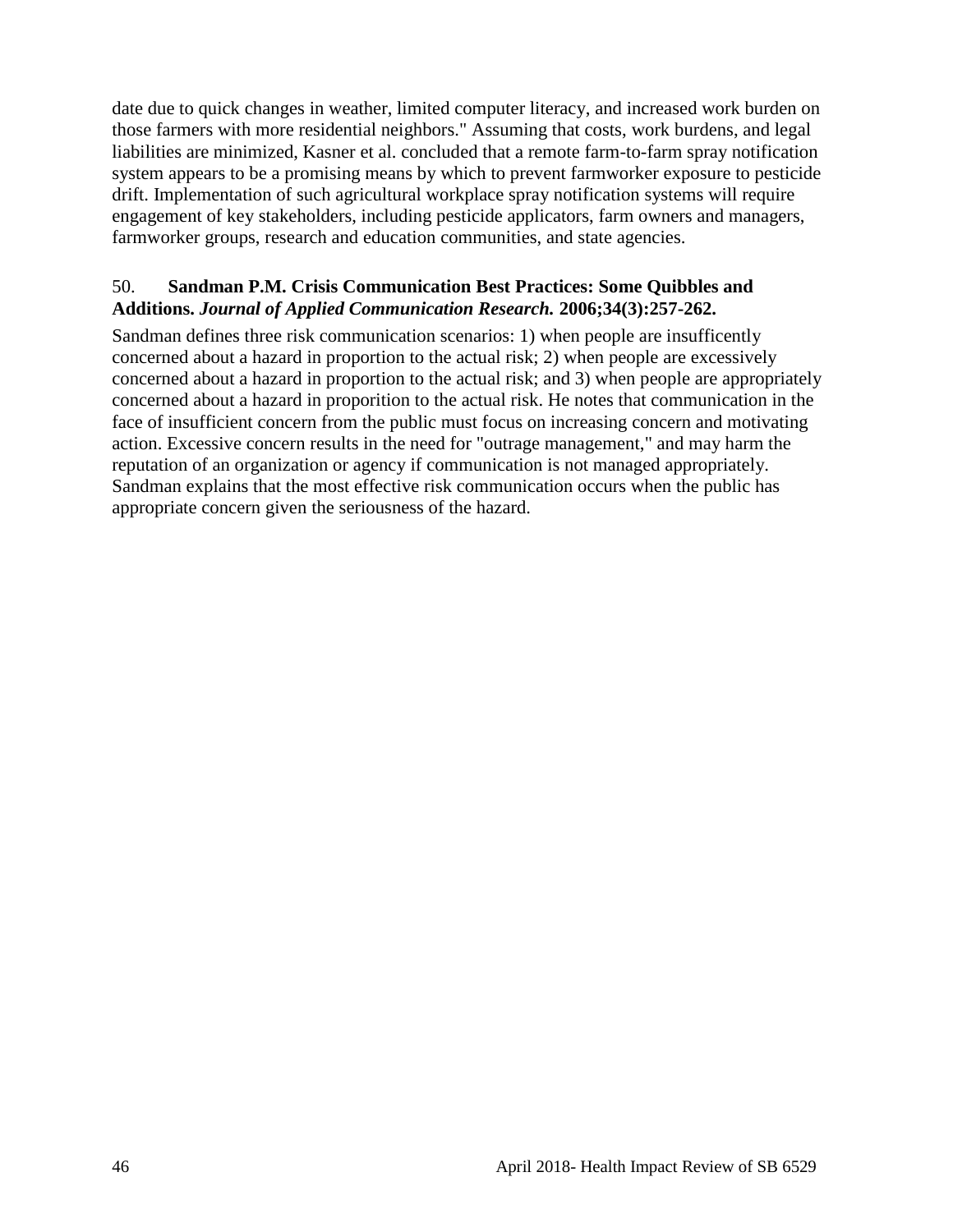date due to quick changes in weather, limited computer literacy, and increased work burden on those farmers with more residential neighbors." Assuming that costs, work burdens, and legal liabilities are minimized, Kasner et al. concluded that a remote farm-to-farm spray notification system appears to be a promising means by which to prevent farmworker exposure to pesticide drift. Implementation of such agricultural workplace spray notification systems will require engagement of key stakeholders, including pesticide applicators, farm owners and managers, farmworker groups, research and education communities, and state agencies.

50. **Sandman P.M. Crisis Communication Best Practices: Some Quibbles and Additions. *Journal of Applied Communication Research.* 2006;34(3):257-262.**

Sandman defines three risk communication scenarios: 1) when people are insuffcently concerned about a hazard in proportion to the actual risk; 2) when people are excessively concerned about a hazard in proportion to the actual risk; and 3) when people are appropriately concerned about a hazard in proporition to the actual risk. He notes that communication in the face of insufficient concern from the public must focus on increasing concern and motivating action. Excessive concern results in the need for "outrage management," and may harm the reputation of an organization or agency if communication is not managed appropriately. Sandman explains that the most effective risk communication occurs when the public has appropriate concern given the seriousness of the hazard.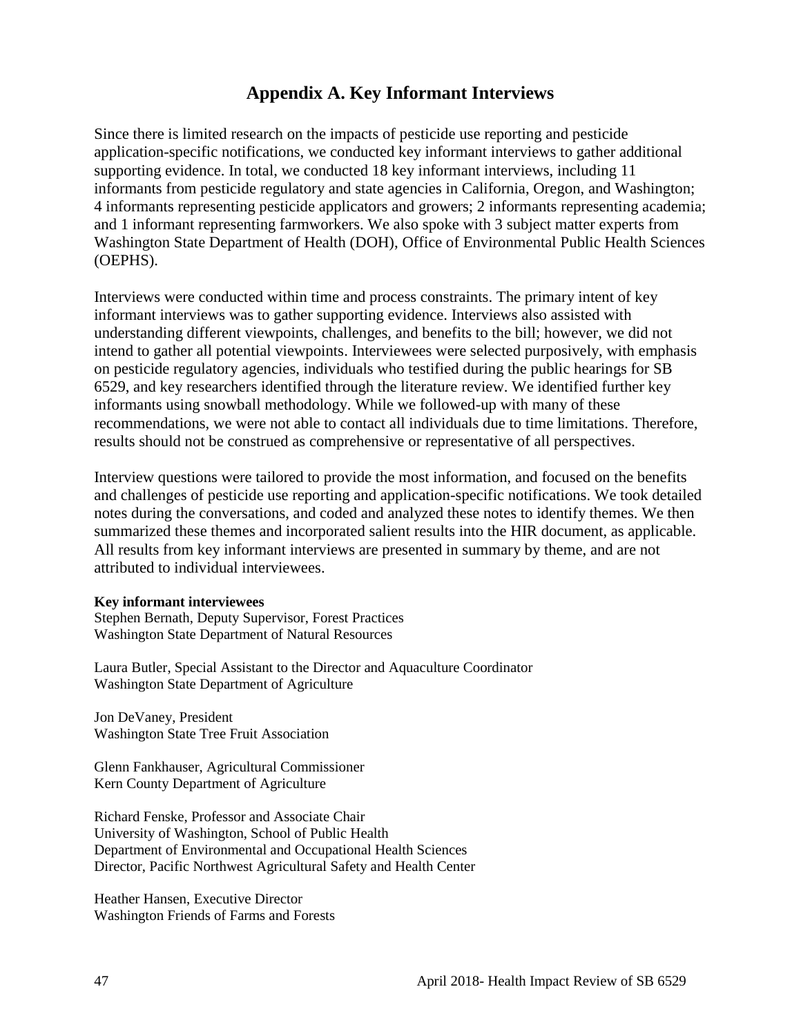# Appendix A. Key Informant Interviews

Since there is limited research on the impacts of pesticide use reporting and pesticide application-specific notifications, we conducted key informant interviews to gather additional supporting evidence. In total, we conducted 18 key informant interviews, including 11 informants from pesticide regulatory and state agencies in California, Oregon, and Washington; 4 informants representing pesticide applicators and growers; 2 informants representing academia; and 1 informant representing farmworkers. We also spoke with 3 subject matter experts from Washington State Department of Health (DOH), Office of Environmental Public Health Sciences (OEPHS).

Interviews were conducted within time and process constraints. The primary intent of key informant interviews was to gather supporting evidence. Interviews also assisted with understanding different viewpoints, challenges, and benefits to the bill; however, we did not intend to gather all potential viewpoints. Interviewees were selected purposively, with emphasis on pesticide regulatory agencies, individuals who testified during the public hearings for SB 6529, and key researchers identified through the literature review. We identified further key informants using snowball methodology. While we followed-up with many of these recommendations, we were not able to contact all individuals due to time limitations. Therefore, results should not be construed as comprehensive or representative of all perspectives.

Interview questions were tailored to provide the most information, and focused on the benefits and challenges of pesticide use reporting and application-specific notifications. We took detailed notes during the conversations, and coded and analyzed these notes to identify themes. We then summarized these themes and incorporated salient results into the HIR document, as applicable. All results from key informant interviews are presented in summary by theme, and are not attributed to individual interviewees.

**Key informant interviewees**

Stephen Bernath, Deputy Supervisor, Forest Practices
Washington State Department of Natural Resources

Laura Butler, Special Assistant to the Director and Aquaculture Coordinator
Washington State Department of Agriculture

Jon DeVaney, President
Washington State Tree Fruit Association

Glenn Fankhauser, Agricultural Commissioner
Kern County Department of Agriculture

Richard Fenske, Professor and Associate Chair
University of Washington, School of Public Health
Department of Environmental and Occupational Health Sciences
Director, Pacific Northwest Agricultural Safety and Health Center

Heather Hansen, Executive Director
Washington Friends of Farms and Forests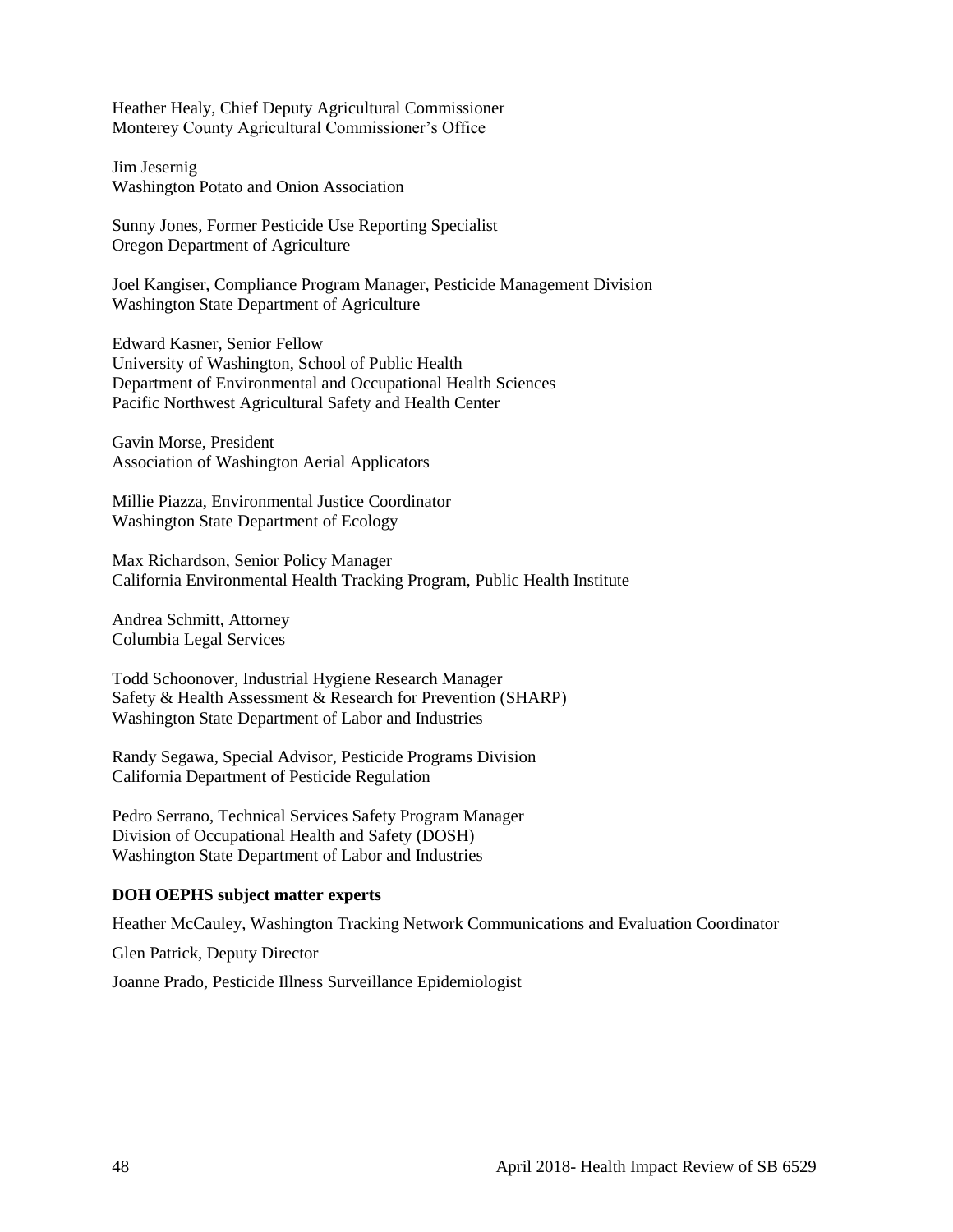Heather Healy, Chief Deputy Agricultural Commissioner
Monterey County Agricultural Commissioner's Office

Jim Jesernig
Washington Potato and Onion Association

Sunny Jones, Former Pesticide Use Reporting Specialist
Oregon Department of Agriculture

Joel Kangiser, Compliance Program Manager, Pesticide Management Division
Washington State Department of Agriculture

Edward Kasner, Senior Fellow
University of Washington, School of Public Health
Department of Environmental and Occupational Health Sciences
Pacific Northwest Agricultural Safety and Health Center

Gavin Morse, President
Association of Washington Aerial Applicators

Millie Piazza, Environmental Justice Coordinator
Washington State Department of Ecology

Max Richardson, Senior Policy Manager
California Environmental Health Tracking Program, Public Health Institute

Andrea Schmitt, Attorney
Columbia Legal Services

Todd Schoonover, Industrial Hygiene Research Manager
Safety & Health Assessment & Research for Prevention (SHARP)
Washington State Department of Labor and Industries

Randy Segawa, Special Advisor, Pesticide Programs Division
California Department of Pesticide Regulation

Pedro Serrano, Technical Services Safety Program Manager
Division of Occupational Health and Safety (DOSH)
Washington State Department of Labor and Industries

**DOH OEPHS subject matter experts**

Heather McCauley, Washington Tracking Network Communications and Evaluation Coordinator

Glen Patrick, Deputy Director

Joanne Prado, Pesticide Illness Surveillance Epidemiologist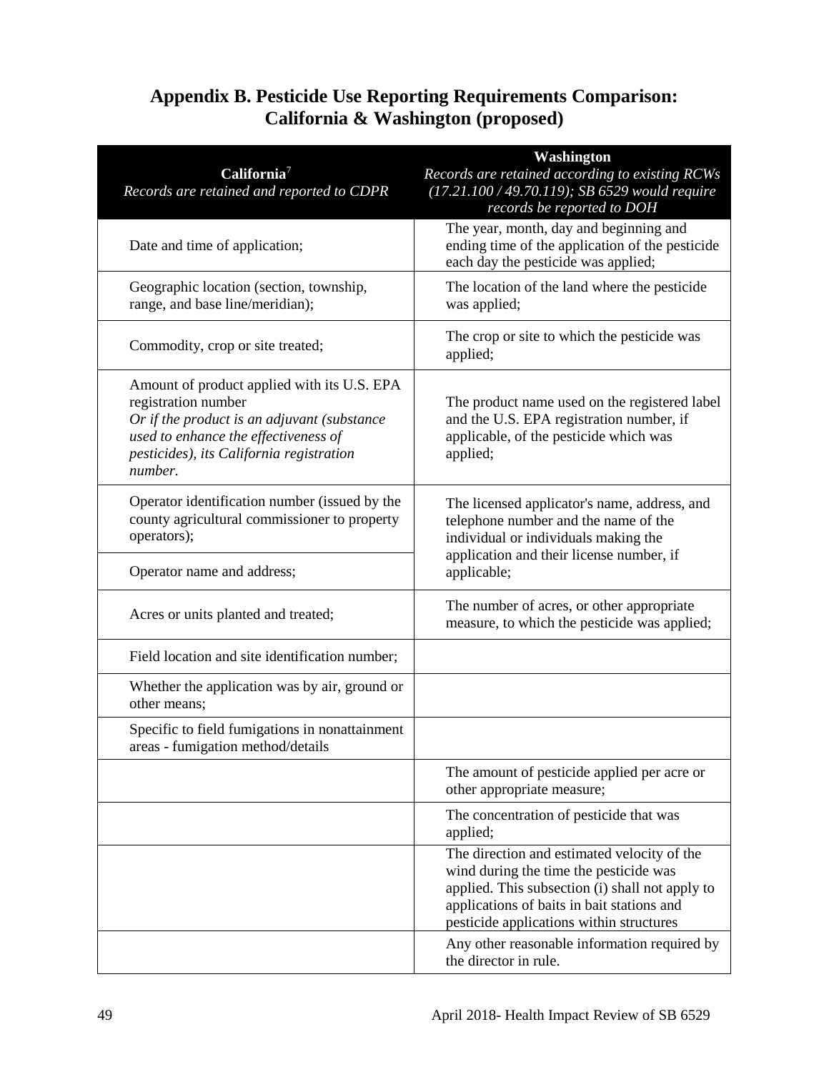# Appendix B. Pesticide Use Reporting Requirements Comparison: California & Washington (proposed)

| **California**[7] *Records are retained and reported to CDPR* | **Washington** *Records are retained according to existing RCWs (17.21.100 / 49.70.119); SB 6529 would require records be reported to DOH* |
|---|---|
| Date and time of application; | The year, month, day and beginning and ending time of the application of the pesticide each day the pesticide was applied; |
| Geographic location (section, township, range, and base line/meridian); | The location of the land where the pesticide was applied; |
| Commodity, crop or site treated; | The crop or site to which the pesticide was applied; |
| Amount of product applied with its U.S. EPA registration number *Or if the product is an adjuvant (substance used to enhance the effectiveness of pesticides), its California registration number.* | The product name used on the registered label and the U.S. EPA registration number, if applicable, of the pesticide which was applied; |
| Operator identification number (issued by the county agricultural commissioner to property operators); | The licensed applicator's name, address, and telephone number and the name of the individual or individuals making the application and their license number, if applicable; |
| Operator name and address; | |
| Acres or units planted and treated; | The number of acres, or other appropriate measure, to which the pesticide was applied; |
| Field location and site identification number; | |
| Whether the application was by air, ground or other means; | |
| Specific to field fumigations in nonattainment areas - fumigation method/details | |
| | The amount of pesticide applied per acre or other appropriate measure; |
| | The concentration of pesticide that was applied; |
| | The direction and estimated velocity of the wind during the time the pesticide was applied. This subsection (i) shall not apply to applications of baits in bait stations and pesticide applications within structures |
| | Any other reasonable information required by the director in rule. |